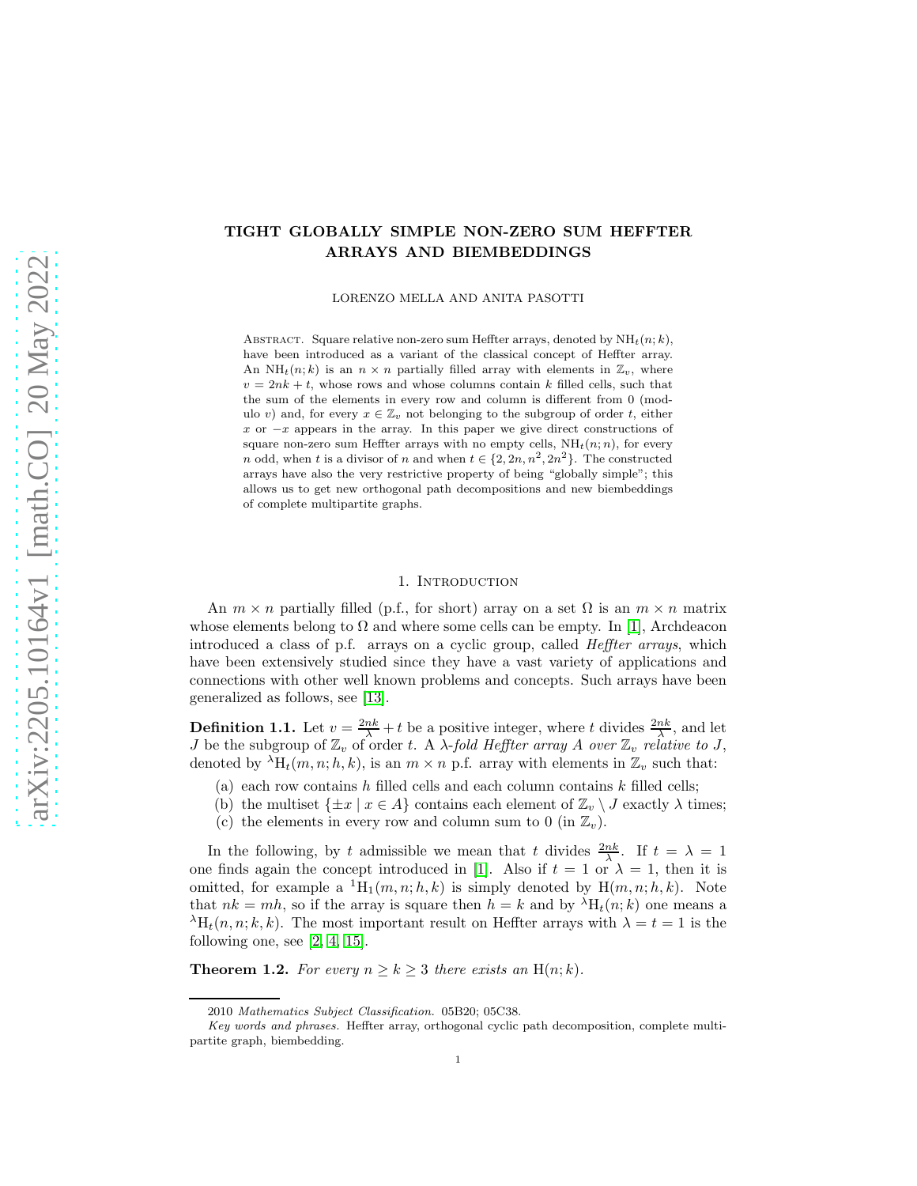# TIGHT GLOBALLY SIMPLE NON-ZERO SUM HEFFTER ARRAYS AND BIEMBEDDINGS

LORENZO MELLA AND ANITA PASOTTI

Abstract. Square relative non-zero sum Heffter arrays, denoted by $\mathrm{NH}_t(n;k)$, have been introduced as a variant of the classical concept of Heffter array. An $\mathrm{NH}_t(n;k)$ is an $n \times n$ partially filled array with elements in $\mathbb{Z}_v$, where $v = 2nk + t$, whose rows and whose columns contain $k$ filled cells, such that the sum of the elements in every row and column is different from 0 (modulo $v$) and, for every $x \in \mathbb{Z}_v$ not belonging to the subgroup of order $t$, either $x$ or $-x$ appears in the array. In this paper we give direct constructions of square non-zero sum Heffter arrays with no empty cells, $\mathrm{NH}_t(n;n)$, for every $n$ odd, when $t$ is a divisor of $n$ and when $t \in \{2, 2n, n^2, 2n^2\}$. The constructed arrays have also the very restrictive property of being "globally simple"; this allows us to get new orthogonal path decompositions and new biembeddings of complete multipartite graphs.

## 1. Introduction

An $m \times n$ partially filled (p.f., for short) array on a set $\Omega$ is an $m \times n$ matrix whose elements belong to $\Omega$ and where some cells can be empty. In [1], Archdeacon introduced a class of p.f. arrays on a cyclic group, called *Heffter arrays*, which have been extensively studied since they have a vast variety of applications and connections with other well known problems and concepts. Such arrays have been generalized as follows, see [13].

**Definition 1.1.** Let $v = \frac{2nk}{\lambda} + t$ be a positive integer, where $t$ divides $\frac{2nk}{\lambda}$, and let $J$ be the subgroup of $\mathbb{Z}_v$ of order $t$. A *$\lambda$-fold Heffter array $A$ over $\mathbb{Z}_v$ relative to $J$*, denoted by ${}^{\lambda}\mathrm{H}_t(m, n; h, k)$, is an $m \times n$ p.f. array with elements in $\mathbb{Z}_v$ such that:

(a) each row contains $h$ filled cells and each column contains $k$ filled cells;
(b) the multiset $\{\pm x \mid x \in A\}$ contains each element of $\mathbb{Z}_v \setminus J$ exactly $\lambda$ times;
(c) the elements in every row and column sum to 0 (in $\mathbb{Z}_v$).

In the following, by $t$ admissible we mean that $t$ divides $\frac{2nk}{\lambda}$. If $t = \lambda = 1$ one finds again the concept introduced in [1]. Also if $t = 1$ or $\lambda = 1$, then it is omitted, for example a ${}^{1}\mathrm{H}_1(m, n; h, k)$ is simply denoted by $\mathrm{H}(m, n; h, k)$. Note that $nk = mh$, so if the array is square then $h = k$ and by ${}^{\lambda}\mathrm{H}_t(n; k)$ one means a ${}^{\lambda}\mathrm{H}_t(n, n; k, k)$. The most important result on Heffter arrays with $\lambda = t = 1$ is the following one, see [2, 4, 15].

**Theorem 1.2.** *For every $n \geq k \geq 3$ there exists an $\mathrm{H}(n; k)$.*

---

2010 *Mathematics Subject Classification.* 05B20; 05C38.

*Key words and phrases.* Heffter array, orthogonal cyclic path decomposition, complete multipartite graph, biembedding.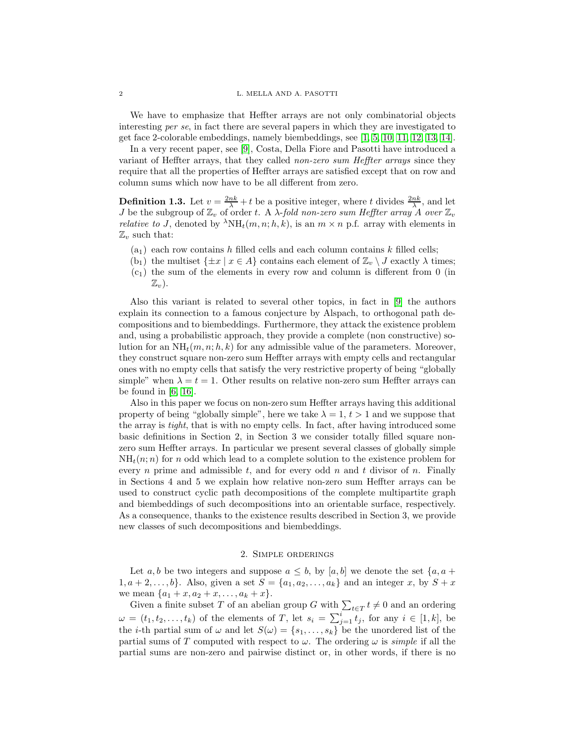We have to emphasize that Heffter arrays are not only combinatorial objects interesting *per se*, in fact there are several papers in which they are investigated to get face 2-colorable embeddings, namely biembeddings, see [1, 5, 10, 11, 12, 13, 14].

In a very recent paper, see [9], Costa, Della Fiore and Pasotti have introduced a variant of Heffter arrays, that they called *non-zero sum Heffter arrays* since they require that all the properties of Heffter arrays are satisfied except that on row and column sums which now have to be all different from zero.

**Definition 1.3.** Let $v = \frac{2nk}{\lambda} + t$ be a positive integer, where $t$ divides $\frac{2nk}{\lambda}$, and let $J$ be the subgroup of $\mathbb{Z}_v$ of order $t$. A *$\lambda$-fold non-zero sum Heffter array $A$ over $\mathbb{Z}_v$ relative to $J$*, denoted by ${}^{\lambda}\mathrm{NH}_t(m, n; h, k)$, is an $m \times n$ p.f. array with elements in $\mathbb{Z}_v$ such that:

- ($\mathrm{a}_1$) each row contains $h$ filled cells and each column contains $k$ filled cells;
- ($\mathrm{b}_1$) the multiset $\{\pm x \mid x \in A\}$ contains each element of $\mathbb{Z}_v \setminus J$ exactly $\lambda$ times;
- ($\mathrm{c}_1$) the sum of the elements in every row and column is different from 0 (in $\mathbb{Z}_v$).

Also this variant is related to several other topics, in fact in [9] the authors explain its connection to a famous conjecture by Alspach, to orthogonal path decompositions and to biembeddings. Furthermore, they attack the existence problem and, using a probabilistic approach, they provide a complete (non constructive) solution for an $\mathrm{NH}_t(m, n; h, k)$ for any admissible value of the parameters. Moreover, they construct square non-zero sum Heffter arrays with empty cells and rectangular ones with no empty cells that satisfy the very restrictive property of being "globally simple" when $\lambda = t = 1$. Other results on relative non-zero sum Heffter arrays can be found in [6, 16].

Also in this paper we focus on non-zero sum Heffter arrays having this additional property of being "globally simple", here we take $\lambda = 1$, $t > 1$ and we suppose that the array is *tight*, that is with no empty cells. In fact, after having introduced some basic definitions in Section 2, in Section 3 we consider totally filled square non-zero sum Heffter arrays. In particular we present several classes of globally simple $\mathrm{NH}_t(n; n)$ for $n$ odd which lead to a complete solution to the existence problem for every $n$ prime and admissible $t$, and for every odd $n$ and $t$ divisor of $n$. Finally in Sections 4 and 5 we explain how relative non-zero sum Heffter arrays can be used to construct cyclic path decompositions of the complete multipartite graph and biembeddings of such decompositions into an orientable surface, respectively. As a consequence, thanks to the existence results described in Section 3, we provide new classes of such decompositions and biembeddings.

## 2. Simple orderings

Let $a, b$ be two integers and suppose $a \leq b$, by $[a, b]$ we denote the set $\{a, a + 1, a + 2, \ldots, b\}$. Also, given a set $S = \{a_1, a_2, \ldots, a_k\}$ and an integer $x$, by $S + x$ we mean $\{a_1 + x, a_2 + x, \ldots, a_k + x\}$.

Given a finite subset $T$ of an abelian group $G$ with $\sum_{t \in T} t \neq 0$ and an ordering $\omega = (t_1, t_2, \ldots, t_k)$ of the elements of $T$, let $s_i = \sum_{j=1}^{i} t_j$, for any $i \in [1, k]$, be the $i$-th partial sum of $\omega$ and let $S(\omega) = \{s_1, \ldots, s_k\}$ be the unordered list of the partial sums of $T$ computed with respect to $\omega$. The ordering $\omega$ is *simple* if all the partial sums are non-zero and pairwise distinct or, in other words, if there is no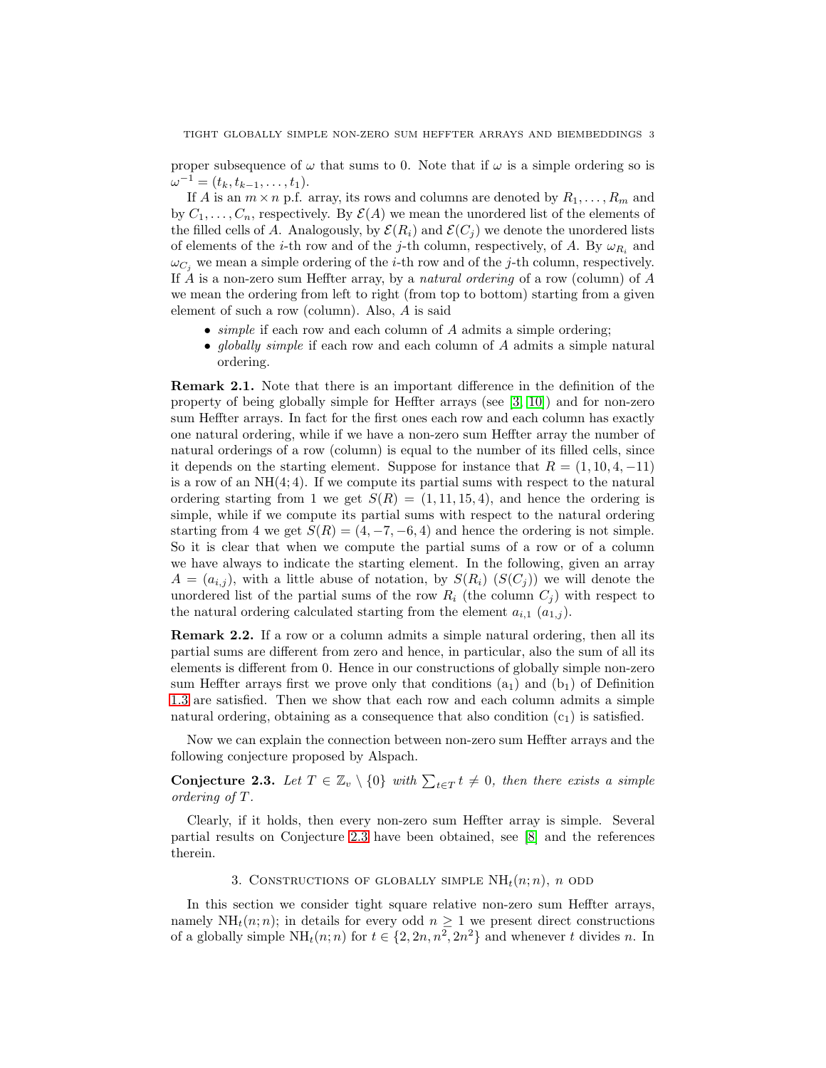proper subsequence of $\omega$ that sums to 0. Note that if $\omega$ is a simple ordering so is $\omega^{-1} = (t_k, t_{k-1}, \dots, t_1)$.

If $A$ is an $m \times n$ p.f. array, its rows and columns are denoted by $R_1, \dots, R_m$ and by $C_1, \dots, C_n$, respectively. By $\mathcal{E}(A)$ we mean the unordered list of the elements of the filled cells of $A$. Analogously, by $\mathcal{E}(R_i)$ and $\mathcal{E}(C_j)$ we denote the unordered lists of elements of the $i$-th row and of the $j$-th column, respectively, of $A$. By $\omega_{R_i}$ and $\omega_{C_j}$ we mean a simple ordering of the $i$-th row and of the $j$-th column, respectively. If $A$ is a non-zero sum Heffter array, by a *natural ordering* of a row (column) of $A$ we mean the ordering from left to right (from top to bottom) starting from a given element of such a row (column). Also, $A$ is said

- *simple* if each row and each column of $A$ admits a simple ordering;
- *globally simple* if each row and each column of $A$ admits a simple natural ordering.

**Remark 2.1.** Note that there is an important difference in the definition of the property of being globally simple for Heffter arrays (see [3, 10]) and for non-zero sum Heffter arrays. In fact for the first ones each row and each column has exactly one natural ordering, while if we have a non-zero sum Heffter array the number of natural orderings of a row (column) is equal to the number of its filled cells, since it depends on the starting element. Suppose for instance that $R = (1, 10, 4, -11)$ is a row of an $\mathrm{NH}(4; 4)$. If we compute its partial sums with respect to the natural ordering starting from 1 we get $S(R) = (1, 11, 15, 4)$, and hence the ordering is simple, while if we compute its partial sums with respect to the natural ordering starting from 4 we get $S(R) = (4, -7, -6, 4)$ and hence the ordering is not simple. So it is clear that when we compute the partial sums of a row or of a column we have always to indicate the starting element. In the following, given an array $A = (a_{i,j})$, with a little abuse of notation, by $S(R_i)$ ($S(C_j)$) we will denote the unordered list of the partial sums of the row $R_i$ (the column $C_j$) with respect to the natural ordering calculated starting from the element $a_{i,1}$ ($a_{1,j}$).

**Remark 2.2.** If a row or a column admits a simple natural ordering, then all its partial sums are different from zero and hence, in particular, also the sum of all its elements is different from 0. Hence in our constructions of globally simple non-zero sum Heffter arrays first we prove only that conditions ($\mathrm{a}_1$) and ($\mathrm{b}_1$) of Definition 1.3 are satisfied. Then we show that each row and each column admits a simple natural ordering, obtaining as a consequence that also condition ($\mathrm{c}_1$) is satisfied.

Now we can explain the connection between non-zero sum Heffter arrays and the following conjecture proposed by Alspach.

**Conjecture 2.3.** *Let $T \in \mathbb{Z}_v \setminus \{0\}$ with $\sum_{t \in T} t \neq 0$, then there exists a simple ordering of $T$.*

Clearly, if it holds, then every non-zero sum Heffter array is simple. Several partial results on Conjecture 2.3 have been obtained, see [8] and the references therein.

## 3. Constructions of globally simple $\mathrm{NH}_t(n; n)$, $n$ odd

In this section we consider tight square relative non-zero sum Heffter arrays, namely $\mathrm{NH}_t(n; n)$; in details for every odd $n \geq 1$ we present direct constructions of a globally simple $\mathrm{NH}_t(n; n)$ for $t \in \{2, 2n, n^2, 2n^2\}$ and whenever $t$ divides $n$. In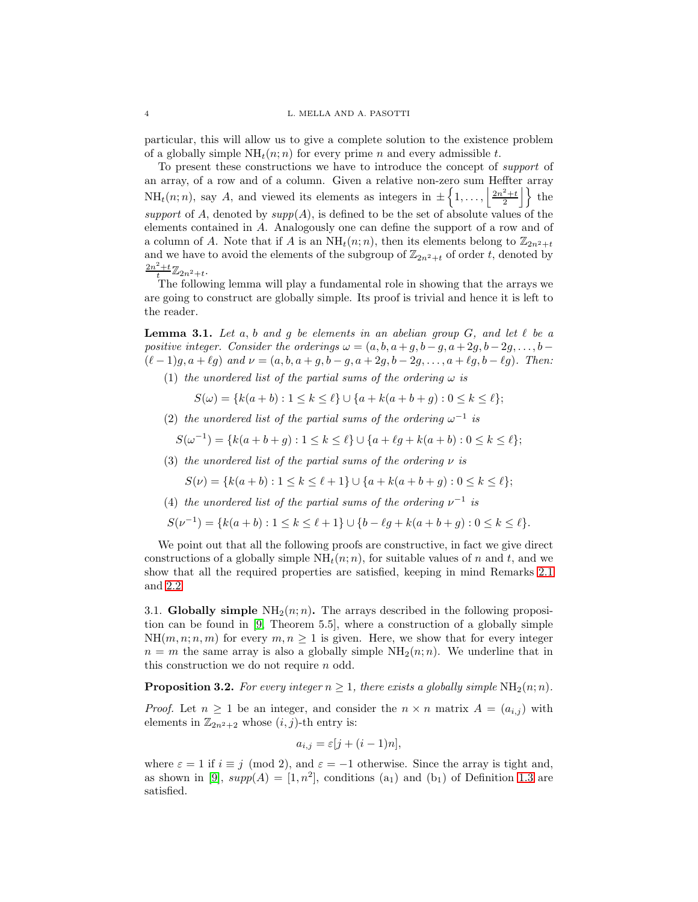particular, this will allow us to give a complete solution to the existence problem of a globally simple $\mathrm{NH}_t(n;n)$ for every prime $n$ and every admissible $t$.

To present these constructions we have to introduce the concept of *support* of an array, of a row and of a column. Given a relative non-zero sum Heffter array $\mathrm{NH}_t(n;n)$, say $A$, and viewed its elements as integers in $\pm\left\{1,\ldots,\left\lfloor\frac{2n^2+t}{2}\right\rfloor\right\}$ the *support* of $A$, denoted by $supp(A)$, is defined to be the set of absolute values of the elements contained in $A$. Analogously one can define the support of a row and of a column of $A$. Note that if $A$ is an $\mathrm{NH}_t(n;n)$, then its elements belong to $\mathbb{Z}_{2n^2+t}$ and we have to avoid the elements of the subgroup of $\mathbb{Z}_{2n^2+t}$ of order $t$, denoted by $\frac{2n^2+t}{t}\mathbb{Z}_{2n^2+t}$.

The following lemma will play a fundamental role in showing that the arrays we are going to construct are globally simple. Its proof is trivial and hence it is left to the reader.

**Lemma 3.1.** *Let $a$, $b$ and $g$ be elements in an abelian group $G$, and let $\ell$ be a positive integer. Consider the orderings $\omega=(a,b,a+g,b-g,a+2g,b-2g,\ldots,b-(\ell-1)g,a+\ell g)$ and $\nu=(a,b,a+g,b-g,a+2g,b-2g,\ldots,a+\ell g,b-\ell g)$. Then:*

(1) *the unordered list of the partial sums of the ordering $\omega$ is*
$$S(\omega)=\{k(a+b):1\leq k\leq \ell\}\cup\{a+k(a+b+g):0\leq k\leq \ell\};$$

(2) *the unordered list of the partial sums of the ordering $\omega^{-1}$ is*
$$S(\omega^{-1})=\{k(a+b+g):1\leq k\leq \ell\}\cup\{a+\ell g+k(a+b):0\leq k\leq \ell\};$$

(3) *the unordered list of the partial sums of the ordering $\nu$ is*
$$S(\nu)=\{k(a+b):1\leq k\leq \ell+1\}\cup\{a+k(a+b+g):0\leq k\leq \ell\};$$

(4) *the unordered list of the partial sums of the ordering $\nu^{-1}$ is*
$$S(\nu^{-1})=\{k(a+b):1\leq k\leq \ell+1\}\cup\{b-\ell g+k(a+b+g):0\leq k\leq \ell\}.$$

We point out that all the following proofs are constructive, in fact we give direct constructions of a globally simple $\mathrm{NH}_t(n;n)$, for suitable values of $n$ and $t$, and we show that all the required properties are satisfied, keeping in mind Remarks 2.1 and 2.2.

## 3.1. Globally simple $\mathrm{NH}_2(n;n)$.

The arrays described in the following proposition can be found in [9, Theorem 5.5], where a construction of a globally simple $\mathrm{NH}(m,n;n,m)$ for every $m,n\geq 1$ is given. Here, we show that for every integer $n=m$ the same array is also a globally simple $\mathrm{NH}_2(n;n)$. We underline that in this construction we do not require $n$ odd.

**Proposition 3.2.** *For every integer $n\geq 1$, there exists a globally simple $\mathrm{NH}_2(n;n)$.*

*Proof.* Let $n\geq 1$ be an integer, and consider the $n\times n$ matrix $A=(a_{i,j})$ with elements in $\mathbb{Z}_{2n^2+2}$ whose $(i,j)$-th entry is:
$$a_{i,j}=\varepsilon[j+(i-1)n],$$
where $\varepsilon=1$ if $i\equiv j \pmod 2$, and $\varepsilon=-1$ otherwise. Since the array is tight and, as shown in [9], $supp(A)=[1,n^2]$, conditions (a$_1$) and (b$_1$) of Definition 1.3 are satisfied.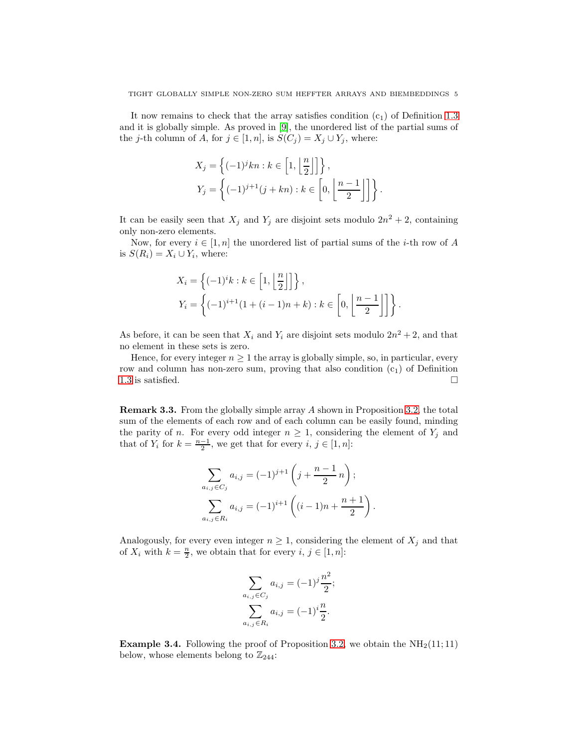It now remains to check that the array satisfies condition ($\mathrm{c}_1$) of Definition 1.3 and it is globally simple. As proved in [9], the unordered list of the partial sums of the $j$-th column of $A$, for $j \in [1,n]$, is $S(C_j) = X_j \cup Y_j$, where:

$$X_j = \left\{ (-1)^j kn : k \in \left[1, \left\lfloor \frac{n}{2} \right\rfloor \right] \right\},$$
$$Y_j = \left\{ (-1)^{j+1}(j + kn) : k \in \left[0, \left\lfloor \frac{n-1}{2} \right\rfloor \right] \right\}.$$

It can be easily seen that $X_j$ and $Y_j$ are disjoint sets modulo $2n^2+2$, containing only non-zero elements.

Now, for every $i \in [1,n]$ the unordered list of partial sums of the $i$-th row of $A$ is $S(R_i) = X_i \cup Y_i$, where:

$$X_i = \left\{ (-1)^i k : k \in \left[1, \left\lfloor \frac{n}{2} \right\rfloor \right] \right\},$$
$$Y_i = \left\{ (-1)^{i+1}(1 + (i-1)n + k) : k \in \left[0, \left\lfloor \frac{n-1}{2} \right\rfloor \right] \right\}.$$

As before, it can be seen that $X_i$ and $Y_i$ are disjoint sets modulo $2n^2+2$, and that no element in these sets is zero.

Hence, for every integer $n \geq 1$ the array is globally simple, so, in particular, every row and column has non-zero sum, proving that also condition ($\mathrm{c}_1$) of Definition 1.3 is satisfied. $\square$

**Remark 3.3.** From the globally simple array $A$ shown in Proposition 3.2, the total sum of the elements of each row and of each column can be easily found, minding the parity of $n$. For every odd integer $n \geq 1$, considering the element of $Y_j$ and that of $Y_i$ for $k = \frac{n-1}{2}$, we get that for every $i$, $j \in [1,n]$:

$$\sum_{a_{i,j} \in C_j} a_{i,j} = (-1)^{j+1}\left( j + \frac{n-1}{2}\, n \right);$$
$$\sum_{a_{i,j} \in R_i} a_{i,j} = (-1)^{i+1}\left( (i-1)n + \frac{n+1}{2} \right).$$

Analogously, for every even integer $n \geq 1$, considering the element of $X_j$ and that of $X_i$ with $k = \frac{n}{2}$, we obtain that for every $i$, $j \in [1,n]$:

$$\sum_{a_{i,j} \in C_j} a_{i,j} = (-1)^j \frac{n^2}{2};$$
$$\sum_{a_{i,j} \in R_i} a_{i,j} = (-1)^i \frac{n}{2}.$$

**Example 3.4.** Following the proof of Proposition 3.2, we obtain the $\mathrm{NH}_2(11;11)$ below, whose elements belong to $\mathbb{Z}_{244}$: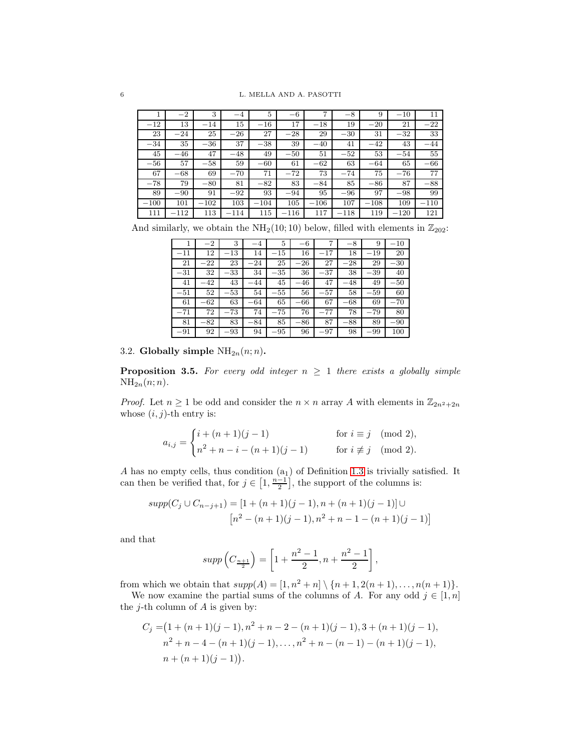| 1 | $-2$ | 3 | $-4$ | 5 | $-6$ | 7 | $-8$ | 9 | $-10$ | 11 |
|---|---|---|---|---|---|---|---|---|---|---|
| $-12$ | 13 | $-14$ | 15 | $-16$ | 17 | $-18$ | 19 | $-20$ | 21 | $-22$ |
| 23 | $-24$ | 25 | $-26$ | 27 | $-28$ | 29 | $-30$ | 31 | $-32$ | 33 |
| $-34$ | 35 | $-36$ | 37 | $-38$ | 39 | $-40$ | 41 | $-42$ | 43 | $-44$ |
| 45 | $-46$ | 47 | $-48$ | 49 | $-50$ | 51 | $-52$ | 53 | $-54$ | 55 |
| $-56$ | 57 | $-58$ | 59 | $-60$ | 61 | $-62$ | 63 | $-64$ | 65 | $-66$ |
| 67 | $-68$ | 69 | $-70$ | 71 | $-72$ | 73 | $-74$ | 75 | $-76$ | 77 |
| $-78$ | 79 | $-80$ | 81 | $-82$ | 83 | $-84$ | 85 | $-86$ | 87 | $-88$ |
| 89 | $-90$ | 91 | $-92$ | 93 | $-94$ | 95 | $-96$ | 97 | $-98$ | 99 |
| $-100$ | 101 | $-102$ | 103 | $-104$ | 105 | $-106$ | 107 | $-108$ | 109 | $-110$ |
| 111 | $-112$ | 113 | $-114$ | 115 | $-116$ | 117 | $-118$ | 119 | $-120$ | 121 |

And similarly, we obtain the $\mathrm{NH}_2(10;10)$ below, filled with elements in $\mathbb{Z}_{202}$:

| 1 | $-2$ | 3 | $-4$ | 5 | $-6$ | 7 | $-8$ | 9 | $-10$ |
|---|---|---|---|---|---|---|---|---|---|
| $-11$ | 12 | $-13$ | 14 | $-15$ | 16 | $-17$ | 18 | $-19$ | 20 |
| 21 | $-22$ | 23 | $-24$ | 25 | $-26$ | 27 | $-28$ | 29 | $-30$ |
| $-31$ | 32 | $-33$ | 34 | $-35$ | 36 | $-37$ | 38 | $-39$ | 40 |
| 41 | $-42$ | 43 | $-44$ | 45 | $-46$ | 47 | $-48$ | 49 | $-50$ |
| $-51$ | 52 | $-53$ | 54 | $-55$ | 56 | $-57$ | 58 | $-59$ | 60 |
| 61 | $-62$ | 63 | $-64$ | 65 | $-66$ | 67 | $-68$ | 69 | $-70$ |
| $-71$ | 72 | $-73$ | 74 | $-75$ | 76 | $-77$ | 78 | $-79$ | 80 |
| 81 | $-82$ | 83 | $-84$ | 85 | $-86$ | 87 | $-88$ | 89 | $-90$ |
| $-91$ | 92 | $-93$ | 94 | $-95$ | 96 | $-97$ | 98 | $-99$ | 100 |

### 3.2. Globally simple $\mathrm{NH}_{2n}(n;n)$.

**Proposition 3.5.** *For every odd integer $n \geq 1$ there exists a globally simple $\mathrm{NH}_{2n}(n;n)$.*

*Proof.* Let $n \geq 1$ be odd and consider the $n \times n$ array $A$ with elements in $\mathbb{Z}_{2n^2+2n}$ whose $(i,j)$-th entry is:

$$a_{i,j} = \begin{cases} i + (n+1)(j-1) & \text{for } i \equiv j \pmod 2, \\ n^2 + n - i - (n+1)(j-1) & \text{for } i \not\equiv j \pmod 2. \end{cases}$$

$A$ has no empty cells, thus condition $(\mathrm{a}_1)$ of Definition 1.3 is trivially satisfied. It can then be verified that, for $j \in \left[1, \frac{n-1}{2}\right]$, the support of the columns is:

$$supp(C_j \cup C_{n-j+1}) = [1 + (n+1)(j-1), n + (n+1)(j-1)] \cup \left[n^2 - (n+1)(j-1), n^2 + n - 1 - (n+1)(j-1)\right]$$

and that

$$supp\left(C_{\frac{n+1}{2}}\right) = \left[1 + \frac{n^2-1}{2}, n + \frac{n^2-1}{2}\right],$$

from which we obtain that $supp(A) = [1, n^2+n] \setminus \{n+1, 2(n+1), \ldots, n(n+1)\}$.

We now examine the partial sums of the columns of $A$. For any odd $j \in [1,n]$ the $j$-th column of $A$ is given by:

$$\begin{aligned} C_j =& \big(1 + (n+1)(j-1), n^2 + n - 2 - (n+1)(j-1), 3 + (n+1)(j-1), \\ & n^2 + n - 4 - (n+1)(j-1), \ldots, n^2 + n - (n-1) - (n+1)(j-1), \\ & n + (n+1)(j-1)\big). \end{aligned}$$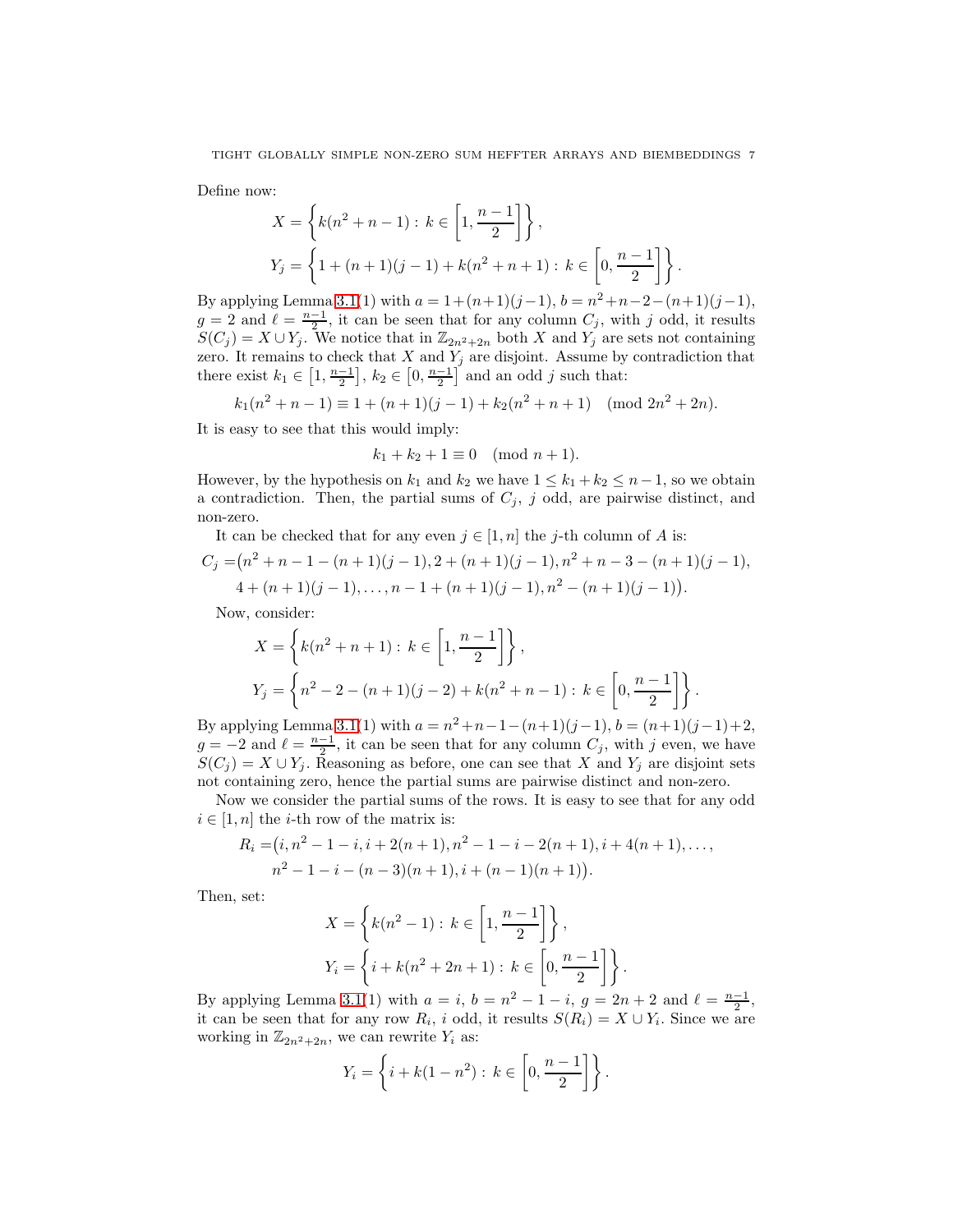Define now:

$$X = \left\{ k(n^2+n-1) : \, k \in \left[1, \frac{n-1}{2}\right] \right\},$$
$$Y_j = \left\{ 1+(n+1)(j-1)+k(n^2+n+1) : \, k \in \left[0, \frac{n-1}{2}\right] \right\}.$$

By applying Lemma 3.1(1) with $a = 1+(n+1)(j-1)$, $b = n^2+n-2-(n+1)(j-1)$, $g = 2$ and $\ell = \frac{n-1}{2}$, it can be seen that for any column $C_j$, with $j$ odd, it results $S(C_j) = X \cup Y_j$. We notice that in $\mathbb{Z}_{2n^2+2n}$ both $X$ and $Y_j$ are sets not containing zero. It remains to check that $X$ and $Y_j$ are disjoint. Assume by contradiction that there exist $k_1 \in \left[1, \frac{n-1}{2}\right]$, $k_2 \in \left[0, \frac{n-1}{2}\right]$ and an odd $j$ such that:

$$k_1(n^2+n-1) \equiv 1+(n+1)(j-1)+k_2(n^2+n+1) \pmod{2n^2+2n}.$$

It is easy to see that this would imply:

$$k_1+k_2+1 \equiv 0 \pmod{n+1}.$$

However, by the hypothesis on $k_1$ and $k_2$ we have $1 \leq k_1+k_2 \leq n-1$, so we obtain a contradiction. Then, the partial sums of $C_j$, $j$ odd, are pairwise distinct, and non-zero.

It can be checked that for any even $j \in [1,n]$ the $j$-th column of $A$ is:

$$\begin{aligned} C_j =& \big(n^2+n-1-(n+1)(j-1), 2+(n+1)(j-1), n^2+n-3-(n+1)(j-1), \\ & 4+(n+1)(j-1), \ldots, n-1+(n+1)(j-1), n^2-(n+1)(j-1)\big). \end{aligned}$$

Now, consider:

$$X = \left\{ k(n^2+n+1) : \, k \in \left[1, \frac{n-1}{2}\right] \right\},$$
$$Y_j = \left\{ n^2-2-(n+1)(j-2)+k(n^2+n-1) : \, k \in \left[0, \frac{n-1}{2}\right] \right\}.$$

By applying Lemma 3.1(1) with $a = n^2+n-1-(n+1)(j-1)$, $b = (n+1)(j-1)+2$, $g = -2$ and $\ell = \frac{n-1}{2}$, it can be seen that for any column $C_j$, with $j$ even, we have $S(C_j) = X \cup Y_j$. Reasoning as before, one can see that $X$ and $Y_j$ are disjoint sets not containing zero, hence the partial sums are pairwise distinct and non-zero.

Now we consider the partial sums of the rows. It is easy to see that for any odd $i \in [1,n]$ the $i$-th row of the matrix is:

$$\begin{aligned} R_i =& \big(i, n^2-1-i, i+2(n+1), n^2-1-i-2(n+1), i+4(n+1), \ldots, \\ & n^2-1-i-(n-3)(n+1), i+(n-1)(n+1)\big). \end{aligned}$$

Then, set:

$$X = \left\{ k(n^2-1) : \, k \in \left[1, \frac{n-1}{2}\right] \right\},$$
$$Y_i = \left\{ i+k(n^2+2n+1) : \, k \in \left[0, \frac{n-1}{2}\right] \right\}.$$

By applying Lemma 3.1(1) with $a = i$, $b = n^2-1-i$, $g = 2n+2$ and $\ell = \frac{n-1}{2}$, it can be seen that for any row $R_i$, $i$ odd, it results $S(R_i) = X \cup Y_i$. Since we are working in $\mathbb{Z}_{2n^2+2n}$, we can rewrite $Y_i$ as:

$$Y_i = \left\{ i+k(1-n^2) : \, k \in \left[0, \frac{n-1}{2}\right] \right\}.$$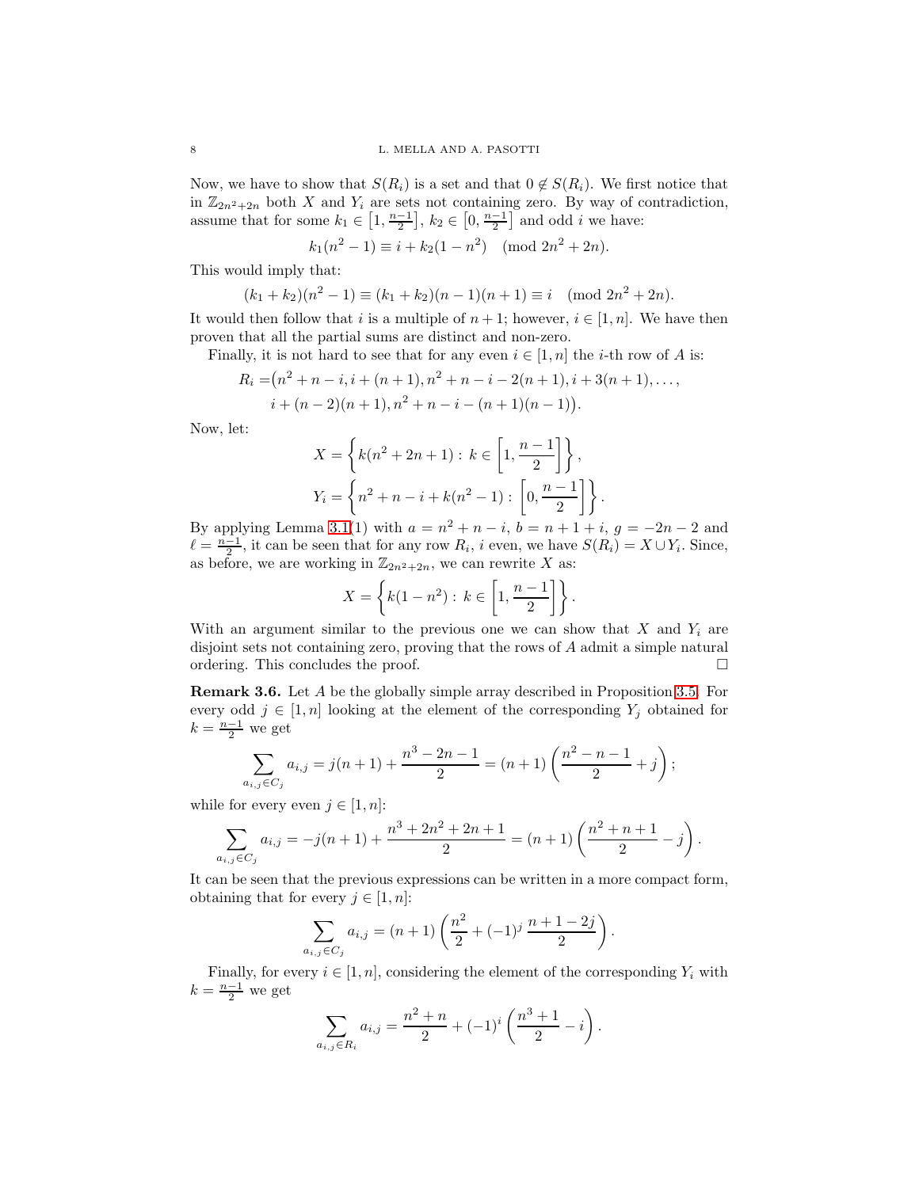Now, we have to show that $S(R_i)$ is a set and that $0 \notin S(R_i)$. We first notice that in $\mathbb{Z}_{2n^2+2n}$ both $X$ and $Y_i$ are sets not containing zero. By way of contradiction, assume that for some $k_1 \in \left[1, \frac{n-1}{2}\right]$, $k_2 \in \left[0, \frac{n-1}{2}\right]$ and odd $i$ we have:

$$k_1(n^2-1) \equiv i + k_2(1-n^2) \pmod{2n^2+2n}.$$

This would imply that:

$$(k_1+k_2)(n^2-1) \equiv (k_1+k_2)(n-1)(n+1) \equiv i \pmod{2n^2+2n}.$$

It would then follow that $i$ is a multiple of $n+1$; however, $i \in [1,n]$. We have then proven that all the partial sums are distinct and non-zero.

Finally, it is not hard to see that for any even $i \in [1,n]$ the $i$-th row of $A$ is:

$$\begin{aligned} R_i =& \big(n^2+n-i, i+(n+1), n^2+n-i-2(n+1), i+3(n+1), \ldots, \\ & i+(n-2)(n+1), n^2+n-i-(n+1)(n-1)\big). \end{aligned}$$

Now, let:

$$\begin{aligned} X &= \left\{ k(n^2+2n+1) : \, k \in \left[1, \frac{n-1}{2}\right] \right\}, \\ Y_i &= \left\{ n^2+n-i+k(n^2-1) : \, \left[0, \frac{n-1}{2}\right] \right\}. \end{aligned}$$

By applying Lemma 3.1(1) with $a = n^2+n-i$, $b = n+1+i$, $g = -2n-2$ and $\ell = \frac{n-1}{2}$, it can be seen that for any row $R_i$, $i$ even, we have $S(R_i) = X \cup Y_i$. Since, as before, we are working in $\mathbb{Z}_{2n^2+2n}$, we can rewrite $X$ as:

$$X = \left\{ k(1-n^2) : \, k \in \left[1, \frac{n-1}{2}\right] \right\}.$$

With an argument similar to the previous one we can show that $X$ and $Y_i$ are disjoint sets not containing zero, proving that the rows of $A$ admit a simple natural ordering. This concludes the proof. $\square$

**Remark 3.6.** Let $A$ be the globally simple array described in Proposition 3.5. For every odd $j \in [1,n]$ looking at the element of the corresponding $Y_j$ obtained for $k = \frac{n-1}{2}$ we get

$$\sum_{a_{i,j} \in C_j} a_{i,j} = j(n+1) + \frac{n^3-2n-1}{2} = (n+1)\left(\frac{n^2-n-1}{2} + j\right);$$

while for every even $j \in [1,n]$:

$$\sum_{a_{i,j} \in C_j} a_{i,j} = -j(n+1) + \frac{n^3+2n^2+2n+1}{2} = (n+1)\left(\frac{n^2+n+1}{2} - j\right).$$

It can be seen that the previous expressions can be written in a more compact form, obtaining that for every $j \in [1,n]$:

$$\sum_{a_{i,j} \in C_j} a_{i,j} = (n+1)\left(\frac{n^2}{2} + (-1)^j \, \frac{n+1-2j}{2}\right).$$

Finally, for every $i \in [1,n]$, considering the element of the corresponding $Y_i$ with $k = \frac{n-1}{2}$ we get

$$\sum_{a_{i,j} \in R_i} a_{i,j} = \frac{n^2+n}{2} + (-1)^i \left(\frac{n^3+1}{2} - i\right).$$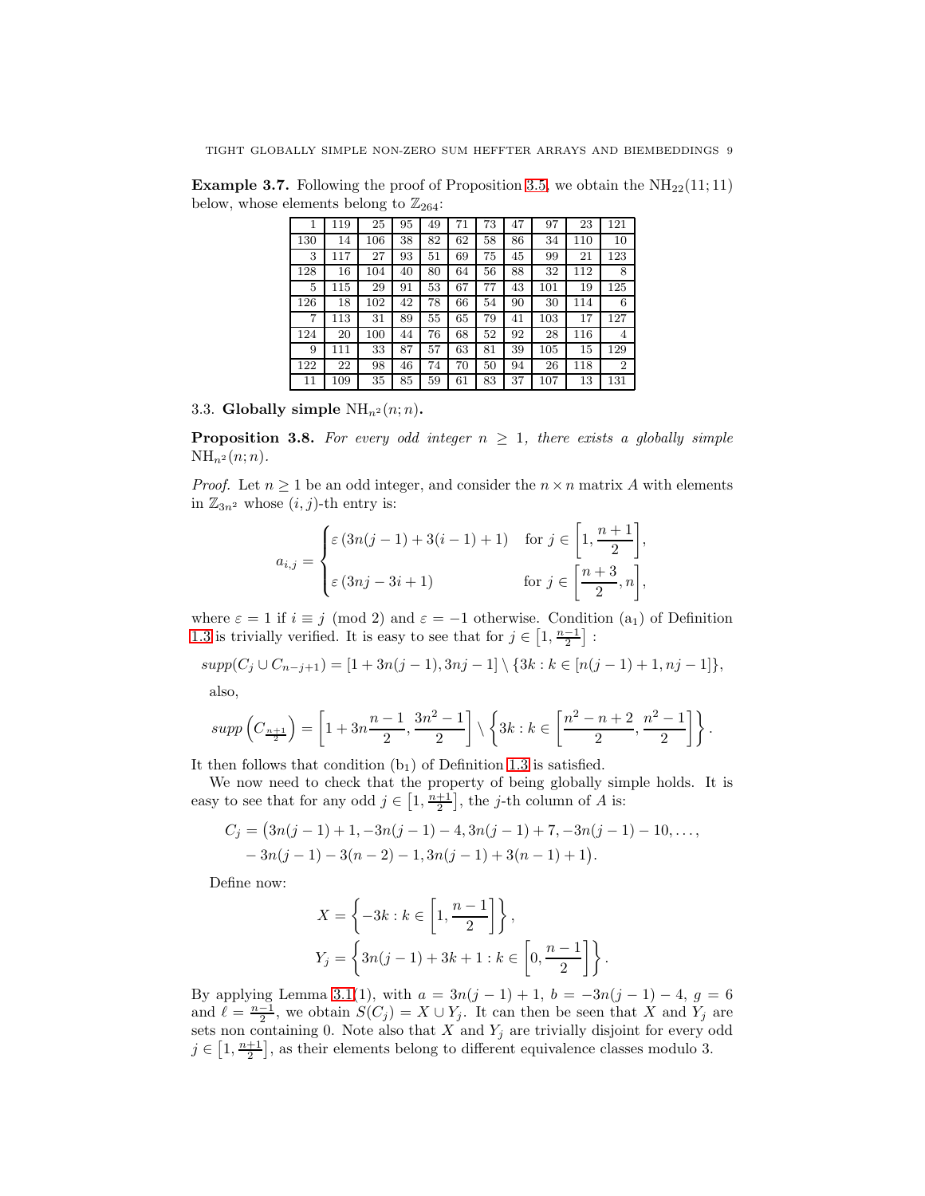**Example 3.7.** Following the proof of Proposition 3.5, we obtain the $\mathrm{NH}_{22}(11;11)$ below, whose elements belong to $\mathbb{Z}_{264}$:

| | | | | | | | | | | |
|---|---|---|---|---|---|---|---|---|---|---|
| 1 | 119 | 25 | 95 | 49 | 71 | 73 | 47 | 97 | 23 | 121 |
| 130 | 14 | 106 | 38 | 82 | 62 | 58 | 86 | 34 | 110 | 10 |
| 3 | 117 | 27 | 93 | 51 | 69 | 75 | 45 | 99 | 21 | 123 |
| 128 | 16 | 104 | 40 | 80 | 64 | 56 | 88 | 32 | 112 | 8 |
| 5 | 115 | 29 | 91 | 53 | 67 | 77 | 43 | 101 | 19 | 125 |
| 126 | 18 | 102 | 42 | 78 | 66 | 54 | 90 | 30 | 114 | 6 |
| 7 | 113 | 31 | 89 | 55 | 65 | 79 | 41 | 103 | 17 | 127 |
| 124 | 20 | 100 | 44 | 76 | 68 | 52 | 92 | 28 | 116 | 4 |
| 9 | 111 | 33 | 87 | 57 | 63 | 81 | 39 | 105 | 15 | 129 |
| 122 | 22 | 98 | 46 | 74 | 70 | 50 | 94 | 26 | 118 | 2 |
| 11 | 109 | 35 | 85 | 59 | 61 | 83 | 37 | 107 | 13 | 131 |

### 3.3. Globally simple $\mathrm{NH}_{n^2}(n;n)$.

**Proposition 3.8.** *For every odd integer $n \geq 1$, there exists a globally simple $\mathrm{NH}_{n^2}(n;n)$.*

*Proof.* Let $n \geq 1$ be an odd integer, and consider the $n \times n$ matrix $A$ with elements in $\mathbb{Z}_{3n^2}$ whose $(i,j)$-th entry is:

$$a_{i,j} = \begin{cases} \varepsilon\left(3n(j-1)+3(i-1)+1\right) & \text{for } j \in \left[1, \dfrac{n+1}{2}\right], \\ \varepsilon\left(3nj-3i+1\right) & \text{for } j \in \left[\dfrac{n+3}{2}, n\right], \end{cases}$$

where $\varepsilon = 1$ if $i \equiv j \pmod 2$ and $\varepsilon = -1$ otherwise. Condition $(\mathrm{a}_1)$ of Definition 1.3 is trivially verified. It is easy to see that for $j \in \left[1, \frac{n-1}{2}\right]$ :

$$supp(C_j \cup C_{n-j+1}) = [1+3n(j-1), 3nj-1] \setminus \{3k : k \in [n(j-1)+1, nj-1]\},$$

also,

$$supp\left(C_{\frac{n+1}{2}}\right) = \left[1+3n\frac{n-1}{2}, \frac{3n^2-1}{2}\right] \setminus \left\{3k : k \in \left[\frac{n^2-n+2}{2}, \frac{n^2-1}{2}\right]\right\}.$$

It then follows that condition $(\mathrm{b}_1)$ of Definition 1.3 is satisfied.

We now need to check that the property of being globally simple holds. It is easy to see that for any odd $j \in \left[1, \frac{n+1}{2}\right]$, the $j$-th column of $A$ is:

$$C_j = \big(3n(j-1)+1, -3n(j-1)-4, 3n(j-1)+7, -3n(j-1)-10, \ldots,$$
$$-3n(j-1)-3(n-2)-1, 3n(j-1)+3(n-1)+1\big).$$

Define now:

$$X = \left\{-3k : k \in \left[1, \frac{n-1}{2}\right]\right\},$$
$$Y_j = \left\{3n(j-1)+3k+1 : k \in \left[0, \frac{n-1}{2}\right]\right\}.$$

By applying Lemma 3.1(1), with $a = 3n(j-1)+1$, $b = -3n(j-1)-4$, $g = 6$ and $\ell = \frac{n-1}{2}$, we obtain $S(C_j) = X \cup Y_j$. It can then be seen that $X$ and $Y_j$ are sets non containing 0. Note also that $X$ and $Y_j$ are trivially disjoint for every odd $j \in \left[1, \frac{n+1}{2}\right]$, as their elements belong to different equivalence classes modulo 3.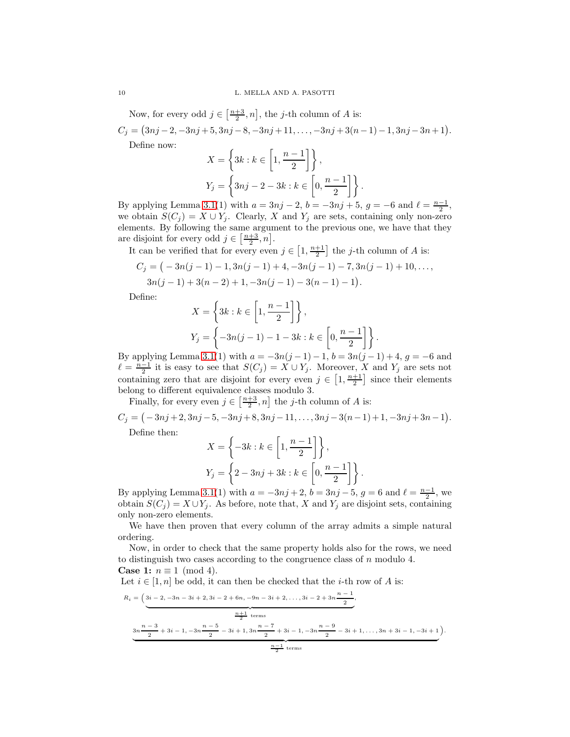Now, for every odd $j \in \left[\frac{n+3}{2}, n\right]$, the $j$-th column of $A$ is:

$$C_j = \big(3nj-2, -3nj+5, 3nj-8, -3nj+11, \ldots, -3nj+3(n-1)-1, 3nj-3n+1\big).$$

Define now:

$$X = \left\{3k : k \in \left[1, \frac{n-1}{2}\right]\right\},$$
$$Y_j = \left\{3nj - 2 - 3k : k \in \left[0, \frac{n-1}{2}\right]\right\}.$$

By applying Lemma 3.1(1) with $a = 3nj-2$, $b = -3nj+5$, $g = -6$ and $\ell = \frac{n-1}{2}$, we obtain $S(C_j) = X \cup Y_j$. Clearly, $X$ and $Y_j$ are sets, containing only non-zero elements. By following the same argument to the previous one, we have that they are disjoint for every odd $j \in \left[\frac{n+3}{2}, n\right]$.

It can be verified that for every even $j \in \left[1, \frac{n+1}{2}\right]$ the $j$-th column of $A$ is:

$$C_j = \big(-3n(j-1)-1, 3n(j-1)+4, -3n(j-1)-7, 3n(j-1)+10, \ldots,$$
$$3n(j-1)+3(n-2)+1, -3n(j-1)-3(n-1)-1\big).$$

Define:

$$X = \left\{3k : k \in \left[1, \frac{n-1}{2}\right]\right\},$$
$$Y_j = \left\{-3n(j-1) - 1 - 3k : k \in \left[0, \frac{n-1}{2}\right]\right\}.$$

By applying Lemma 3.1(1) with $a = -3n(j-1)-1$, $b = 3n(j-1)+4$, $g = -6$ and $\ell = \frac{n-1}{2}$ it is easy to see that $S(C_j) = X \cup Y_j$. Moreover, $X$ and $Y_j$ are sets not containing zero that are disjoint for every even $j \in \left[1, \frac{n+1}{2}\right]$ since their elements belong to different equivalence classes modulo 3.

Finally, for every even $j \in \left[\frac{n+3}{2}, n\right]$ the $j$-th column of $A$ is:

$$C_j = \big(-3nj+2, 3nj-5, -3nj+8, 3nj-11, \ldots, 3nj-3(n-1)+1, -3nj+3n-1\big).$$

Define then:

$$X = \left\{-3k : k \in \left[1, \frac{n-1}{2}\right]\right\},$$
$$Y_j = \left\{2 - 3nj + 3k : k \in \left[0, \frac{n-1}{2}\right]\right\}.$$

By applying Lemma 3.1(1) with $a = -3nj+2$, $b = 3nj-5$, $g = 6$ and $\ell = \frac{n-1}{2}$, we obtain $S(C_j) = X \cup Y_j$. As before, note that, $X$ and $Y_j$ are disjoint sets, containing only non-zero elements.

We have then proven that every column of the array admits a simple natural ordering.

Now, in order to check that the same property holds also for the rows, we need to distinguish two cases according to the congruence class of $n$ modulo 4.

**Case 1:** $n \equiv 1 \pmod 4$.

Let $i \in [1, n]$ be odd, it can then be checked that the $i$-th row of $A$ is:

$$R_i = \big(\underbrace{3i-2, -3n-3i+2, 3i-2+6n, -9n-3i+2, \ldots, 3i-2+3n\frac{n-1}{2}}_{\frac{n+1}{2} \text{ terms}},$$
$$\underbrace{3n\frac{n-3}{2}+3i-1, -3n\frac{n-5}{2}-3i+1, 3n\frac{n-7}{2}+3i-1, -3n\frac{n-9}{2}-3i+1, \ldots, 3n+3i-1, -3i+1}_{\frac{n-1}{2} \text{ terms}}\big).$$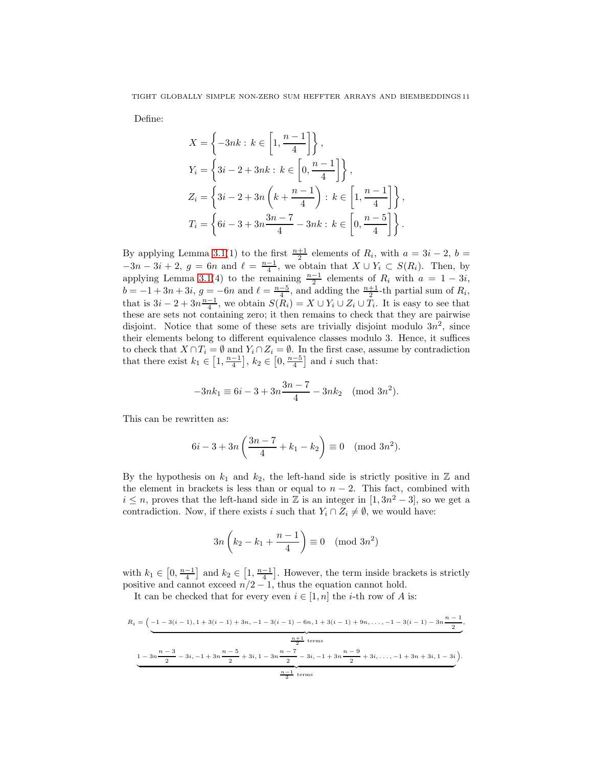Define:

$$
\begin{aligned}
X &= \left\{-3nk : \, k \in \left[1, \frac{n-1}{4}\right]\right\}, \\
Y_i &= \left\{3i - 2 + 3nk : \, k \in \left[0, \frac{n-1}{4}\right]\right\}, \\
Z_i &= \left\{3i - 2 + 3n\left(k + \frac{n-1}{4}\right) : \, k \in \left[1, \frac{n-1}{4}\right]\right\}, \\
T_i &= \left\{6i - 3 + 3n\frac{3n-7}{4} - 3nk : \, k \in \left[0, \frac{n-5}{4}\right]\right\}.
\end{aligned}
$$

By applying Lemma 3.1(1) to the first $\frac{n+1}{2}$ elements of $R_i$, with $a = 3i - 2$, $b = -3n - 3i + 2$, $g = 6n$ and $\ell = \frac{n-1}{4}$, we obtain that $X \cup Y_i \subset S(R_i)$. Then, by applying Lemma 3.1(4) to the remaining $\frac{n-1}{2}$ elements of $R_i$ with $a = 1 - 3i$, $b = -1 + 3n + 3i$, $g = -6n$ and $\ell = \frac{n-5}{4}$, and adding the $\frac{n+1}{2}$-th partial sum of $R_i$, that is $3i - 2 + 3n\frac{n-1}{4}$, we obtain $S(R_i) = X \cup Y_i \cup Z_i \cup T_i$. It is easy to see that these are sets not containing zero; it then remains to check that they are pairwise disjoint. Notice that some of these sets are trivially disjoint modulo $3n^2$, since their elements belong to different equivalence classes modulo 3. Hence, it suffices to check that $X \cap T_i = \emptyset$ and $Y_i \cap Z_i = \emptyset$. In the first case, assume by contradiction that there exist $k_1 \in \left[1, \frac{n-1}{4}\right]$, $k_2 \in \left[0, \frac{n-5}{4}\right]$ and $i$ such that:

$$
-3nk_1 \equiv 6i - 3 + 3n\frac{3n-7}{4} - 3nk_2 \pmod{3n^2}.
$$

This can be rewritten as:

$$
6i - 3 + 3n\left(\frac{3n-7}{4} + k_1 - k_2\right) \equiv 0 \pmod{3n^2}.
$$

By the hypothesis on $k_1$ and $k_2$, the left-hand side is strictly positive in $\mathbb{Z}$ and the element in brackets is less than or equal to $n - 2$. This fact, combined with $i \leq n$, proves that the left-hand side in $\mathbb{Z}$ is an integer in $[1, 3n^2 - 3]$, so we get a contradiction. Now, if there exists $i$ such that $Y_i \cap Z_i \neq \emptyset$, we would have:

$$
3n\left(k_2 - k_1 + \frac{n-1}{4}\right) \equiv 0 \pmod{3n^2}
$$

with $k_1 \in \left[0, \frac{n-1}{4}\right]$ and $k_2 \in \left[1, \frac{n-1}{4}\right]$. However, the term inside brackets is strictly positive and cannot exceed $n/2 - 1$, thus the equation cannot hold.

It can be checked that for every even $i \in [1, n]$ the $i$-th row of $A$ is:

$$
\begin{aligned}
R_i = \Big(&\underbrace{-1 - 3(i-1), 1 + 3(i-1) + 3n, -1 - 3(i-1) - 6n, 1 + 3(i-1) + 9n, \ldots, -1 - 3(i-1) - 3n\frac{n-1}{2}}_{\frac{n+1}{2} \text{ terms}}, \\
&\underbrace{1 - 3n\frac{n-3}{2} - 3i, -1 + 3n\frac{n-5}{2} + 3i, 1 - 3n\frac{n-7}{2} - 3i, -1 + 3n\frac{n-9}{2} + 3i, \ldots, -1 + 3n + 3i, 1 - 3i}_{\frac{n-1}{2} \text{ terms}}\Big).
\end{aligned}
$$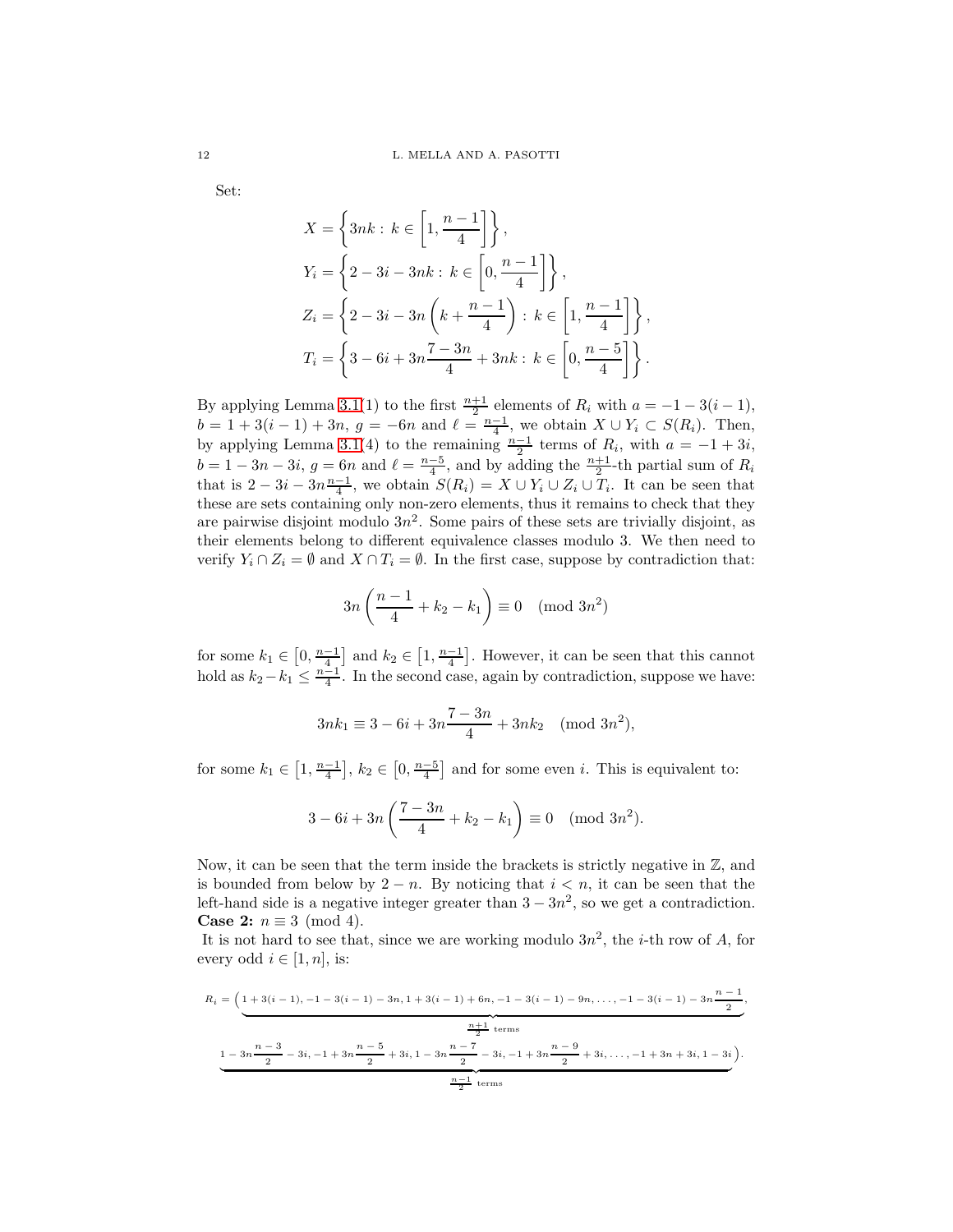Set:

$$X = \left\{ 3nk : k \in \left[1, \frac{n-1}{4}\right] \right\},$$
$$Y_i = \left\{ 2 - 3i - 3nk : k \in \left[0, \frac{n-1}{4}\right] \right\},$$
$$Z_i = \left\{ 2 - 3i - 3n\left(k + \frac{n-1}{4}\right) : k \in \left[1, \frac{n-1}{4}\right] \right\},$$
$$T_i = \left\{ 3 - 6i + 3n\frac{7-3n}{4} + 3nk : k \in \left[0, \frac{n-5}{4}\right] \right\}.$$

By applying Lemma 3.1(1) to the first $\frac{n+1}{2}$ elements of $R_i$ with $a = -1 - 3(i-1)$, $b = 1 + 3(i-1) + 3n$, $g = -6n$ and $\ell = \frac{n-1}{4}$, we obtain $X \cup Y_i \subset S(R_i)$. Then, by applying Lemma 3.1(4) to the remaining $\frac{n-1}{2}$ terms of $R_i$, with $a = -1 + 3i$, $b = 1 - 3n - 3i$, $g = 6n$ and $\ell = \frac{n-5}{4}$, and by adding the $\frac{n+1}{2}$-th partial sum of $R_i$ that is $2 - 3i - 3n\frac{n-1}{4}$, we obtain $S(R_i) = X \cup Y_i \cup Z_i \cup T_i$. It can be seen that these are sets containing only non-zero elements, thus it remains to check that they are pairwise disjoint modulo $3n^2$. Some pairs of these sets are trivially disjoint, as their elements belong to different equivalence classes modulo 3. We then need to verify $Y_i \cap Z_i = \emptyset$ and $X \cap T_i = \emptyset$. In the first case, suppose by contradiction that:

$$3n\left(\frac{n-1}{4} + k_2 - k_1\right) \equiv 0 \pmod{3n^2}$$

for some $k_1 \in \left[0, \frac{n-1}{4}\right]$ and $k_2 \in \left[1, \frac{n-1}{4}\right]$. However, it can be seen that this cannot hold as $k_2 - k_1 \leq \frac{n-1}{4}$. In the second case, again by contradiction, suppose we have:

$$3nk_1 \equiv 3 - 6i + 3n\frac{7-3n}{4} + 3nk_2 \pmod{3n^2},$$

for some $k_1 \in \left[1, \frac{n-1}{4}\right]$, $k_2 \in \left[0, \frac{n-5}{4}\right]$ and for some even $i$. This is equivalent to:

$$3 - 6i + 3n\left(\frac{7-3n}{4} + k_2 - k_1\right) \equiv 0 \pmod{3n^2}.$$

Now, it can be seen that the term inside the brackets is strictly negative in $\mathbb{Z}$, and is bounded from below by $2 - n$. By noticing that $i < n$, it can be seen that the left-hand side is a negative integer greater than $3 - 3n^2$, so we get a contradiction.

**Case 2:** $n \equiv 3 \pmod{4}$.

It is not hard to see that, since we are working modulo $3n^2$, the $i$-th row of $A$, for every odd $i \in [1, n]$, is:

$$R_i = \Big(\underbrace{1+3(i-1), -1-3(i-1)-3n, 1+3(i-1)+6n, -1-3(i-1)-9n, \ldots, -1-3(i-1)-3n\frac{n-1}{2}}_{\frac{n+1}{2}\text{ terms}},$$
$$\underbrace{1-3n\frac{n-3}{2}-3i, -1+3n\frac{n-5}{2}+3i, 1-3n\frac{n-7}{2}-3i, -1+3n\frac{n-9}{2}+3i, \ldots, -1+3n+3i, 1-3i}_{\frac{n-1}{2}\text{ terms}}\Big).$$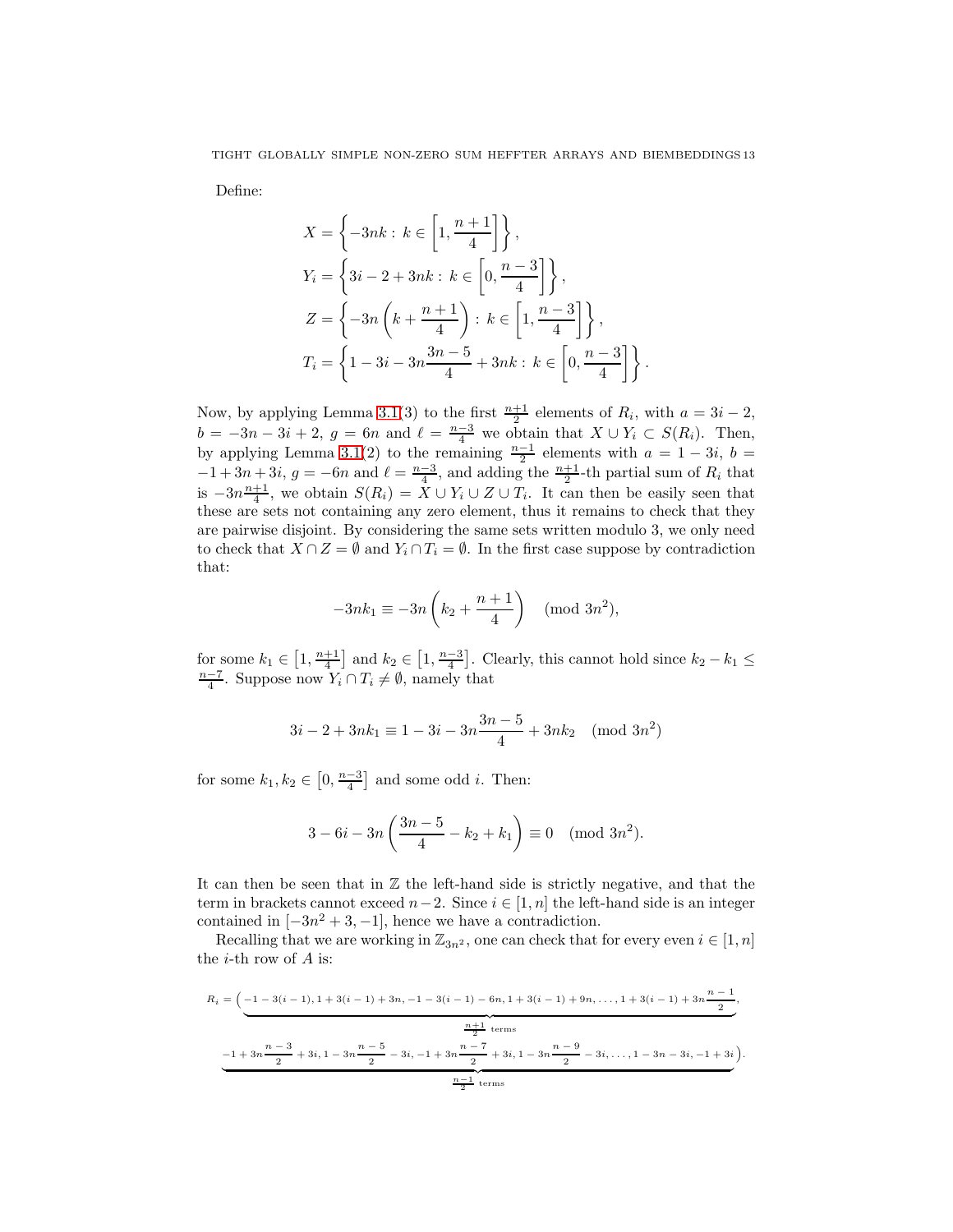Define:

$$X = \left\{-3nk : \, k \in \left[1, \frac{n+1}{4}\right]\right\},$$

$$Y_i = \left\{3i - 2 + 3nk : \, k \in \left[0, \frac{n-3}{4}\right]\right\},$$

$$Z = \left\{-3n\left(k + \frac{n+1}{4}\right) : \, k \in \left[1, \frac{n-3}{4}\right]\right\},$$

$$T_i = \left\{1 - 3i - 3n\frac{3n-5}{4} + 3nk : \, k \in \left[0, \frac{n-3}{4}\right]\right\}.$$

Now, by applying Lemma 3.1(3) to the first $\frac{n+1}{2}$ elements of $R_i$, with $a = 3i - 2$, $b = -3n - 3i + 2$, $g = 6n$ and $\ell = \frac{n-3}{4}$ we obtain that $X \cup Y_i \subset S(R_i)$. Then, by applying Lemma 3.1(2) to the remaining $\frac{n-1}{2}$ elements with $a = 1 - 3i$, $b = -1 + 3n + 3i$, $g = -6n$ and $\ell = \frac{n-3}{4}$, and adding the $\frac{n+1}{2}$-th partial sum of $R_i$ that is $-3n\frac{n+1}{4}$, we obtain $S(R_i) = X \cup Y_i \cup Z \cup T_i$. It can then be easily seen that these are sets not containing any zero element, thus it remains to check that they are pairwise disjoint. By considering the same sets written modulo 3, we only need to check that $X \cap Z = \emptyset$ and $Y_i \cap T_i = \emptyset$. In the first case suppose by contradiction that:

$$-3nk_1 \equiv -3n\left(k_2 + \frac{n+1}{4}\right) \pmod{3n^2},$$

for some $k_1 \in \left[1, \frac{n+1}{4}\right]$ and $k_2 \in \left[1, \frac{n-3}{4}\right]$. Clearly, this cannot hold since $k_2 - k_1 \leq \frac{n-7}{4}$. Suppose now $Y_i \cap T_i \neq \emptyset$, namely that

$$3i - 2 + 3nk_1 \equiv 1 - 3i - 3n\frac{3n-5}{4} + 3nk_2 \pmod{3n^2}$$

for some $k_1, k_2 \in \left[0, \frac{n-3}{4}\right]$ and some odd $i$. Then:

$$3 - 6i - 3n\left(\frac{3n-5}{4} - k_2 + k_1\right) \equiv 0 \pmod{3n^2}.$$

It can then be seen that in $\mathbb{Z}$ the left-hand side is strictly negative, and that the term in brackets cannot exceed $n-2$. Since $i \in [1, n]$ the left-hand side is an integer contained in $[-3n^2 + 3, -1]$, hence we have a contradiction.

Recalling that we are working in $\mathbb{Z}_{3n^2}$, one can check that for every even $i \in [1, n]$ the $i$-th row of $A$ is:

$$R_i = \Big(\underbrace{-1 - 3(i-1), 1 + 3(i-1) + 3n, -1 - 3(i-1) - 6n, 1 + 3(i-1) + 9n, \ldots, 1 + 3(i-1) + 3n\frac{n-1}{2}}_{\frac{n+1}{2} \text{ terms}},$$

$$\underbrace{-1 + 3n\frac{n-3}{2} + 3i, 1 - 3n\frac{n-5}{2} - 3i, -1 + 3n\frac{n-7}{2} + 3i, 1 - 3n\frac{n-9}{2} - 3i, \ldots, 1 - 3n - 3i, -1 + 3i}_{\frac{n-1}{2} \text{ terms}}\Big).$$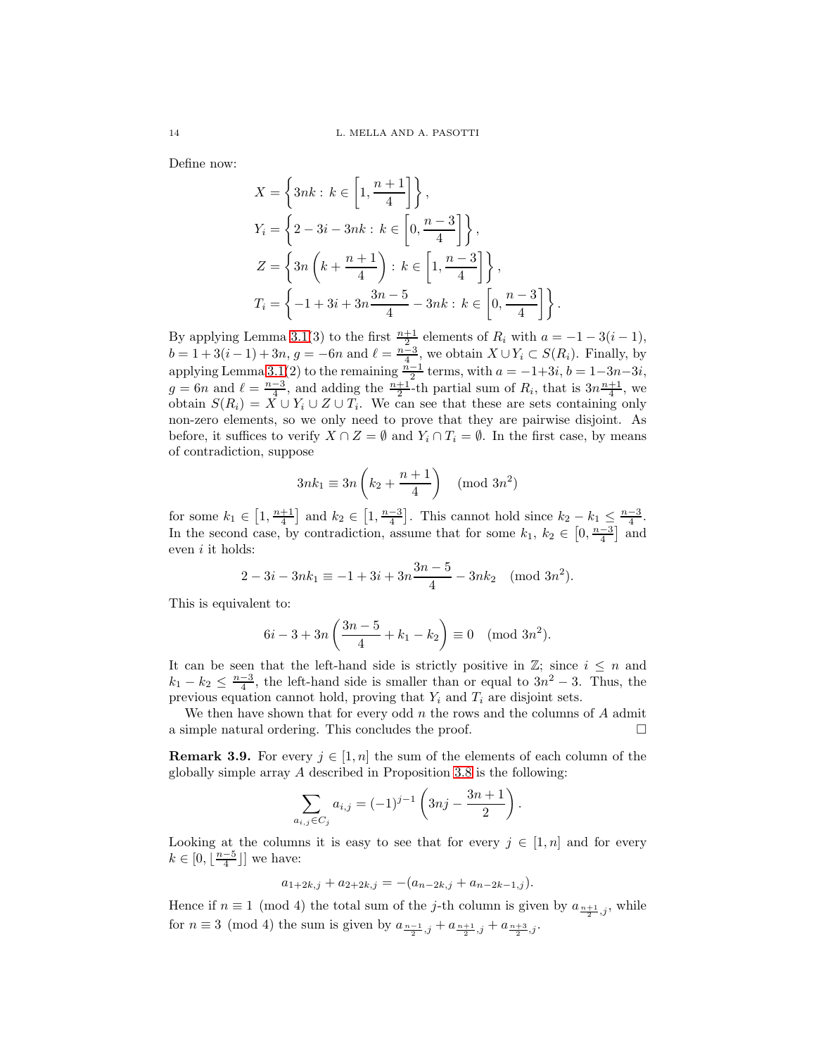Define now:

$$
\begin{aligned}
X &= \left\{ 3nk : \, k \in \left[1, \frac{n+1}{4}\right] \right\}, \\
Y_i &= \left\{ 2 - 3i - 3nk : \, k \in \left[0, \frac{n-3}{4}\right] \right\}, \\
Z &= \left\{ 3n\left(k + \frac{n+1}{4}\right) : \, k \in \left[1, \frac{n-3}{4}\right] \right\}, \\
T_i &= \left\{ -1 + 3i + 3n\frac{3n-5}{4} - 3nk : \, k \in \left[0, \frac{n-3}{4}\right] \right\}.
\end{aligned}
$$

By applying Lemma 3.1(3) to the first $\frac{n+1}{2}$ elements of $R_i$ with $a = -1-3(i-1)$, $b = 1+3(i-1)+3n$, $g = -6n$ and $\ell = \frac{n-3}{4}$, we obtain $X \cup Y_i \subset S(R_i)$. Finally, by applying Lemma 3.1(2) to the remaining $\frac{n-1}{2}$ terms, with $a = -1+3i$, $b = 1-3n-3i$, $g = 6n$ and $\ell = \frac{n-3}{4}$, and adding the $\frac{n+1}{2}$-th partial sum of $R_i$, that is $3n\frac{n+1}{4}$, we obtain $S(R_i) = X \cup Y_i \cup Z \cup T_i$. We can see that these are sets containing only non-zero elements, so we only need to prove that they are pairwise disjoint. As before, it suffices to verify $X \cap Z = \emptyset$ and $Y_i \cap T_i = \emptyset$. In the first case, by means of contradiction, suppose

$$3nk_1 \equiv 3n\left(k_2 + \frac{n+1}{4}\right) \pmod{3n^2}$$

for some $k_1 \in \left[1, \frac{n+1}{4}\right]$ and $k_2 \in \left[1, \frac{n-3}{4}\right]$. This cannot hold since $k_2 - k_1 \leq \frac{n-3}{4}$. In the second case, by contradiction, assume that for some $k_1,\, k_2 \in \left[0, \frac{n-3}{4}\right]$ and even $i$ it holds:

$$2 - 3i - 3nk_1 \equiv -1 + 3i + 3n\frac{3n-5}{4} - 3nk_2 \pmod{3n^2}.$$

This is equivalent to:

$$6i - 3 + 3n\left(\frac{3n-5}{4} + k_1 - k_2\right) \equiv 0 \pmod{3n^2}.$$

It can be seen that the left-hand side is strictly positive in $\mathbb{Z}$; since $i \leq n$ and $k_1 - k_2 \leq \frac{n-3}{4}$, the left-hand side is smaller than or equal to $3n^2 - 3$. Thus, the previous equation cannot hold, proving that $Y_i$ and $T_i$ are disjoint sets.

We then have shown that for every odd $n$ the rows and the columns of $A$ admit a simple natural ordering. This concludes the proof. $\square$

**Remark 3.9.** For every $j \in [1, n]$ the sum of the elements of each column of the globally simple array $A$ described in Proposition 3.8 is the following:

$$\sum_{a_{i,j} \in C_j} a_{i,j} = (-1)^{j-1}\left(3nj - \frac{3n+1}{2}\right).$$

Looking at the columns it is easy to see that for every $j \in [1, n]$ and for every $k \in [0, \lfloor \frac{n-5}{4} \rfloor]$ we have:

$$a_{1+2k,j} + a_{2+2k,j} = -(a_{n-2k,j} + a_{n-2k-1,j}).$$

Hence if $n \equiv 1 \pmod 4$ the total sum of the $j$-th column is given by $a_{\frac{n+1}{2},j}$, while for $n \equiv 3 \pmod 4$ the sum is given by $a_{\frac{n-1}{2},j} + a_{\frac{n+1}{2},j} + a_{\frac{n+3}{2},j}$.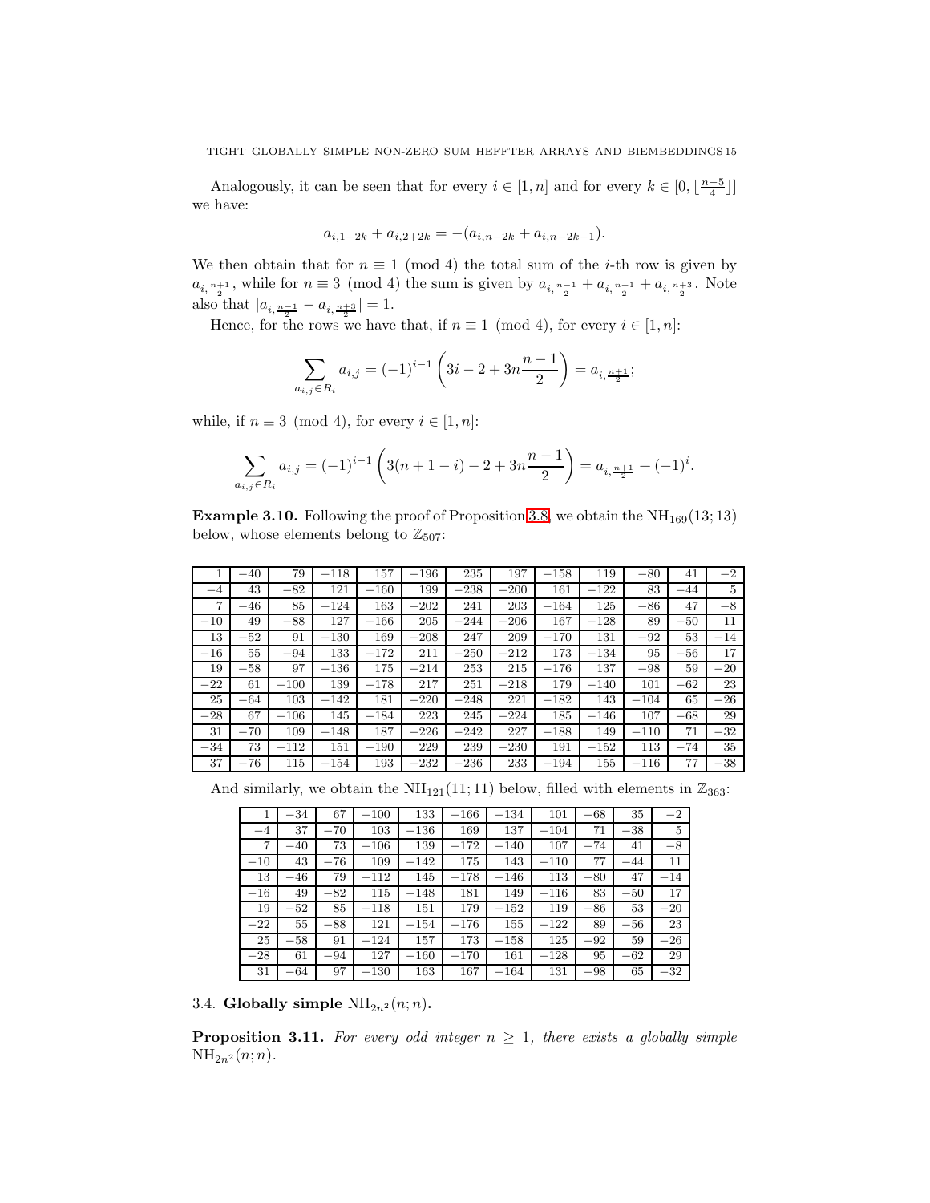Analogously, it can be seen that for every $i \in [1, n]$ and for every $k \in [0, \lfloor \frac{n-5}{4} \rfloor]$ we have:

$$a_{i,1+2k} + a_{i,2+2k} = -(a_{i,n-2k} + a_{i,n-2k-1}).$$

We then obtain that for $n \equiv 1 \pmod 4$ the total sum of the $i$-th row is given by $a_{i,\frac{n+1}{2}}$, while for $n \equiv 3 \pmod 4$ the sum is given by $a_{i,\frac{n-1}{2}} + a_{i,\frac{n+1}{2}} + a_{i,\frac{n+3}{2}}$. Note also that $|a_{i,\frac{n-1}{2}} - a_{i,\frac{n+3}{2}}| = 1$.

Hence, for the rows we have that, if $n \equiv 1 \pmod 4$, for every $i \in [1, n]$:

$$\sum_{a_{i,j} \in R_i} a_{i,j} = (-1)^{i-1} \left( 3i - 2 + 3n\frac{n-1}{2} \right) = a_{i,\frac{n+1}{2}};$$

while, if $n \equiv 3 \pmod 4$, for every $i \in [1, n]$:

$$\sum_{a_{i,j} \in R_i} a_{i,j} = (-1)^{i-1} \left( 3(n+1-i) - 2 + 3n\frac{n-1}{2} \right) = a_{i,\frac{n+1}{2}} + (-1)^i.$$

**Example 3.10.** Following the proof of Proposition 3.8, we obtain the $\mathrm{NH}_{169}(13; 13)$ below, whose elements belong to $\mathbb{Z}_{507}$:

| | | | | | | | | | | | | |
|---|---|---|---|---|---|---|---|---|---|---|---|---|
| 1 | −40 | 79 | −118 | 157 | −196 | 235 | 197 | −158 | 119 | −80 | 41 | −2 |
| −4 | 43 | −82 | 121 | −160 | 199 | −238 | −200 | 161 | −122 | 83 | −44 | 5 |
| 7 | −46 | 85 | −124 | 163 | −202 | 241 | 203 | −164 | 125 | −86 | 47 | −8 |
| −10 | 49 | −88 | 127 | −166 | 205 | −244 | −206 | 167 | −128 | 89 | −50 | 11 |
| 13 | −52 | 91 | −130 | 169 | −208 | 247 | 209 | −170 | 131 | −92 | 53 | −14 |
| −16 | 55 | −94 | 133 | −172 | 211 | −250 | −212 | 173 | −134 | 95 | −56 | 17 |
| 19 | −58 | 97 | −136 | 175 | −214 | 253 | 215 | −176 | 137 | −98 | 59 | −20 |
| −22 | 61 | −100 | 139 | −178 | 217 | 251 | −218 | 179 | −140 | 101 | −62 | 23 |
| 25 | −64 | 103 | −142 | 181 | −220 | −248 | 221 | −182 | 143 | −104 | 65 | −26 |
| −28 | 67 | −106 | 145 | −184 | 223 | 245 | −224 | 185 | −146 | 107 | −68 | 29 |
| 31 | −70 | 109 | −148 | 187 | −226 | −242 | 227 | −188 | 149 | −110 | 71 | −32 |
| −34 | 73 | −112 | 151 | −190 | 229 | 239 | −230 | 191 | −152 | 113 | −74 | 35 |
| 37 | −76 | 115 | −154 | 193 | −232 | −236 | 233 | −194 | 155 | −116 | 77 | −38 |

And similarly, we obtain the $\mathrm{NH}_{121}(11; 11)$ below, filled with elements in $\mathbb{Z}_{363}$:

| | | | | | | | | | | |
|---|---|---|---|---|---|---|---|---|---|---|
| 1 | −34 | 67 | −100 | 133 | −166 | −134 | 101 | −68 | 35 | −2 |
| −4 | 37 | −70 | 103 | −136 | 169 | 137 | −104 | 71 | −38 | 5 |
| 7 | −40 | 73 | −106 | 139 | −172 | −140 | 107 | −74 | 41 | −8 |
| −10 | 43 | −76 | 109 | −142 | 175 | 143 | −110 | 77 | −44 | 11 |
| 13 | −46 | 79 | −112 | 145 | −178 | −146 | 113 | −80 | 47 | −14 |
| −16 | 49 | −82 | 115 | −148 | 181 | 149 | −116 | 83 | −50 | 17 |
| 19 | −52 | 85 | −118 | 151 | 179 | −152 | 119 | −86 | 53 | −20 |
| −22 | 55 | −88 | 121 | −154 | −176 | 155 | −122 | 89 | −56 | 23 |
| 25 | −58 | 91 | −124 | 157 | 173 | −158 | 125 | −92 | 59 | −26 |
| −28 | 61 | −94 | 127 | −160 | −170 | 161 | −128 | 95 | −62 | 29 |
| 31 | −64 | 97 | −130 | 163 | 167 | −164 | 131 | −98 | 65 | −32 |

### 3.4. Globally simple $\mathrm{NH}_{2n^2}(n; n)$.

**Proposition 3.11.** *For every odd integer $n \geq 1$, there exists a globally simple $\mathrm{NH}_{2n^2}(n; n)$.*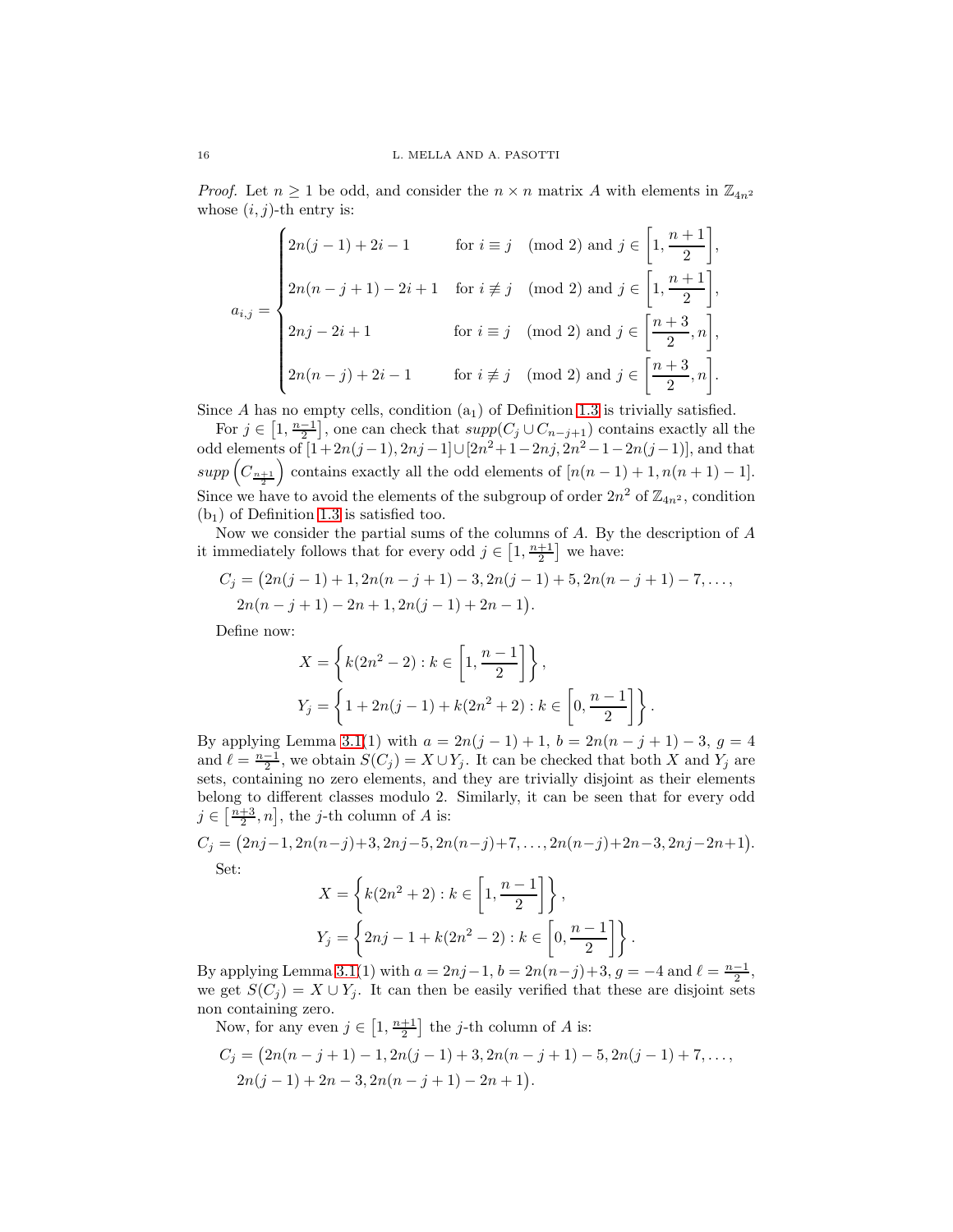*Proof.* Let $n \geq 1$ be odd, and consider the $n \times n$ matrix $A$ with elements in $\mathbb{Z}_{4n^2}$ whose $(i,j)$-th entry is:

$$a_{i,j} = \begin{cases} 2n(j-1) + 2i - 1 & \text{for } i \equiv j \pmod 2 \text{ and } j \in \left[1, \dfrac{n+1}{2}\right], \\[2mm] 2n(n-j+1) - 2i + 1 & \text{for } i \not\equiv j \pmod 2 \text{ and } j \in \left[1, \dfrac{n+1}{2}\right], \\[2mm] 2nj - 2i + 1 & \text{for } i \equiv j \pmod 2 \text{ and } j \in \left[\dfrac{n+3}{2}, n\right], \\[2mm] 2n(n-j) + 2i - 1 & \text{for } i \not\equiv j \pmod 2 \text{ and } j \in \left[\dfrac{n+3}{2}, n\right]. \end{cases}$$

Since $A$ has no empty cells, condition $(\mathrm{a}_1)$ of Definition 1.3 is trivially satisfied.

For $j \in \left[1, \frac{n-1}{2}\right]$, one can check that $supp(C_j \cup C_{n-j+1})$ contains exactly all the odd elements of $[1+2n(j-1), 2nj-1] \cup [2n^2+1-2nj, 2n^2-1-2n(j-1)]$, and that $supp\left(C_{\frac{n+1}{2}}\right)$ contains exactly all the odd elements of $[n(n-1)+1, n(n+1)-1]$. Since we have to avoid the elements of the subgroup of order $2n^2$ of $\mathbb{Z}_{4n^2}$, condition $(\mathrm{b}_1)$ of Definition 1.3 is satisfied too.

Now we consider the partial sums of the columns of $A$. By the description of $A$ it immediately follows that for every odd $j \in \left[1, \frac{n+1}{2}\right]$ we have:

$$\begin{aligned} C_j = \big(&2n(j-1)+1, 2n(n-j+1)-3, 2n(j-1)+5, 2n(n-j+1)-7, \ldots, \\ &2n(n-j+1)-2n+1, 2n(j-1)+2n-1\big). \end{aligned}$$

Define now:

$$X = \left\{ k(2n^2-2) : k \in \left[1, \frac{n-1}{2}\right] \right\},$$
$$Y_j = \left\{ 1 + 2n(j-1) + k(2n^2+2) : k \in \left[0, \frac{n-1}{2}\right] \right\}.$$

By applying Lemma 3.1(1) with $a = 2n(j-1)+1$, $b = 2n(n-j+1)-3$, $g = 4$ and $\ell = \frac{n-1}{2}$, we obtain $S(C_j) = X \cup Y_j$. It can be checked that both $X$ and $Y_j$ are sets, containing no zero elements, and they are trivially disjoint as their elements belong to different classes modulo 2. Similarly, it can be seen that for every odd $j \in \left[\frac{n+3}{2}, n\right]$, the $j$-th column of $A$ is:

$$C_j = \big(2nj-1, 2n(n-j)+3, 2nj-5, 2n(n-j)+7, \ldots, 2n(n-j)+2n-3, 2nj-2n+1\big).$$

Set:

$$X = \left\{ k(2n^2+2) : k \in \left[1, \frac{n-1}{2}\right] \right\},$$
$$Y_j = \left\{ 2nj - 1 + k(2n^2-2) : k \in \left[0, \frac{n-1}{2}\right] \right\}.$$

By applying Lemma 3.1(1) with $a = 2nj-1$, $b = 2n(n-j)+3$, $g = -4$ and $\ell = \frac{n-1}{2}$, we get $S(C_j) = X \cup Y_j$. It can then be easily verified that these are disjoint sets non containing zero.

Now, for any even $j \in \left[1, \frac{n+1}{2}\right]$ the $j$-th column of $A$ is:

$$\begin{aligned} C_j = \big(&2n(n-j+1)-1, 2n(j-1)+3, 2n(n-j+1)-5, 2n(j-1)+7, \ldots, \\ &2n(j-1)+2n-3, 2n(n-j+1)-2n+1\big). \end{aligned}$$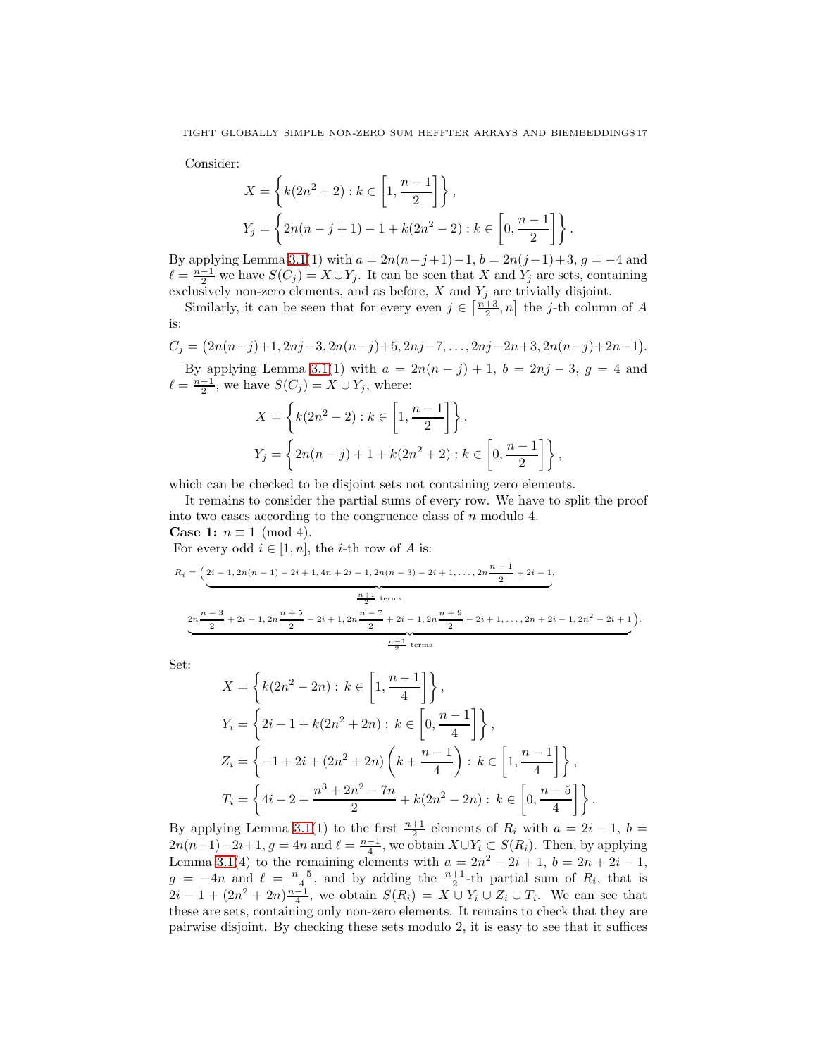Consider:

$$X = \left\{ k(2n^2+2) : k \in \left[1, \frac{n-1}{2}\right] \right\},$$
$$Y_j = \left\{ 2n(n-j+1) - 1 + k(2n^2-2) : k \in \left[0, \frac{n-1}{2}\right] \right\}.$$

By applying Lemma 3.1(1) with $a = 2n(n-j+1)-1$, $b = 2n(j-1)+3$, $g = -4$ and $\ell = \frac{n-1}{2}$ we have $S(C_j) = X \cup Y_j$. It can be seen that $X$ and $Y_j$ are sets, containing exclusively non-zero elements, and as before, $X$ and $Y_j$ are trivially disjoint.

Similarly, it can be seen that for every even $j \in \left[\frac{n+3}{2}, n\right]$ the $j$-th column of $A$ is:

$$C_j = \big(2n(n-j)+1, 2nj-3, 2n(n-j)+5, 2nj-7, \ldots, 2nj-2n+3, 2n(n-j)+2n-1\big).$$

By applying Lemma 3.1(1) with $a = 2n(n-j)+1$, $b = 2nj-3$, $g = 4$ and $\ell = \frac{n-1}{2}$, we have $S(C_j) = X \cup Y_j$, where:

$$X = \left\{ k(2n^2-2) : k \in \left[1, \frac{n-1}{2}\right] \right\},$$
$$Y_j = \left\{ 2n(n-j) + 1 + k(2n^2+2) : k \in \left[0, \frac{n-1}{2}\right] \right\},$$

which can be checked to be disjoint sets not containing zero elements.

It remains to consider the partial sums of every row. We have to split the proof into two cases according to the congruence class of $n$ modulo 4.

**Case 1:** $n \equiv 1 \pmod 4$.

For every odd $i \in [1, n]$, the $i$-th row of $A$ is:

$$R_i = \Big(\underbrace{2i-1, 2n(n-1)-2i+1, 4n+2i-1, 2n(n-3)-2i+1, \ldots, 2n\frac{n-1}{2}+2i-1,}_{\frac{n+1}{2} \text{ terms}}$$
$$\underbrace{2n\frac{n-3}{2}+2i-1, 2n\frac{n+5}{2}-2i+1, 2n\frac{n-7}{2}+2i-1, 2n\frac{n+9}{2}-2i+1, \ldots, 2n+2i-1, 2n^2-2i+1}_{\frac{n-1}{2} \text{ terms}}\Big).$$

Set:

$$X = \left\{ k(2n^2-2n) : k \in \left[1, \frac{n-1}{4}\right] \right\},$$
$$Y_i = \left\{ 2i-1 + k(2n^2+2n) : k \in \left[0, \frac{n-1}{4}\right] \right\},$$
$$Z_i = \left\{ -1 + 2i + (2n^2+2n)\left(k + \frac{n-1}{4}\right) : k \in \left[1, \frac{n-1}{4}\right] \right\},$$
$$T_i = \left\{ 4i - 2 + \frac{n^3+2n^2-7n}{2} + k(2n^2-2n) : k \in \left[0, \frac{n-5}{4}\right] \right\}.$$

By applying Lemma 3.1(1) to the first $\frac{n+1}{2}$ elements of $R_i$ with $a = 2i-1$, $b = 2n(n-1)-2i+1$, $g = 4n$ and $\ell = \frac{n-1}{4}$, we obtain $X \cup Y_i \subset S(R_i)$. Then, by applying Lemma 3.1(4) to the remaining elements with $a = 2n^2-2i+1$, $b = 2n+2i-1$, $g = -4n$ and $\ell = \frac{n-5}{4}$, and by adding the $\frac{n+1}{2}$-th partial sum of $R_i$, that is $2i-1+(2n^2+2n)\frac{n-1}{4}$, we obtain $S(R_i) = X \cup Y_i \cup Z_i \cup T_i$. We can see that these are sets, containing only non-zero elements. It remains to check that they are pairwise disjoint. By checking these sets modulo 2, it is easy to see that it suffices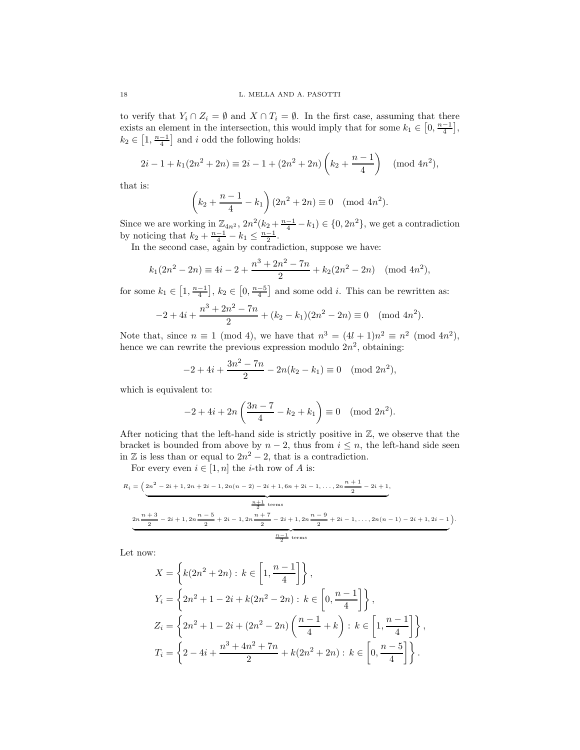to verify that $Y_i \cap Z_i = \emptyset$ and $X \cap T_i = \emptyset$. In the first case, assuming that there exists an element in the intersection, this would imply that for some $k_1 \in \left[0, \frac{n-1}{4}\right]$, $k_2 \in \left[1, \frac{n-1}{4}\right]$ and $i$ odd the following holds:

$$2i - 1 + k_1(2n^2 + 2n) \equiv 2i - 1 + (2n^2 + 2n)\left(k_2 + \frac{n-1}{4}\right) \pmod{4n^2},$$

that is:

$$\left(k_2 + \frac{n-1}{4} - k_1\right)(2n^2 + 2n) \equiv 0 \pmod{4n^2}.$$

Since we are working in $\mathbb{Z}_{4n^2}$, $2n^2(k_2 + \frac{n-1}{4} - k_1) \in \{0, 2n^2\}$, we get a contradiction by noticing that $k_2 + \frac{n-1}{4} - k_1 \leq \frac{n-1}{2}$.

In the second case, again by contradiction, suppose we have:

$$k_1(2n^2 - 2n) \equiv 4i - 2 + \frac{n^3 + 2n^2 - 7n}{2} + k_2(2n^2 - 2n) \pmod{4n^2},$$

for some $k_1 \in \left[1, \frac{n-1}{4}\right]$, $k_2 \in \left[0, \frac{n-5}{4}\right]$ and some odd $i$. This can be rewritten as:

$$-2 + 4i + \frac{n^3 + 2n^2 - 7n}{2} + (k_2 - k_1)(2n^2 - 2n) \equiv 0 \pmod{4n^2}.$$

Note that, since $n \equiv 1 \pmod 4$, we have that $n^3 = (4l + 1)n^2 \equiv n^2 \pmod{4n^2}$, hence we can rewrite the previous expression modulo $2n^2$, obtaining:

$$-2 + 4i + \frac{3n^2 - 7n}{2} - 2n(k_2 - k_1) \equiv 0 \pmod{2n^2},$$

which is equivalent to:

$$-2 + 4i + 2n\left(\frac{3n - 7}{4} - k_2 + k_1\right) \equiv 0 \pmod{2n^2}.$$

After noticing that the left-hand side is strictly positive in $\mathbb{Z}$, we observe that the bracket is bounded from above by $n - 2$, thus from $i \leq n$, the left-hand side seen in $\mathbb{Z}$ is less than or equal to $2n^2 - 2$, that is a contradiction.

For every even $i \in [1, n]$ the $i$-th row of $A$ is:

$$R_i = \Big(\underbrace{2n^2 - 2i + 1, 2n + 2i - 1, 2n(n-2) - 2i + 1, 6n + 2i - 1, \ldots, 2n\frac{n+1}{2} - 2i + 1,}_{\frac{n+1}{2} \text{ terms}}$$
$$\underbrace{2n\frac{n+3}{2} - 2i + 1, 2n\frac{n-5}{2} + 2i - 1, 2n\frac{n+7}{2} - 2i + 1, 2n\frac{n-9}{2} + 2i - 1, \ldots, 2n(n-1) - 2i + 1, 2i - 1}_{\frac{n-1}{2} \text{ terms}}\Big).$$

Let now:

$$X = \left\{k(2n^2 + 2n) : k \in \left[1, \frac{n-1}{4}\right]\right\},$$
$$Y_i = \left\{2n^2 + 1 - 2i + k(2n^2 - 2n) : k \in \left[0, \frac{n-1}{4}\right]\right\},$$
$$Z_i = \left\{2n^2 + 1 - 2i + (2n^2 - 2n)\left(\frac{n-1}{4} + k\right) : k \in \left[1, \frac{n-1}{4}\right]\right\},$$
$$T_i = \left\{2 - 4i + \frac{n^3 + 4n^2 + 7n}{2} + k(2n^2 + 2n) : k \in \left[0, \frac{n-5}{4}\right]\right\}.$$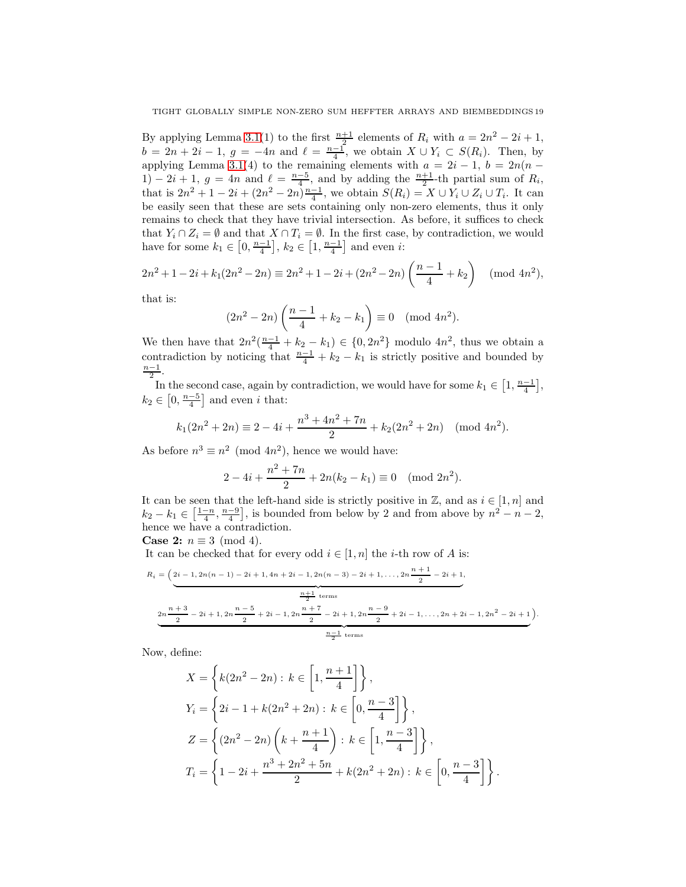By applying Lemma 3.1(1) to the first $\frac{n+1}{2}$ elements of $R_i$ with $a = 2n^2 - 2i + 1$, $b = 2n + 2i - 1$, $g = -4n$ and $\ell = \frac{n-1}{4}$, we obtain $X \cup Y_i \subset S(R_i)$. Then, by applying Lemma 3.1(4) to the remaining elements with $a = 2i - 1$, $b = 2n(n-1) - 2i + 1$, $g = 4n$ and $\ell = \frac{n-5}{4}$, and by adding the $\frac{n+1}{2}$-th partial sum of $R_i$, that is $2n^2 + 1 - 2i + (2n^2 - 2n)\frac{n-1}{4}$, we obtain $S(R_i) = X \cup Y_i \cup Z_i \cup T_i$. It can be easily seen that these are sets containing only non-zero elements, thus it only remains to check that they have trivial intersection. As before, it suffices to check that $Y_i \cap Z_i = \emptyset$ and that $X \cap T_i = \emptyset$. In the first case, by contradiction, we would have for some $k_1 \in \left[0, \frac{n-1}{4}\right]$, $k_2 \in \left[1, \frac{n-1}{4}\right]$ and even $i$:

$$2n^2 + 1 - 2i + k_1(2n^2 - 2n) \equiv 2n^2 + 1 - 2i + (2n^2 - 2n)\left(\frac{n-1}{4} + k_2\right) \pmod{4n^2},$$

that is:

$$(2n^2 - 2n)\left(\frac{n-1}{4} + k_2 - k_1\right) \equiv 0 \pmod{4n^2}.$$

We then have that $2n^2(\frac{n-1}{4} + k_2 - k_1) \in \{0, 2n^2\}$ modulo $4n^2$, thus we obtain a contradiction by noticing that $\frac{n-1}{4} + k_2 - k_1$ is strictly positive and bounded by $\frac{n-1}{2}$.

In the second case, again by contradiction, we would have for some $k_1 \in \left[1, \frac{n-1}{4}\right]$, $k_2 \in \left[0, \frac{n-5}{4}\right]$ and even $i$ that:

$$k_1(2n^2 + 2n) \equiv 2 - 4i + \frac{n^3 + 4n^2 + 7n}{2} + k_2(2n^2 + 2n) \pmod{4n^2}.$$

As before $n^3 \equiv n^2 \pmod{4n^2}$, hence we would have:

$$2 - 4i + \frac{n^2 + 7n}{2} + 2n(k_2 - k_1) \equiv 0 \pmod{2n^2}.$$

It can be seen that the left-hand side is strictly positive in $\mathbb{Z}$, and as $i \in [1, n]$ and $k_2 - k_1 \in \left[\frac{1-n}{4}, \frac{n-9}{4}\right]$, is bounded from below by 2 and from above by $n^2 - n - 2$, hence we have a contradiction.

**Case 2:** $n \equiv 3 \pmod 4$.

It can be checked that for every odd $i \in [1, n]$ the $i$-th row of $A$ is:

$$R_i = \Big(\underbrace{2i-1, 2n(n-1)-2i+1, 4n+2i-1, 2n(n-3)-2i+1, \ldots, 2n\frac{n+1}{2}-2i+1}_{\frac{n+1}{2} \text{ terms}},$$
$$\underbrace{2n\frac{n+3}{2}-2i+1, 2n\frac{n-5}{2}+2i-1, 2n\frac{n+7}{2}-2i+1, 2n\frac{n-9}{2}+2i-1, \ldots, 2n+2i-1, 2n^2-2i+1}_{\frac{n-1}{2} \text{ terms}}\Big).$$

Now, define:

$$X = \left\{k(2n^2 - 2n) : k \in \left[1, \frac{n+1}{4}\right]\right\},$$
$$Y_i = \left\{2i - 1 + k(2n^2 + 2n) : k \in \left[0, \frac{n-3}{4}\right]\right\},$$
$$Z = \left\{(2n^2 - 2n)\left(k + \frac{n+1}{4}\right) : k \in \left[1, \frac{n-3}{4}\right]\right\},$$
$$T_i = \left\{1 - 2i + \frac{n^3 + 2n^2 + 5n}{2} + k(2n^2 + 2n) : k \in \left[0, \frac{n-3}{4}\right]\right\}.$$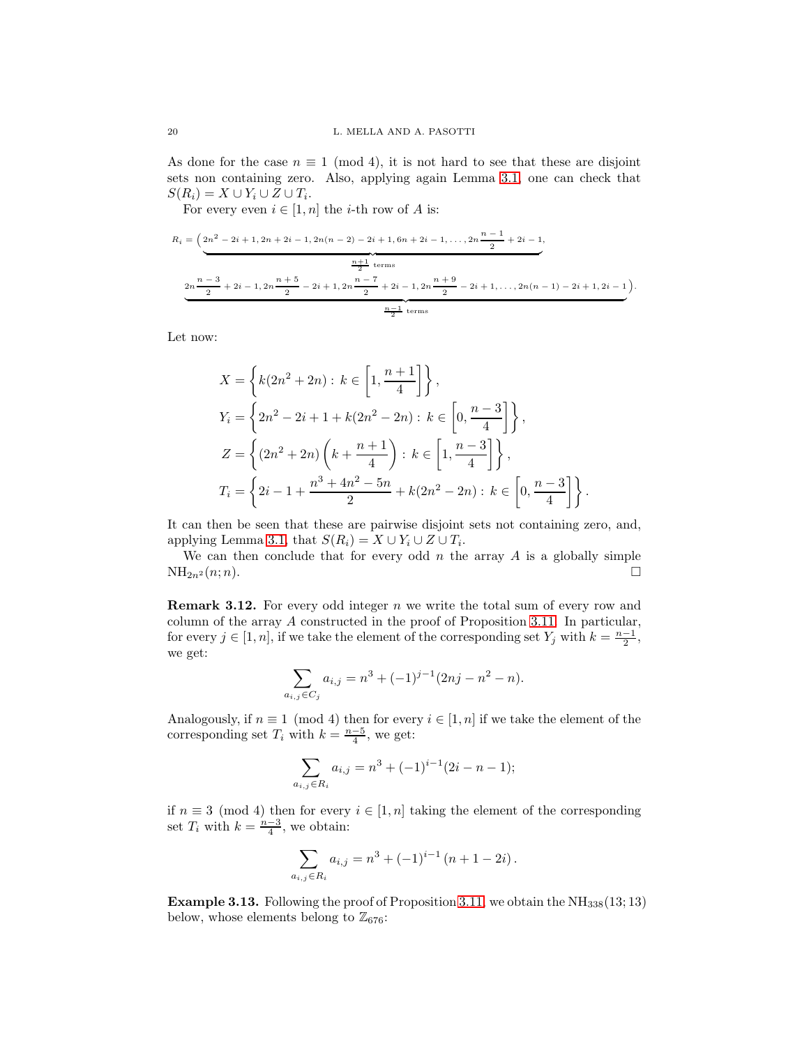As done for the case $n \equiv 1 \pmod 4$, it is not hard to see that these are disjoint sets non containing zero. Also, applying again Lemma 3.1, one can check that $S(R_i) = X \cup Y_i \cup Z \cup T_i$.

For every even $i \in [1, n]$ the $i$-th row of $A$ is:

$$R_i = \Big(\underbrace{2n^2-2i+1, 2n+2i-1, 2n(n-2)-2i+1, 6n+2i-1, \ldots, 2n\frac{n-1}{2}+2i-1}_{\frac{n+1}{2} \text{ terms}},$$
$$\underbrace{2n\frac{n-3}{2}+2i-1, 2n\frac{n+5}{2}-2i+1, 2n\frac{n-7}{2}+2i-1, 2n\frac{n+9}{2}-2i+1, \ldots, 2n(n-1)-2i+1, 2i-1}_{\frac{n-1}{2} \text{ terms}}\Big).$$

Let now:

$$X = \left\{ k(2n^2+2n) : k \in \left[1, \frac{n+1}{4}\right] \right\},$$
$$Y_i = \left\{ 2n^2-2i+1+k(2n^2-2n) : k \in \left[0, \frac{n-3}{4}\right] \right\},$$
$$Z = \left\{ (2n^2+2n)\left(k+\frac{n+1}{4}\right) : k \in \left[1, \frac{n-3}{4}\right] \right\},$$
$$T_i = \left\{ 2i-1+\frac{n^3+4n^2-5n}{2}+k(2n^2-2n) : k \in \left[0, \frac{n-3}{4}\right] \right\}.$$

It can then be seen that these are pairwise disjoint sets not containing zero, and, applying Lemma 3.1, that $S(R_i) = X \cup Y_i \cup Z \cup T_i$.

We can then conclude that for every odd $n$ the array $A$ is a globally simple $\mathrm{NH}_{2n^2}(n;n)$. □

**Remark 3.12.** For every odd integer $n$ we write the total sum of every row and column of the array $A$ constructed in the proof of Proposition 3.11. In particular, for every $j \in [1, n]$, if we take the element of the corresponding set $Y_j$ with $k = \frac{n-1}{2}$, we get:

$$\sum_{a_{i,j} \in C_j} a_{i,j} = n^3 + (-1)^{j-1}(2nj - n^2 - n).$$

Analogously, if $n \equiv 1 \pmod 4$ then for every $i \in [1, n]$ if we take the element of the corresponding set $T_i$ with $k = \frac{n-5}{4}$, we get:

$$\sum_{a_{i,j} \in R_i} a_{i,j} = n^3 + (-1)^{i-1}(2i - n - 1);$$

if $n \equiv 3 \pmod 4$ then for every $i \in [1, n]$ taking the element of the corresponding set $T_i$ with $k = \frac{n-3}{4}$, we obtain:

$$\sum_{a_{i,j} \in R_i} a_{i,j} = n^3 + (-1)^{i-1}(n + 1 - 2i).$$

**Example 3.13.** Following the proof of Proposition 3.11 we obtain the $\mathrm{NH}_{338}(13;13)$ below, whose elements belong to $\mathbb{Z}_{676}$: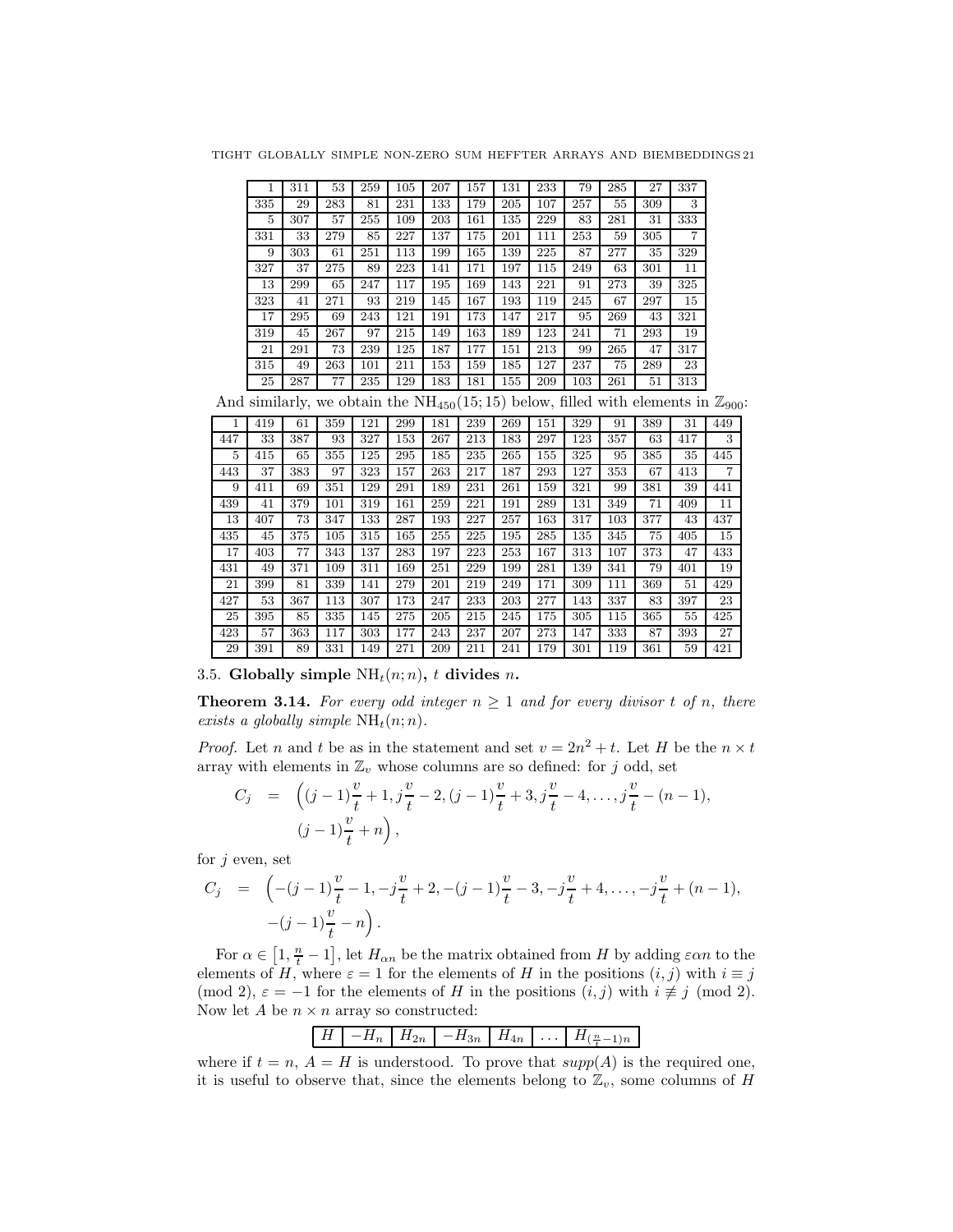| 1 | 311 | 53 | 259 | 105 | 207 | 157 | 131 | 233 | 79 | 285 | 27 | 337 |
|---|---|---|---|---|---|---|---|---|---|---|---|---|
| 335 | 29 | 283 | 81 | 231 | 133 | 179 | 205 | 107 | 257 | 55 | 309 | 3 |
| 5 | 307 | 57 | 255 | 109 | 203 | 161 | 135 | 229 | 83 | 281 | 31 | 333 |
| 331 | 33 | 279 | 85 | 227 | 137 | 175 | 201 | 111 | 253 | 59 | 305 | 7 |
| 9 | 303 | 61 | 251 | 113 | 199 | 165 | 139 | 225 | 87 | 277 | 35 | 329 |
| 327 | 37 | 275 | 89 | 223 | 141 | 171 | 197 | 115 | 249 | 63 | 301 | 11 |
| 13 | 299 | 65 | 247 | 117 | 195 | 169 | 143 | 221 | 91 | 273 | 39 | 325 |
| 323 | 41 | 271 | 93 | 219 | 145 | 167 | 193 | 119 | 245 | 67 | 297 | 15 |
| 17 | 295 | 69 | 243 | 121 | 191 | 173 | 147 | 217 | 95 | 269 | 43 | 321 |
| 319 | 45 | 267 | 97 | 215 | 149 | 163 | 189 | 123 | 241 | 71 | 293 | 19 |
| 21 | 291 | 73 | 239 | 125 | 187 | 177 | 151 | 213 | 99 | 265 | 47 | 317 |
| 315 | 49 | 263 | 101 | 211 | 153 | 159 | 185 | 127 | 237 | 75 | 289 | 23 |
| 25 | 287 | 77 | 235 | 129 | 183 | 181 | 155 | 209 | 103 | 261 | 51 | 313 |

And similarly, we obtain the $\mathrm{NH}_{450}(15;15)$ below, filled with elements in $\mathbb{Z}_{900}$:

| 1 | 419 | 61 | 359 | 121 | 299 | 181 | 239 | 269 | 151 | 329 | 91 | 389 | 31 | 449 |
|---|---|---|---|---|---|---|---|---|---|---|---|---|---|---|
| 447 | 33 | 387 | 93 | 327 | 153 | 267 | 213 | 183 | 297 | 123 | 357 | 63 | 417 | 3 |
| 5 | 415 | 65 | 355 | 125 | 295 | 185 | 235 | 265 | 155 | 325 | 95 | 385 | 35 | 445 |
| 443 | 37 | 383 | 97 | 323 | 157 | 263 | 217 | 187 | 293 | 127 | 353 | 67 | 413 | 7 |
| 9 | 411 | 69 | 351 | 129 | 291 | 189 | 231 | 261 | 159 | 321 | 99 | 381 | 39 | 441 |
| 439 | 41 | 379 | 101 | 319 | 161 | 259 | 221 | 191 | 289 | 131 | 349 | 71 | 409 | 11 |
| 13 | 407 | 73 | 347 | 133 | 287 | 193 | 227 | 257 | 163 | 317 | 103 | 377 | 43 | 437 |
| 435 | 45 | 375 | 105 | 315 | 165 | 255 | 225 | 195 | 285 | 135 | 345 | 75 | 405 | 15 |
| 17 | 403 | 77 | 343 | 137 | 283 | 197 | 223 | 253 | 167 | 313 | 107 | 373 | 47 | 433 |
| 431 | 49 | 371 | 109 | 311 | 169 | 251 | 229 | 199 | 281 | 139 | 341 | 79 | 401 | 19 |
| 21 | 399 | 81 | 339 | 141 | 279 | 201 | 219 | 249 | 171 | 309 | 111 | 369 | 51 | 429 |
| 427 | 53 | 367 | 113 | 307 | 173 | 247 | 233 | 203 | 277 | 143 | 337 | 83 | 397 | 23 |
| 25 | 395 | 85 | 335 | 145 | 275 | 205 | 215 | 245 | 175 | 305 | 115 | 365 | 55 | 425 |
| 423 | 57 | 363 | 117 | 303 | 177 | 243 | 237 | 207 | 273 | 147 | 333 | 87 | 393 | 27 |
| 29 | 391 | 89 | 331 | 149 | 271 | 209 | 211 | 241 | 179 | 301 | 119 | 361 | 59 | 421 |

### 3.5. Globally simple $\mathrm{NH}_t(n;n)$, $t$ divides $n$.

**Theorem 3.14.** *For every odd integer $n \geq 1$ and for every divisor $t$ of $n$, there exists a globally simple $\mathrm{NH}_t(n;n)$.*

*Proof.* Let $n$ and $t$ be as in the statement and set $v = 2n^2 + t$. Let $H$ be the $n \times t$ array with elements in $\mathbb{Z}_v$ whose columns are so defined: for $j$ odd, set

$$C_j = \Big((j-1)\frac{v}{t}+1, j\frac{v}{t}-2, (j-1)\frac{v}{t}+3, j\frac{v}{t}-4, \ldots, j\frac{v}{t}-(n-1), (j-1)\frac{v}{t}+n\Big),$$

for $j$ even, set

$$C_j = \Big(-(j-1)\frac{v}{t}-1, -j\frac{v}{t}+2, -(j-1)\frac{v}{t}-3, -j\frac{v}{t}+4, \ldots, -j\frac{v}{t}+(n-1), -(j-1)\frac{v}{t}-n\Big).$$

For $\alpha \in \left[1, \frac{n}{t}-1\right]$, let $H_{\alpha n}$ be the matrix obtained from $H$ by adding $\varepsilon\alpha n$ to the elements of $H$, where $\varepsilon = 1$ for the elements of $H$ in the positions $(i,j)$ with $i \equiv j \pmod 2$, $\varepsilon = -1$ for the elements of $H$ in the positions $(i,j)$ with $i \not\equiv j \pmod 2$. Now let $A$ be $n \times n$ array so constructed:

| $H$ | $-H_n$ | $H_{2n}$ | $-H_{3n}$ | $H_{4n}$ | $\ldots$ | $H_{(\frac{n}{t}-1)n}$ |
|---|---|---|---|---|---|---|

where if $t = n$, $A = H$ is understood. To prove that $supp(A)$ is the required one, it is useful to observe that, since the elements belong to $\mathbb{Z}_v$, some columns of $H$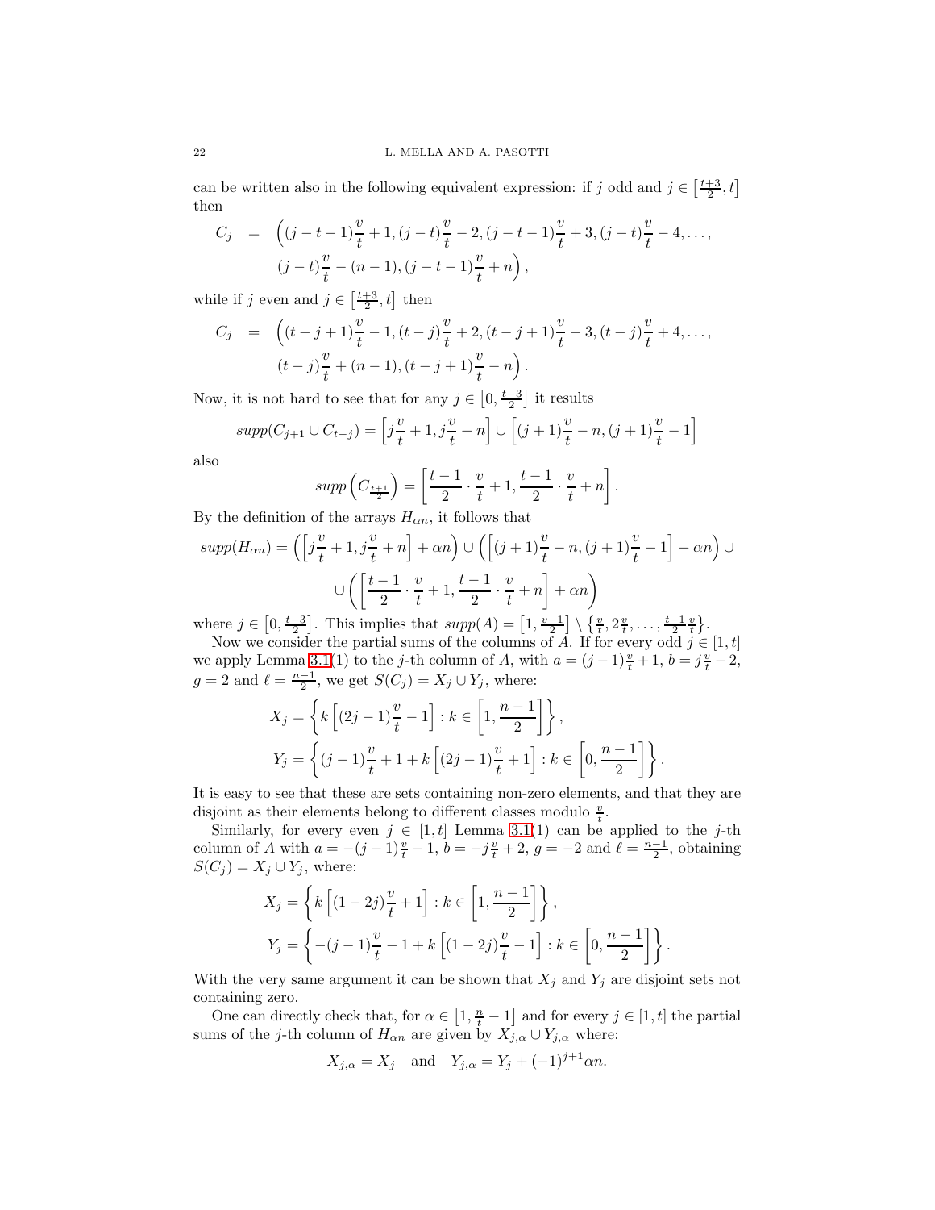can be written also in the following equivalent expression: if $j$ odd and $j \in \left[\frac{t+3}{2}, t\right]$ then

$$
\begin{aligned}
C_j &= \Big((j-t-1)\frac{v}{t}+1, (j-t)\frac{v}{t}-2, (j-t-1)\frac{v}{t}+3, (j-t)\frac{v}{t}-4, \ldots, \\
&\quad (j-t)\frac{v}{t}-(n-1), (j-t-1)\frac{v}{t}+n\Big),
\end{aligned}
$$

while if $j$ even and $j \in \left[\frac{t+3}{2}, t\right]$ then

$$
\begin{aligned}
C_j &= \Big((t-j+1)\frac{v}{t}-1, (t-j)\frac{v}{t}+2, (t-j+1)\frac{v}{t}-3, (t-j)\frac{v}{t}+4, \ldots, \\
&\quad (t-j)\frac{v}{t}+(n-1), (t-j+1)\frac{v}{t}-n\Big).
\end{aligned}
$$

Now, it is not hard to see that for any $j \in \left[0, \frac{t-3}{2}\right]$ it results

$$
supp(C_{j+1} \cup C_{t-j}) = \left[j\frac{v}{t}+1, j\frac{v}{t}+n\right] \cup \left[(j+1)\frac{v}{t}-n, (j+1)\frac{v}{t}-1\right]
$$

also

$$
supp\left(C_{\frac{t+1}{2}}\right) = \left[\frac{t-1}{2}\cdot\frac{v}{t}+1, \frac{t-1}{2}\cdot\frac{v}{t}+n\right].
$$

By the definition of the arrays $H_{\alpha n}$, it follows that

$$
\begin{aligned}
supp(H_{\alpha n}) = \Big(\left[j\frac{v}{t}+1, j\frac{v}{t}+n\right]+\alpha n\Big) \cup \Big(\left[(j+1)\frac{v}{t}-n, (j+1)\frac{v}{t}-1\right]-\alpha n\Big) \cup \\
\cup \left(\left[\frac{t-1}{2}\cdot\frac{v}{t}+1, \frac{t-1}{2}\cdot\frac{v}{t}+n\right]+\alpha n\right)
\end{aligned}
$$

where $j \in \left[0, \frac{t-3}{2}\right]$. This implies that $supp(A) = \left[1, \frac{v-1}{2}\right] \setminus \left\{\frac{v}{t}, 2\frac{v}{t}, \ldots, \frac{t-1}{2}\frac{v}{t}\right\}$.

Now we consider the partial sums of the columns of $A$. If for every odd $j \in [1, t]$ we apply Lemma 3.1(1) to the $j$-th column of $A$, with $a = (j-1)\frac{v}{t}+1$, $b = j\frac{v}{t}-2$, $g = 2$ and $\ell = \frac{n-1}{2}$, we get $S(C_j) = X_j \cup Y_j$, where:

$$
\begin{aligned}
X_j &= \left\{k\left[(2j-1)\frac{v}{t}-1\right] : k \in \left[1, \frac{n-1}{2}\right]\right\}, \\
Y_j &= \left\{(j-1)\frac{v}{t}+1+k\left[(2j-1)\frac{v}{t}+1\right] : k \in \left[0, \frac{n-1}{2}\right]\right\}.
\end{aligned}
$$

It is easy to see that these are sets containing non-zero elements, and that they are disjoint as their elements belong to different classes modulo $\frac{v}{t}$.

Similarly, for every even $j \in [1, t]$ Lemma 3.1(1) can be applied to the $j$-th column of $A$ with $a = -(j-1)\frac{v}{t}-1$, $b = -j\frac{v}{t}+2$, $g = -2$ and $\ell = \frac{n-1}{2}$, obtaining $S(C_j) = X_j \cup Y_j$, where:

$$
\begin{aligned}
X_j &= \left\{k\left[(1-2j)\frac{v}{t}+1\right] : k \in \left[1, \frac{n-1}{2}\right]\right\}, \\
Y_j &= \left\{-(j-1)\frac{v}{t}-1+k\left[(1-2j)\frac{v}{t}-1\right] : k \in \left[0, \frac{n-1}{2}\right]\right\}.
\end{aligned}
$$

With the very same argument it can be shown that $X_j$ and $Y_j$ are disjoint sets not containing zero.

One can directly check that, for $\alpha \in \left[1, \frac{n}{t}-1\right]$ and for every $j \in [1, t]$ the partial sums of the $j$-th column of $H_{\alpha n}$ are given by $X_{j,\alpha} \cup Y_{j,\alpha}$ where:

$$
X_{j,\alpha} = X_j \quad \text{and} \quad Y_{j,\alpha} = Y_j + (-1)^{j+1}\alpha n.
$$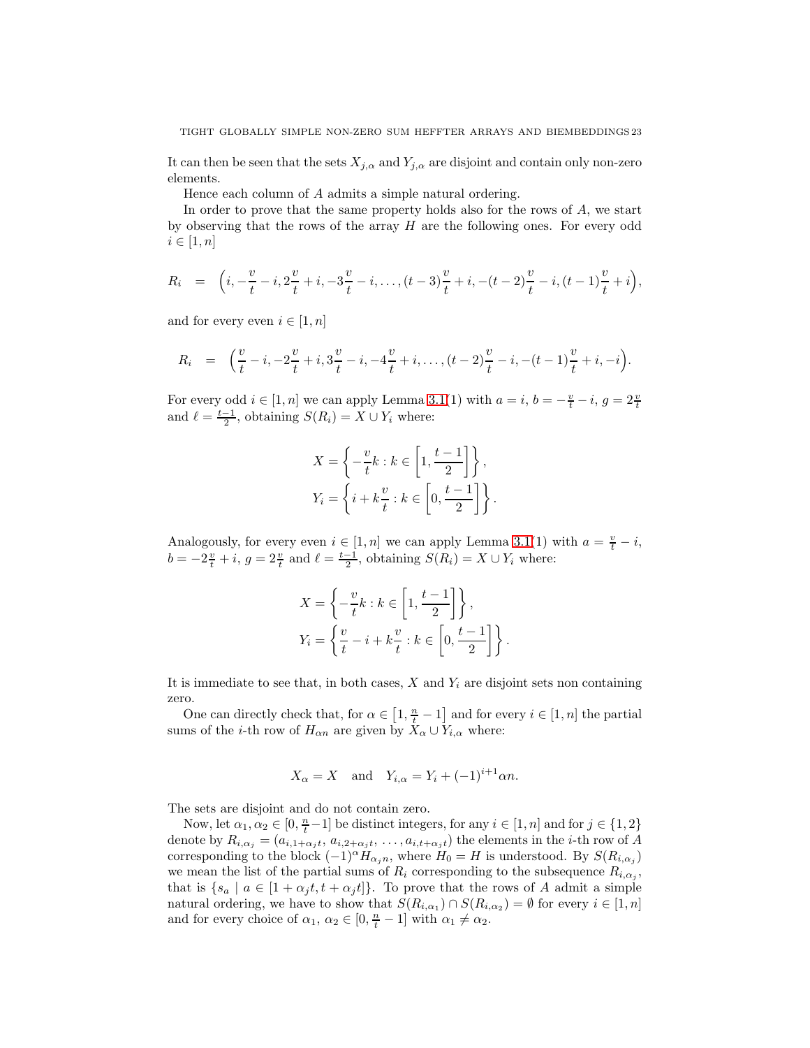It can then be seen that the sets $X_{j,\alpha}$ and $Y_{j,\alpha}$ are disjoint and contain only non-zero elements.

Hence each column of $A$ admits a simple natural ordering.

In order to prove that the same property holds also for the rows of $A$, we start by observing that the rows of the array $H$ are the following ones. For every odd $i \in [1, n]$

$$R_i = \Big(i, -\frac{v}{t} - i, 2\frac{v}{t} + i, -3\frac{v}{t} - i, \ldots, (t-3)\frac{v}{t} + i, -(t-2)\frac{v}{t} - i, (t-1)\frac{v}{t} + i\Big),$$

and for every even $i \in [1, n]$

$$R_i = \Big(\frac{v}{t} - i, -2\frac{v}{t} + i, 3\frac{v}{t} - i, -4\frac{v}{t} + i, \ldots, (t-2)\frac{v}{t} - i, -(t-1)\frac{v}{t} + i, -i\Big).$$

For every odd $i \in [1, n]$ we can apply Lemma 3.1(1) with $a = i$, $b = -\frac{v}{t} - i$, $g = 2\frac{v}{t}$ and $\ell = \frac{t-1}{2}$, obtaining $S(R_i) = X \cup Y_i$ where:

$$X = \left\{ -\frac{v}{t}k : k \in \left[1, \frac{t-1}{2}\right] \right\},$$
$$Y_i = \left\{ i + k\frac{v}{t} : k \in \left[0, \frac{t-1}{2}\right] \right\}.$$

Analogously, for every even $i \in [1, n]$ we can apply Lemma 3.1(1) with $a = \frac{v}{t} - i$, $b = -2\frac{v}{t} + i$, $g = 2\frac{v}{t}$ and $\ell = \frac{t-1}{2}$, obtaining $S(R_i) = X \cup Y_i$ where:

$$X = \left\{ -\frac{v}{t}k : k \in \left[1, \frac{t-1}{2}\right] \right\},$$
$$Y_i = \left\{ \frac{v}{t} - i + k\frac{v}{t} : k \in \left[0, \frac{t-1}{2}\right] \right\}.$$

It is immediate to see that, in both cases, $X$ and $Y_i$ are disjoint sets non containing zero.

One can directly check that, for $\alpha \in \left[1, \frac{n}{t} - 1\right]$ and for every $i \in [1, n]$ the partial sums of the $i$-th row of $H_{\alpha n}$ are given by $X_\alpha \cup Y_{i,\alpha}$ where:

$$X_\alpha = X \quad \text{and} \quad Y_{i,\alpha} = Y_i + (-1)^{i+1}\alpha n.$$

The sets are disjoint and do not contain zero.

Now, let $\alpha_1, \alpha_2 \in [0, \frac{n}{t} - 1]$ be distinct integers, for any $i \in [1, n]$ and for $j \in \{1, 2\}$ denote by $R_{i,\alpha_j} = (a_{i,1+\alpha_j t}, a_{i,2+\alpha_j t}, \ldots, a_{i,t+\alpha_j t})$ the elements in the $i$-th row of $A$ corresponding to the block $(-1)^\alpha H_{\alpha_j n}$, where $H_0 = H$ is understood. By $S(R_{i,\alpha_j})$ we mean the list of the partial sums of $R_i$ corresponding to the subsequence $R_{i,\alpha_j}$, that is $\{s_a \mid a \in [1 + \alpha_j t, t + \alpha_j t]\}$. To prove that the rows of $A$ admit a simple natural ordering, we have to show that $S(R_{i,\alpha_1}) \cap S(R_{i,\alpha_2}) = \emptyset$ for every $i \in [1, n]$ and for every choice of $\alpha_1, \alpha_2 \in [0, \frac{n}{t} - 1]$ with $\alpha_1 \neq \alpha_2$.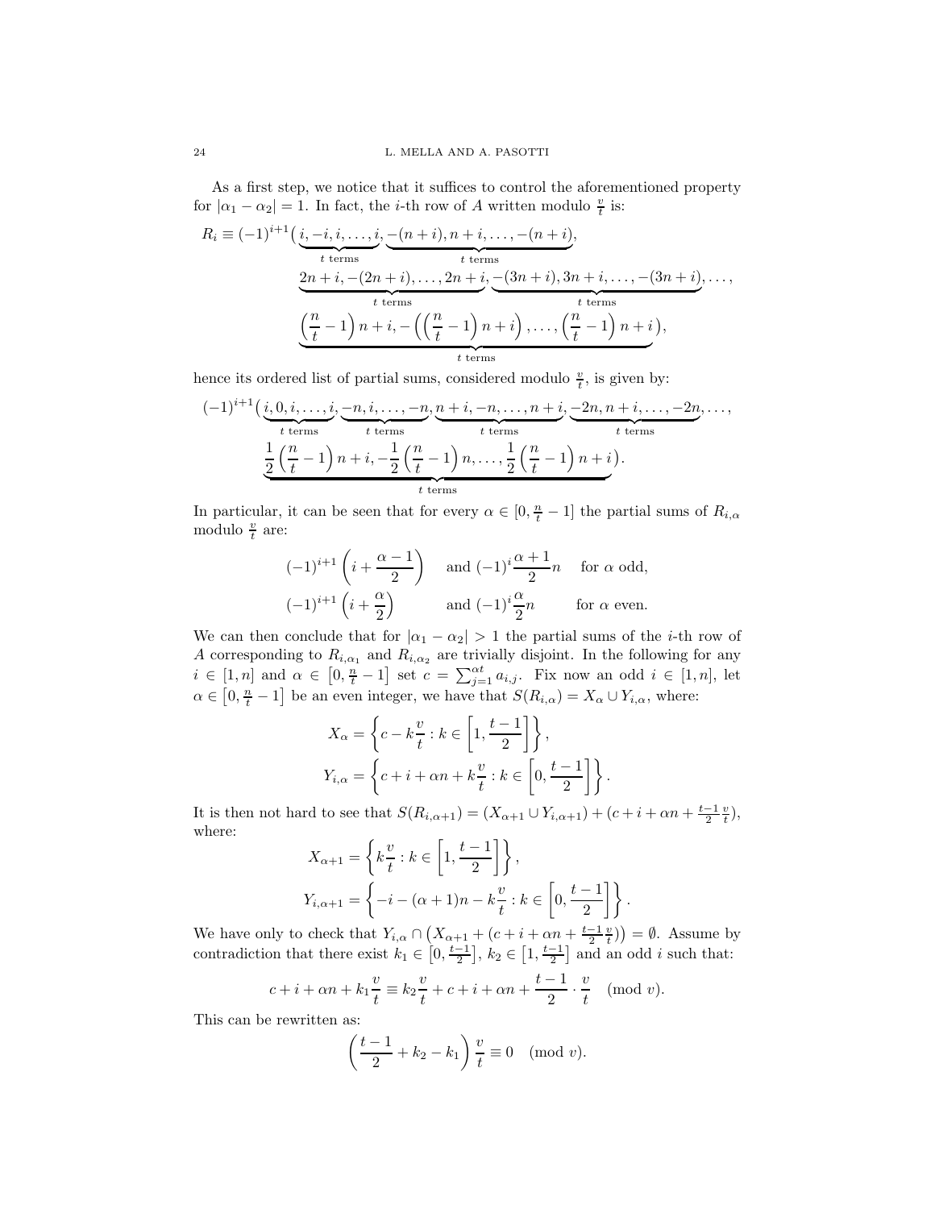As a first step, we notice that it suffices to control the aforementioned property for $|\alpha_1 - \alpha_2| = 1$. In fact, the $i$-th row of $A$ written modulo $\frac{v}{t}$ is:

$$
\begin{aligned}
R_i \equiv (-1)^{i+1}\big(&\underbrace{i, -i, i, \ldots, i}_{t \text{ terms}}, \underbrace{-(n+i), n+i, \ldots, -(n+i)}_{t \text{ terms}},\\
&\underbrace{2n+i, -(2n+i), \ldots, 2n+i}_{t \text{ terms}}, \underbrace{-(3n+i), 3n+i, \ldots, -(3n+i)}_{t \text{ terms}}, \ldots,\\
&\underbrace{\left(\frac{n}{t}-1\right)n+i, -\left(\left(\frac{n}{t}-1\right)n+i\right), \ldots, \left(\frac{n}{t}-1\right)n+i}_{t \text{ terms}}\big),
\end{aligned}
$$

hence its ordered list of partial sums, considered modulo $\frac{v}{t}$, is given by:

$$
\begin{aligned}
(-1)^{i+1}\big(&\underbrace{i, 0, i, \ldots, i}_{t \text{ terms}}, \underbrace{-n, i, \ldots, -n}_{t \text{ terms}}, \underbrace{n+i, -n, \ldots, n+i}_{t \text{ terms}}, \underbrace{-2n, n+i, \ldots, -2n}_{t \text{ terms}}, \ldots,\\
&\underbrace{\frac{1}{2}\left(\frac{n}{t}-1\right)n+i, -\frac{1}{2}\left(\frac{n}{t}-1\right)n, \ldots, \frac{1}{2}\left(\frac{n}{t}-1\right)n+i}_{t \text{ terms}}\big).
\end{aligned}
$$

In particular, it can be seen that for every $\alpha \in [0, \frac{n}{t}-1]$ the partial sums of $R_{i,\alpha}$ modulo $\frac{v}{t}$ are:

$$
\begin{aligned}
&(-1)^{i+1}\left(i + \frac{\alpha-1}{2}\right) \quad \text{ and } (-1)^{i}\frac{\alpha+1}{2}n \quad \text{ for } \alpha \text{ odd},\\
&(-1)^{i+1}\left(i + \frac{\alpha}{2}\right) \qquad \text{ and } (-1)^{i}\frac{\alpha}{2}n \qquad \text{ for } \alpha \text{ even}.
\end{aligned}
$$

We can then conclude that for $|\alpha_1 - \alpha_2| > 1$ the partial sums of the $i$-th row of $A$ corresponding to $R_{i,\alpha_1}$ and $R_{i,\alpha_2}$ are trivially disjoint. In the following for any $i \in [1, n]$ and $\alpha \in \left[0, \frac{n}{t}-1\right]$ set $c = \sum_{j=1}^{\alpha t} a_{i,j}$. Fix now an odd $i \in [1, n]$, let $\alpha \in \left[0, \frac{n}{t}-1\right]$ be an even integer, we have that $S(R_{i,\alpha}) = X_\alpha \cup Y_{i,\alpha}$, where:

$$
\begin{aligned}
X_\alpha &= \left\{c - k\frac{v}{t} : k \in \left[1, \frac{t-1}{2}\right]\right\},\\
Y_{i,\alpha} &= \left\{c + i + \alpha n + k\frac{v}{t} : k \in \left[0, \frac{t-1}{2}\right]\right\}.
\end{aligned}
$$

It is then not hard to see that $S(R_{i,\alpha+1}) = (X_{\alpha+1} \cup Y_{i,\alpha+1}) + (c + i + \alpha n + \frac{t-1}{2}\frac{v}{t})$, where:

$$
\begin{aligned}
X_{\alpha+1} &= \left\{k\frac{v}{t} : k \in \left[1, \frac{t-1}{2}\right]\right\},\\
Y_{i,\alpha+1} &= \left\{-i - (\alpha+1)n - k\frac{v}{t} : k \in \left[0, \frac{t-1}{2}\right]\right\}.
\end{aligned}
$$

We have only to check that $Y_{i,\alpha} \cap \left(X_{\alpha+1} + (c + i + \alpha n + \frac{t-1}{2}\frac{v}{t})\right) = \emptyset$. Assume by contradiction that there exist $k_1 \in \left[0, \frac{t-1}{2}\right]$, $k_2 \in \left[1, \frac{t-1}{2}\right]$ and an odd $i$ such that:

$$
c + i + \alpha n + k_1\frac{v}{t} \equiv k_2\frac{v}{t} + c + i + \alpha n + \frac{t-1}{2} \cdot \frac{v}{t} \pmod{v}.
$$

This can be rewritten as:

$$
\left(\frac{t-1}{2} + k_2 - k_1\right)\frac{v}{t} \equiv 0 \pmod{v}.
$$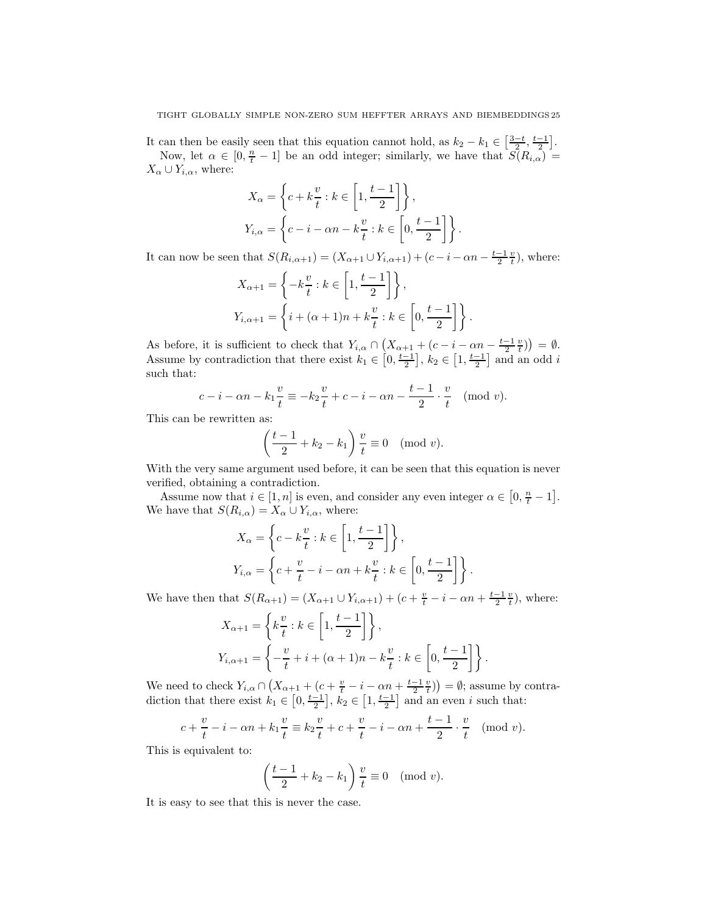It can then be easily seen that this equation cannot hold, as $k_2 - k_1 \in \left[\frac{3-t}{2}, \frac{t-1}{2}\right]$.

Now, let $\alpha \in [0, \frac{n}{t} - 1]$ be an odd integer; similarly, we have that $S(R_{i,\alpha}) = X_\alpha \cup Y_{i,\alpha}$, where:

$$X_\alpha = \left\{ c + k\frac{v}{t} : k \in \left[1, \frac{t-1}{2}\right] \right\},$$
$$Y_{i,\alpha} = \left\{ c - i - \alpha n - k\frac{v}{t} : k \in \left[0, \frac{t-1}{2}\right] \right\}.$$

It can now be seen that $S(R_{i,\alpha+1}) = (X_{\alpha+1} \cup Y_{i,\alpha+1}) + (c - i - \alpha n - \frac{t-1}{2}\frac{v}{t})$, where:

$$X_{\alpha+1} = \left\{ -k\frac{v}{t} : k \in \left[1, \frac{t-1}{2}\right] \right\},$$
$$Y_{i,\alpha+1} = \left\{ i + (\alpha+1)n + k\frac{v}{t} : k \in \left[0, \frac{t-1}{2}\right] \right\}.$$

As before, it is sufficient to check that $Y_{i,\alpha} \cap \left(X_{\alpha+1} + (c - i - \alpha n - \frac{t-1}{2}\frac{v}{t})\right) = \emptyset$. Assume by contradiction that there exist $k_1 \in \left[0, \frac{t-1}{2}\right]$, $k_2 \in \left[1, \frac{t-1}{2}\right]$ and an odd $i$ such that:

$$c - i - \alpha n - k_1\frac{v}{t} \equiv -k_2\frac{v}{t} + c - i - \alpha n - \frac{t-1}{2} \cdot \frac{v}{t} \pmod{v}.$$

This can be rewritten as:

$$\left(\frac{t-1}{2} + k_2 - k_1\right)\frac{v}{t} \equiv 0 \pmod{v}.$$

With the very same argument used before, it can be seen that this equation is never verified, obtaining a contradiction.

Assume now that $i \in [1, n]$ is even, and consider any even integer $\alpha \in \left[0, \frac{n}{t} - 1\right]$. We have that $S(R_{i,\alpha}) = X_\alpha \cup Y_{i,\alpha}$, where:

$$X_\alpha = \left\{ c - k\frac{v}{t} : k \in \left[1, \frac{t-1}{2}\right] \right\},$$
$$Y_{i,\alpha} = \left\{ c + \frac{v}{t} - i - \alpha n + k\frac{v}{t} : k \in \left[0, \frac{t-1}{2}\right] \right\}.$$

We have then that $S(R_{\alpha+1}) = (X_{\alpha+1} \cup Y_{i,\alpha+1}) + (c + \frac{v}{t} - i - \alpha n + \frac{t-1}{2}\frac{v}{t})$, where:

$$X_{\alpha+1} = \left\{ k\frac{v}{t} : k \in \left[1, \frac{t-1}{2}\right] \right\},$$
$$Y_{i,\alpha+1} = \left\{ -\frac{v}{t} + i + (\alpha+1)n - k\frac{v}{t} : k \in \left[0, \frac{t-1}{2}\right] \right\}.$$

We need to check $Y_{i,\alpha} \cap \left(X_{\alpha+1} + (c + \frac{v}{t} - i - \alpha n + \frac{t-1}{2}\frac{v}{t})\right) = \emptyset$; assume by contradiction that there exist $k_1 \in \left[0, \frac{t-1}{2}\right]$, $k_2 \in \left[1, \frac{t-1}{2}\right]$ and an even $i$ such that:

$$c + \frac{v}{t} - i - \alpha n + k_1\frac{v}{t} \equiv k_2\frac{v}{t} + c + \frac{v}{t} - i - \alpha n + \frac{t-1}{2} \cdot \frac{v}{t} \pmod{v}.$$

This is equivalent to:

$$\left(\frac{t-1}{2} + k_2 - k_1\right)\frac{v}{t} \equiv 0 \pmod{v}.$$

It is easy to see that this is never the case.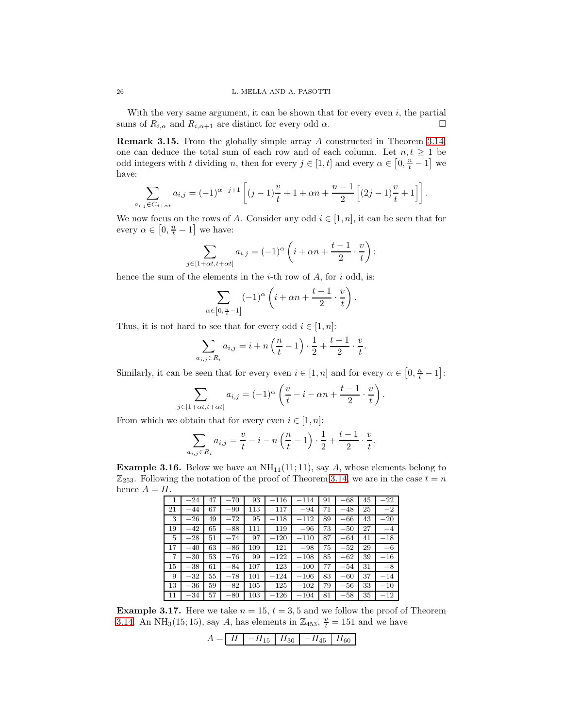With the very same argument, it can be shown that for every even $i$, the partial sums of $R_{i,\alpha}$ and $R_{i,\alpha+1}$ are distinct for every odd $\alpha$. $\square$

**Remark 3.15.** From the globally simple array $A$ constructed in Theorem 3.14, one can deduce the total sum of each row and of each column. Let $n, t \geq 1$ be odd integers with $t$ dividing $n$, then for every $j \in [1,t]$ and every $\alpha \in \left[0, \frac{n}{t}-1\right]$ we have:

$$\sum_{a_{i,j} \in C_{j+\alpha t}} a_{i,j} = (-1)^{\alpha+j+1}\left[(j-1)\frac{v}{t} + 1 + \alpha n + \frac{n-1}{2}\left[(2j-1)\frac{v}{t}+1\right]\right].$$

We now focus on the rows of $A$. Consider any odd $i \in [1,n]$, it can be seen that for every $\alpha \in \left[0, \frac{n}{t}-1\right]$ we have:

$$\sum_{j \in [1+\alpha t, t+\alpha t]} a_{i,j} = (-1)^{\alpha}\left(i + \alpha n + \frac{t-1}{2}\cdot\frac{v}{t}\right);$$

hence the sum of the elements in the $i$-th row of $A$, for $i$ odd, is:

$$\sum_{\alpha \in \left[0, \frac{n}{t}-1\right]} (-1)^{\alpha}\left(i + \alpha n + \frac{t-1}{2}\cdot\frac{v}{t}\right).$$

Thus, it is not hard to see that for every odd $i \in [1,n]$:

$$\sum_{a_{i,j} \in R_i} a_{i,j} = i + n\left(\frac{n}{t}-1\right)\cdot\frac{1}{2} + \frac{t-1}{2}\cdot\frac{v}{t}.$$

Similarly, it can be seen that for every even $i \in [1,n]$ and for every $\alpha \in \left[0, \frac{n}{t}-1\right]$:

$$\sum_{j \in [1+\alpha t, t+\alpha t]} a_{i,j} = (-1)^{\alpha}\left(\frac{v}{t} - i - \alpha n + \frac{t-1}{2}\cdot\frac{v}{t}\right).$$

From which we obtain that for every even $i \in [1,n]$:

$$\sum_{a_{i,j} \in R_i} a_{i,j} = \frac{v}{t} - i - n\left(\frac{n}{t}-1\right)\cdot\frac{1}{2} + \frac{t-1}{2}\cdot\frac{v}{t}.$$

**Example 3.16.** Below we have an $\mathrm{NH}_{11}(11;11)$, say $A$, whose elements belong to $\mathbb{Z}_{253}$. Following the notation of the proof of Theorem 3.14, we are in the case $t = n$ hence $A = H$.

| | | | | | | | | | | |
|---|---|---|---|---|---|---|---|---|---|---|
| 1 | −24 | 47 | −70 | 93 | −116 | −114 | 91 | −68 | 45 | −22 |
| 21 | −44 | 67 | −90 | 113 | 117 | −94 | 71 | −48 | 25 | −2 |
| 3 | −26 | 49 | −72 | 95 | −118 | −112 | 89 | −66 | 43 | −20 |
| 19 | −42 | 65 | −88 | 111 | 119 | −96 | 73 | −50 | 27 | −4 |
| 5 | −28 | 51 | −74 | 97 | −120 | −110 | 87 | −64 | 41 | −18 |
| 17 | −40 | 63 | −86 | 109 | 121 | −98 | 75 | −52 | 29 | −6 |
| 7 | −30 | 53 | −76 | 99 | −122 | −108 | 85 | −62 | 39 | −16 |
| 15 | −38 | 61 | −84 | 107 | 123 | −100 | 77 | −54 | 31 | −8 |
| 9 | −32 | 55 | −78 | 101 | −124 | −106 | 83 | −60 | 37 | −14 |
| 13 | −36 | 59 | −82 | 105 | 125 | −102 | 79 | −56 | 33 | −10 |
| 11 | −34 | 57 | −80 | 103 | −126 | −104 | 81 | −58 | 35 | −12 |

**Example 3.17.** Here we take $n = 15$, $t = 3, 5$ and we follow the proof of Theorem 3.14. An $\mathrm{NH}_3(15;15)$, say $A$, has elements in $\mathbb{Z}_{453}$, $\frac{v}{t} = 151$ and we have

$$A = \begin{array}{|c|c|c|c|c|}\hline H & -H_{15} & H_{30} & -H_{45} & H_{60} \\ \hline\end{array}$$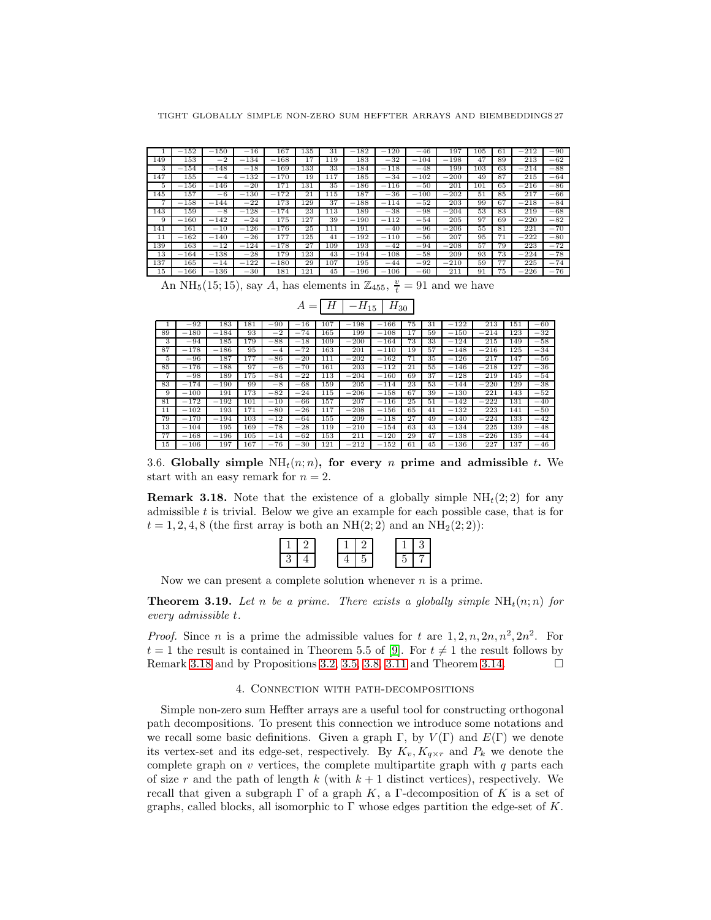| 1 | −152 | −150 | −16 | 167 | 135 | 31 | −182 | −120 | −46 | 197 | 105 | 61 | −212 | −90 |
|---|---|---|---|---|---|---|---|---|---|---|---|---|---|---|
| 149 | 153 | −2 | −134 | −168 | 17 | 119 | 183 | −32 | −104 | −198 | 47 | 89 | 213 | −62 |
| 3 | −154 | −148 | −18 | 169 | 133 | 33 | −184 | −118 | −48 | 199 | 103 | 63 | −214 | −88 |
| 147 | 155 | −4 | −132 | −170 | 19 | 117 | 185 | −34 | −102 | −200 | 49 | 87 | 215 | −64 |
| 5 | −156 | −146 | −20 | 171 | 131 | 35 | −186 | −116 | −50 | 201 | 101 | 65 | −216 | −86 |
| 145 | 157 | −6 | −130 | −172 | 21 | 115 | 187 | −36 | −100 | −202 | 51 | 85 | 217 | −66 |
| 7 | −158 | −144 | −22 | 173 | 129 | 37 | −188 | −114 | −52 | 203 | 99 | 67 | −218 | −84 |
| 143 | 159 | −8 | −128 | −174 | 23 | 113 | 189 | −38 | −98 | −204 | 53 | 83 | 219 | −68 |
| 9 | −160 | −142 | −24 | 175 | 127 | 39 | −190 | −112 | −54 | 205 | 97 | 69 | −220 | −82 |
| 141 | 161 | −10 | −126 | −176 | 25 | 111 | 191 | −40 | −96 | −206 | 55 | 81 | 221 | −70 |
| 11 | −162 | −140 | −26 | 177 | 125 | 41 | −192 | −110 | −56 | 207 | 95 | 71 | −222 | −80 |
| 139 | 163 | −12 | −124 | −178 | 27 | 109 | 193 | −42 | −94 | −208 | 57 | 79 | 223 | −72 |
| 13 | −164 | −138 | −28 | 179 | 123 | 43 | −194 | −108 | −58 | 209 | 93 | 73 | −224 | −78 |
| 137 | 165 | −14 | −122 | −180 | 29 | 107 | 195 | −44 | −92 | −210 | 59 | 77 | 225 | −74 |
| 15 | −166 | −136 | −30 | 181 | 121 | 45 | −196 | −106 | −60 | 211 | 91 | 75 | −226 | −76 |

An $\mathrm{NH}_5(15;15)$, say $A$, has elements in $\mathbb{Z}_{455}$, $\frac{v}{t}=91$ and we have

$$A = \boxed{H \mid -H_{15} \mid H_{30}}$$

| 1 | −92 | 183 | 181 | −90 | −16 | 107 | −198 | −166 | 75 | 31 | −122 | 213 | 151 | −60 |
|---|---|---|---|---|---|---|---|---|---|---|---|---|---|---|
| 89 | −180 | −184 | 93 | −2 | −74 | 165 | 199 | −108 | 17 | 59 | −150 | −214 | 123 | −32 |
| 3 | −94 | 185 | 179 | −88 | −18 | 109 | −200 | −164 | 73 | 33 | −124 | 215 | 149 | −58 |
| 87 | −178 | −186 | 95 | −4 | −72 | 163 | 201 | −110 | 19 | 57 | −148 | −216 | 125 | −34 |
| 5 | −96 | 187 | 177 | −86 | −20 | 111 | −202 | −162 | 71 | 35 | −126 | 217 | 147 | −56 |
| 85 | −176 | −188 | 97 | −6 | −70 | 161 | 203 | −112 | 21 | 55 | −146 | −218 | 127 | −36 |
| 7 | −98 | 189 | 175 | −84 | −22 | 113 | −204 | −160 | 69 | 37 | −128 | 219 | 145 | −54 |
| 83 | −174 | −190 | 99 | −8 | −68 | 159 | 205 | −114 | 23 | 53 | −144 | −220 | 129 | −38 |
| 9 | −100 | 191 | 173 | −82 | −24 | 115 | −206 | −158 | 67 | 39 | −130 | 221 | 143 | −52 |
| 81 | −172 | −192 | 101 | −10 | −66 | 157 | 207 | −116 | 25 | 51 | −142 | −222 | 131 | −40 |
| 11 | −102 | 193 | 171 | −80 | −26 | 117 | −208 | −156 | 65 | 41 | −132 | 223 | 141 | −50 |
| 79 | −170 | −194 | 103 | −12 | −64 | 155 | 209 | −118 | 27 | 49 | −140 | −224 | 133 | −42 |
| 13 | −104 | 195 | 169 | −78 | −28 | 119 | −210 | −154 | 63 | 43 | −134 | 225 | 139 | −48 |
| 77 | −168 | −196 | 105 | −14 | −62 | 153 | 211 | −120 | 29 | 47 | −138 | −226 | 135 | −44 |
| 15 | −106 | 197 | 167 | −76 | −30 | 121 | −212 | −152 | 61 | 45 | −136 | 227 | 137 | −46 |

**3.6. Globally simple $\mathrm{NH}_t(n;n)$, for every $n$ prime and admissible $t$.** We start with an easy remark for $n=2$.

**Remark 3.18.** Note that the existence of a globally simple $\mathrm{NH}_t(2;2)$ for any admissible $t$ is trivial. Below we give an example for each possible case, that is for $t=1,2,4,8$ (the first array is both an $\mathrm{NH}(2;2)$ and an $\mathrm{NH}_2(2;2)$):

| 1 | 2 |
|---|---|
| 3 | 4 |

| 1 | 2 |
|---|---|
| 4 | 5 |

| 1 | 3 |
|---|---|
| 5 | 7 |

Now we can present a complete solution whenever $n$ is a prime.

**Theorem 3.19.** *Let $n$ be a prime. There exists a globally simple $\mathrm{NH}_t(n;n)$ for every admissible $t$.*

*Proof.* Since $n$ is a prime the admissible values for $t$ are $1,2,n,2n,n^2,2n^2$. For $t=1$ the result is contained in Theorem 5.5 of [9]. For $t\neq 1$ the result follows by Remark 3.18 and by Propositions 3.2, 3.5, 3.8, 3.11 and Theorem 3.14. □

## 4. Connection with path-decompositions

Simple non-zero sum Heffter arrays are a useful tool for constructing orthogonal path decompositions. To present this connection we introduce some notations and we recall some basic definitions. Given a graph $\Gamma$, by $V(\Gamma)$ and $E(\Gamma)$ we denote its vertex-set and its edge-set, respectively. By $K_v, K_{q\times r}$ and $P_k$ we denote the complete graph on $v$ vertices, the complete multipartite graph with $q$ parts each of size $r$ and the path of length $k$ (with $k+1$ distinct vertices), respectively. We recall that given a subgraph $\Gamma$ of a graph $K$, a $\Gamma$-decomposition of $K$ is a set of graphs, called blocks, all isomorphic to $\Gamma$ whose edges partition the edge-set of $K$.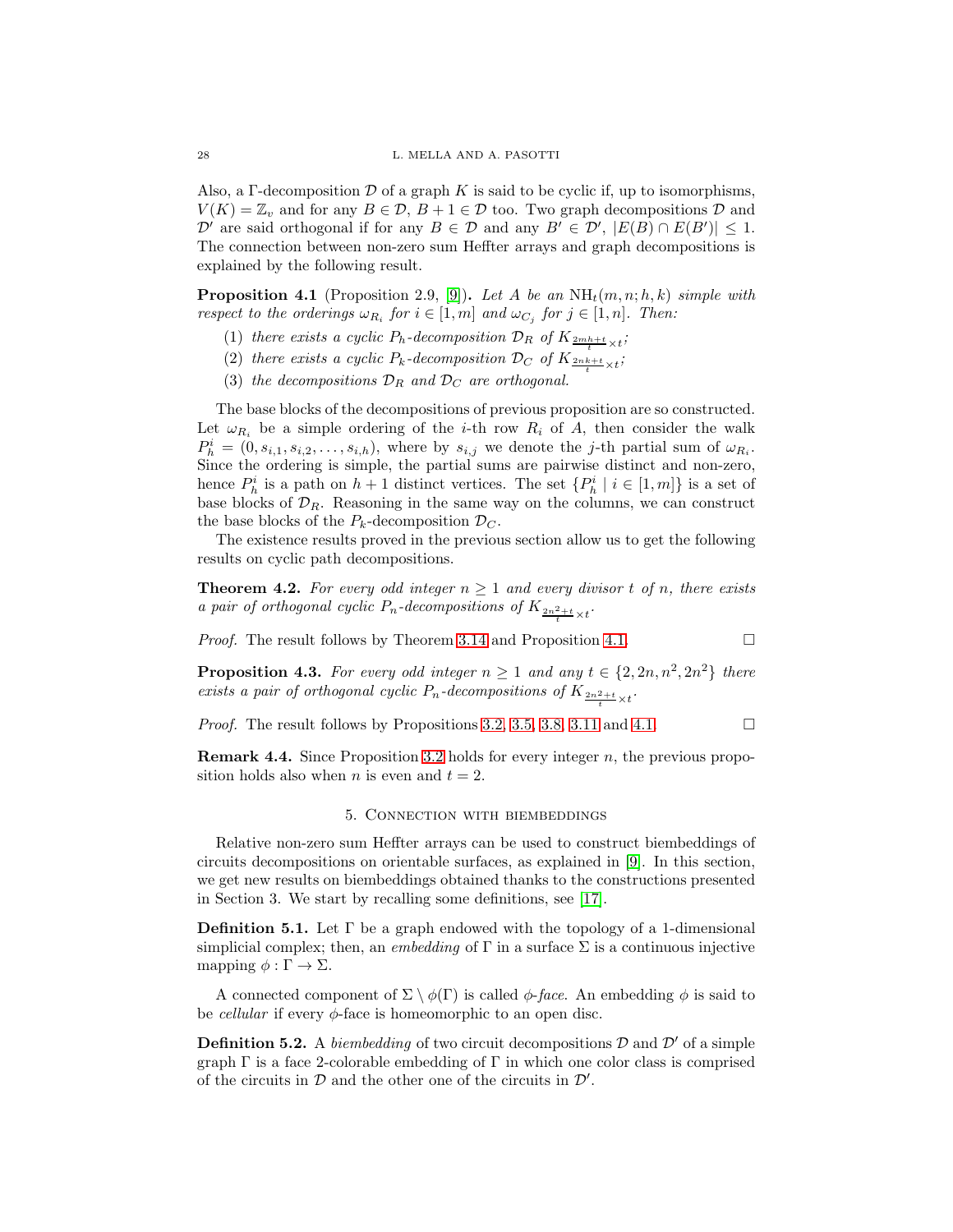Also, a $\Gamma$-decomposition $\mathcal{D}$ of a graph $K$ is said to be cyclic if, up to isomorphisms, $V(K) = \mathbb{Z}_v$ and for any $B \in \mathcal{D}$, $B + 1 \in \mathcal{D}$ too. Two graph decompositions $\mathcal{D}$ and $\mathcal{D}'$ are said orthogonal if for any $B \in \mathcal{D}$ and any $B' \in \mathcal{D}'$, $|E(B) \cap E(B')| \leq 1$. The connection between non-zero sum Heffter arrays and graph decompositions is explained by the following result.

**Proposition 4.1** (Proposition 2.9, [9])**.** *Let $A$ be an $\mathrm{NH}_t(m, n; h, k)$ simple with respect to the orderings $\omega_{R_i}$ for $i \in [1, m]$ and $\omega_{C_j}$ for $j \in [1, n]$. Then:*

1. *there exists a cyclic $P_h$-decomposition $\mathcal{D}_R$ of $K_{\frac{2mh+t}{t} \times t}$;*
2. *there exists a cyclic $P_k$-decomposition $\mathcal{D}_C$ of $K_{\frac{2nk+t}{t} \times t}$;*
3. *the decompositions $\mathcal{D}_R$ and $\mathcal{D}_C$ are orthogonal.*

The base blocks of the decompositions of previous proposition are so constructed. Let $\omega_{R_i}$ be a simple ordering of the $i$-th row $R_i$ of $A$, then consider the walk $P_h^i = (0, s_{i,1}, s_{i,2}, \ldots, s_{i,h})$, where by $s_{i,j}$ we denote the $j$-th partial sum of $\omega_{R_i}$. Since the ordering is simple, the partial sums are pairwise distinct and non-zero, hence $P_h^i$ is a path on $h + 1$ distinct vertices. The set $\{P_h^i \mid i \in [1, m]\}$ is a set of base blocks of $\mathcal{D}_R$. Reasoning in the same way on the columns, we can construct the base blocks of the $P_k$-decomposition $\mathcal{D}_C$.

The existence results proved in the previous section allow us to get the following results on cyclic path decompositions.

**Theorem 4.2.** *For every odd integer $n \geq 1$ and every divisor $t$ of $n$, there exists a pair of orthogonal cyclic $P_n$-decompositions of $K_{\frac{2n^2+t}{t} \times t}$.*

*Proof.* The result follows by Theorem 3.14 and Proposition 4.1. □

**Proposition 4.3.** *For every odd integer $n \geq 1$ and any $t \in \{2, 2n, n^2, 2n^2\}$ there exists a pair of orthogonal cyclic $P_n$-decompositions of $K_{\frac{2n^2+t}{t} \times t}$.*

*Proof.* The result follows by Propositions 3.2, 3.5, 3.8, 3.11 and 4.1. □

**Remark 4.4.** Since Proposition 3.2 holds for every integer $n$, the previous proposition holds also when $n$ is even and $t = 2$.

## 5. Connection with biembeddings

Relative non-zero sum Heffter arrays can be used to construct biembeddings of circuits decompositions on orientable surfaces, as explained in [9]. In this section, we get new results on biembeddings obtained thanks to the constructions presented in Section 3. We start by recalling some definitions, see [17].

**Definition 5.1.** Let $\Gamma$ be a graph endowed with the topology of a 1-dimensional simplicial complex; then, an *embedding* of $\Gamma$ in a surface $\Sigma$ is a continuous injective mapping $\phi : \Gamma \to \Sigma$.

A connected component of $\Sigma \setminus \phi(\Gamma)$ is called *$\phi$-face*. An embedding $\phi$ is said to be *cellular* if every $\phi$-face is homeomorphic to an open disc.

**Definition 5.2.** A *biembedding* of two circuit decompositions $\mathcal{D}$ and $\mathcal{D}'$ of a simple graph $\Gamma$ is a face 2-colorable embedding of $\Gamma$ in which one color class is comprised of the circuits in $\mathcal{D}$ and the other one of the circuits in $\mathcal{D}'$.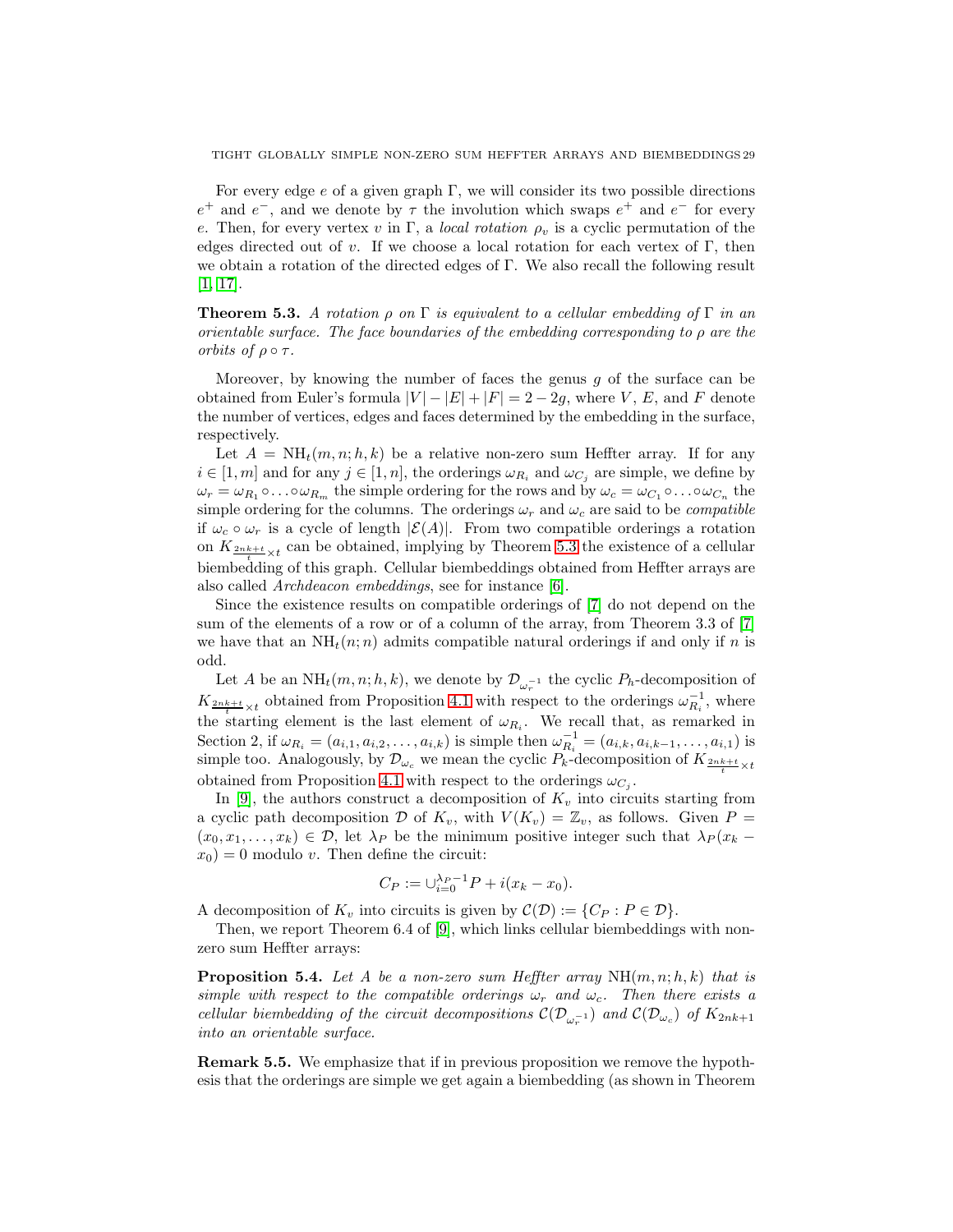For every edge $e$ of a given graph $\Gamma$, we will consider its two possible directions $e^+$ and $e^-$, and we denote by $\tau$ the involution which swaps $e^+$ and $e^-$ for every $e$. Then, for every vertex $v$ in $\Gamma$, a *local rotation* $\rho_v$ is a cyclic permutation of the edges directed out of $v$. If we choose a local rotation for each vertex of $\Gamma$, then we obtain a rotation of the directed edges of $\Gamma$. We also recall the following result [1, 17].

**Theorem 5.3.** *A rotation $\rho$ on $\Gamma$ is equivalent to a cellular embedding of $\Gamma$ in an orientable surface. The face boundaries of the embedding corresponding to $\rho$ are the orbits of $\rho \circ \tau$.*

Moreover, by knowing the number of faces the genus $g$ of the surface can be obtained from Euler's formula $|V| - |E| + |F| = 2 - 2g$, where $V$, $E$, and $F$ denote the number of vertices, edges and faces determined by the embedding in the surface, respectively.

Let $A = \mathrm{NH}_t(m, n; h, k)$ be a relative non-zero sum Heffter array. If for any $i \in [1, m]$ and for any $j \in [1, n]$, the orderings $\omega_{R_i}$ and $\omega_{C_j}$ are simple, we define by $\omega_r = \omega_{R_1} \circ \ldots \circ \omega_{R_m}$ the simple ordering for the rows and by $\omega_c = \omega_{C_1} \circ \ldots \circ \omega_{C_n}$ the simple ordering for the columns. The orderings $\omega_r$ and $\omega_c$ are said to be *compatible* if $\omega_c \circ \omega_r$ is a cycle of length $|\mathcal{E}(A)|$. From two compatible orderings a rotation on $K_{\frac{2nk+t}{t} \times t}$ can be obtained, implying by Theorem 5.3 the existence of a cellular biembedding of this graph. Cellular biembeddings obtained from Heffter arrays are also called *Archdeacon embeddings*, see for instance [6].

Since the existence results on compatible orderings of [7] do not depend on the sum of the elements of a row or of a column of the array, from Theorem 3.3 of [7] we have that an $\mathrm{NH}_t(n; n)$ admits compatible natural orderings if and only if $n$ is odd.

Let $A$ be an $\mathrm{NH}_t(m, n; h, k)$, we denote by $\mathcal{D}_{\omega_r^{-1}}$ the cyclic $P_h$-decomposition of $K_{\frac{2nk+t}{t} \times t}$ obtained from Proposition 4.1 with respect to the orderings $\omega_{R_i}^{-1}$, where the starting element is the last element of $\omega_{R_i}$. We recall that, as remarked in Section 2, if $\omega_{R_i} = (a_{i,1}, a_{i,2}, \ldots, a_{i,k})$ is simple then $\omega_{R_i}^{-1} = (a_{i,k}, a_{i,k-1}, \ldots, a_{i,1})$ is simple too. Analogously, by $\mathcal{D}_{\omega_c}$ we mean the cyclic $P_k$-decomposition of $K_{\frac{2nk+t}{t} \times t}$ obtained from Proposition 4.1 with respect to the orderings $\omega_{C_j}$.

In [9], the authors construct a decomposition of $K_v$ into circuits starting from a cyclic path decomposition $\mathcal{D}$ of $K_v$, with $V(K_v) = \mathbb{Z}_v$, as follows. Given $P = (x_0, x_1, \ldots, x_k) \in \mathcal{D}$, let $\lambda_P$ be the minimum positive integer such that $\lambda_P(x_k - x_0) = 0$ modulo $v$. Then define the circuit:

$$C_P := \cup_{i=0}^{\lambda_P - 1} P + i(x_k - x_0).$$

A decomposition of $K_v$ into circuits is given by $\mathcal{C}(\mathcal{D}) := \{C_P : P \in \mathcal{D}\}$.

Then, we report Theorem 6.4 of [9], which links cellular biembeddings with non-zero sum Heffter arrays:

**Proposition 5.4.** *Let $A$ be a non-zero sum Heffter array $\mathrm{NH}(m, n; h, k)$ that is simple with respect to the compatible orderings $\omega_r$ and $\omega_c$. Then there exists a cellular biembedding of the circuit decompositions $\mathcal{C}(\mathcal{D}_{\omega_r^{-1}})$ and $\mathcal{C}(\mathcal{D}_{\omega_c})$ of $K_{2nk+1}$ into an orientable surface.*

**Remark 5.5.** We emphasize that if in previous proposition we remove the hypothesis that the orderings are simple we get again a biembedding (as shown in Theorem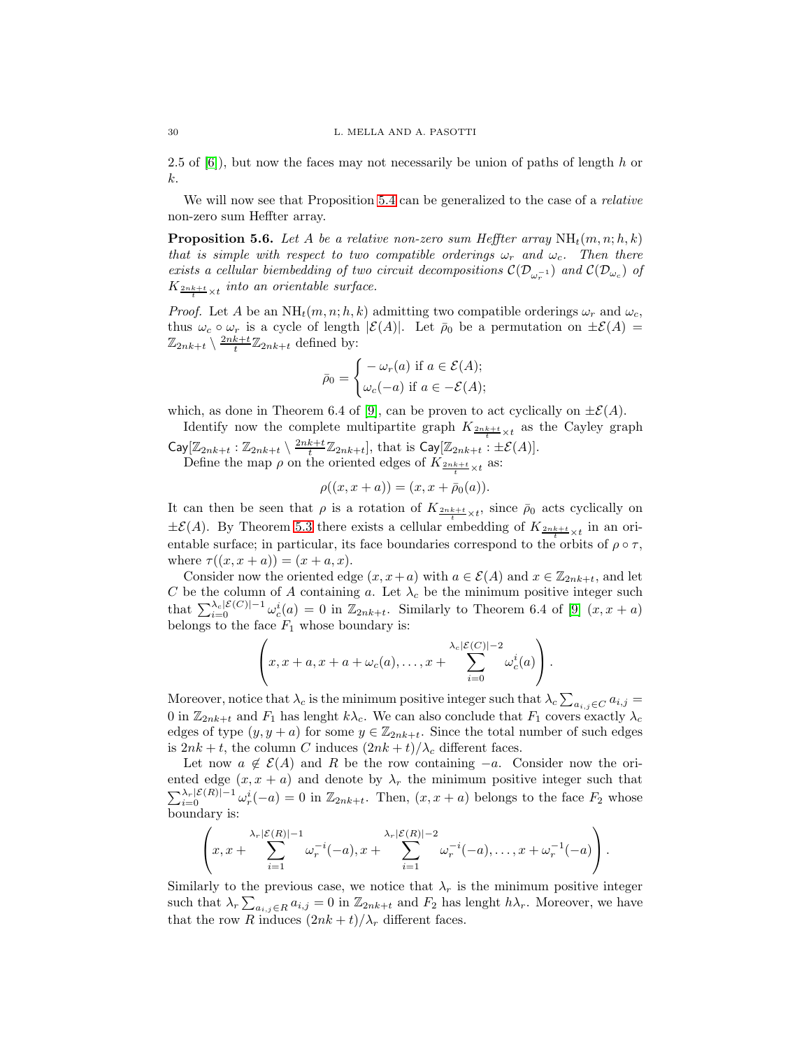2.5 of [6]), but now the faces may not necessarily be union of paths of length $h$ or $k$.

We will now see that Proposition 5.4 can be generalized to the case of a *relative* non-zero sum Heffter array.

**Proposition 5.6.** *Let $A$ be a relative non-zero sum Heffter array $\mathrm{NH}_t(m,n;h,k)$ that is simple with respect to two compatible orderings $\omega_r$ and $\omega_c$. Then there exists a cellular biembedding of two circuit decompositions $\mathcal{C}(\mathcal{D}_{\omega_r^{-1}})$ and $\mathcal{C}(\mathcal{D}_{\omega_c})$ of $K_{\frac{2nk+t}{t}\times t}$ into an orientable surface.*

*Proof.* Let $A$ be an $\mathrm{NH}_t(m,n;h,k)$ admitting two compatible orderings $\omega_r$ and $\omega_c$, thus $\omega_c \circ \omega_r$ is a cycle of length $|\mathcal{E}(A)|$. Let $\bar{\rho}_0$ be a permutation on $\pm\mathcal{E}(A) = \mathbb{Z}_{2nk+t} \setminus \frac{2nk+t}{t}\mathbb{Z}_{2nk+t}$ defined by:

$$\bar{\rho}_0 = \begin{cases} -\omega_r(a) & \text{if } a \in \mathcal{E}(A); \\ \omega_c(-a) & \text{if } a \in -\mathcal{E}(A); \end{cases}$$

which, as done in Theorem 6.4 of [9], can be proven to act cyclically on $\pm\mathcal{E}(A)$.

Identify now the complete multipartite graph $K_{\frac{2nk+t}{t}\times t}$ as the Cayley graph $\mathsf{Cay}[\mathbb{Z}_{2nk+t} : \mathbb{Z}_{2nk+t} \setminus \frac{2nk+t}{t}\mathbb{Z}_{2nk+t}]$, that is $\mathsf{Cay}[\mathbb{Z}_{2nk+t} : \pm\mathcal{E}(A)]$.

Define the map $\rho$ on the oriented edges of $K_{\frac{2nk+t}{t}\times t}$ as:

$$\rho((x, x+a)) = (x, x + \bar{\rho}_0(a)).$$

It can then be seen that $\rho$ is a rotation of $K_{\frac{2nk+t}{t}\times t}$, since $\bar{\rho}_0$ acts cyclically on $\pm\mathcal{E}(A)$. By Theorem 5.3 there exists a cellular embedding of $K_{\frac{2nk+t}{t}\times t}$ in an orientable surface; in particular, its face boundaries correspond to the orbits of $\rho \circ \tau$, where $\tau((x, x+a)) = (x+a, x)$.

Consider now the oriented edge $(x, x+a)$ with $a \in \mathcal{E}(A)$ and $x \in \mathbb{Z}_{2nk+t}$, and let $C$ be the column of $A$ containing $a$. Let $\lambda_c$ be the minimum positive integer such that $\sum_{i=0}^{\lambda_c|\mathcal{E}(C)|-1} \omega_c^i(a) = 0$ in $\mathbb{Z}_{2nk+t}$. Similarly to Theorem 6.4 of [9] $(x, x+a)$ belongs to the face $F_1$ whose boundary is:

$$\left(x, x+a, x+a+\omega_c(a), \ldots, x + \sum_{i=0}^{\lambda_c|\mathcal{E}(C)|-2} \omega_c^i(a)\right).$$

Moreover, notice that $\lambda_c$ is the minimum positive integer such that $\lambda_c \sum_{a_{i,j}\in C} a_{i,j} = 0$ in $\mathbb{Z}_{2nk+t}$ and $F_1$ has lenght $k\lambda_c$. We can also conclude that $F_1$ covers exactly $\lambda_c$ edges of type $(y, y+a)$ for some $y \in \mathbb{Z}_{2nk+t}$. Since the total number of such edges is $2nk+t$, the column $C$ induces $(2nk+t)/\lambda_c$ different faces.

Let now $a \notin \mathcal{E}(A)$ and $R$ be the row containing $-a$. Consider now the oriented edge $(x, x+a)$ and denote by $\lambda_r$ the minimum positive integer such that $\sum_{i=0}^{\lambda_r|\mathcal{E}(R)|-1} \omega_r^i(-a) = 0$ in $\mathbb{Z}_{2nk+t}$. Then, $(x, x+a)$ belongs to the face $F_2$ whose boundary is:

$$\left(x, x + \sum_{i=1}^{\lambda_r|\mathcal{E}(R)|-1} \omega_r^{-i}(-a), x + \sum_{i=1}^{\lambda_r|\mathcal{E}(R)|-2} \omega_r^{-i}(-a), \ldots, x + \omega_r^{-1}(-a)\right).$$

Similarly to the previous case, we notice that $\lambda_r$ is the minimum positive integer such that $\lambda_r \sum_{a_{i,j}\in R} a_{i,j} = 0$ in $\mathbb{Z}_{2nk+t}$ and $F_2$ has lenght $h\lambda_r$. Moreover, we have that the row $R$ induces $(2nk+t)/\lambda_r$ different faces.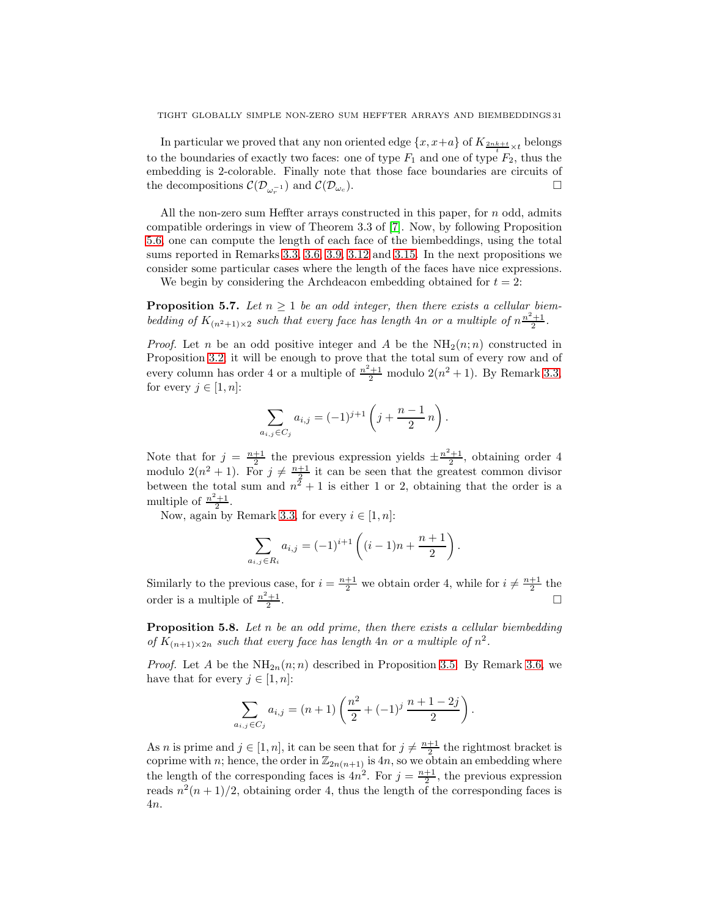In particular we proved that any non oriented edge $\{x, x+a\}$ of $K_{\frac{2nk+t}{t}\times t}$ belongs to the boundaries of exactly two faces: one of type $F_1$ and one of type $F_2$, thus the embedding is 2-colorable. Finally note that those face boundaries are circuits of the decompositions $\mathcal{C}(\mathcal{D}_{\omega_r^{-1}})$ and $\mathcal{C}(\mathcal{D}_{\omega_c})$. □

All the non-zero sum Heffter arrays constructed in this paper, for $n$ odd, admits compatible orderings in view of Theorem 3.3 of [7]. Now, by following Proposition 5.6, one can compute the length of each face of the biembeddings, using the total sums reported in Remarks 3.3, 3.6, 3.9, 3.12 and 3.15. In the next propositions we consider some particular cases where the length of the faces have nice expressions.

We begin by considering the Archdeacon embedding obtained for $t = 2$:

**Proposition 5.7.** *Let $n \geq 1$ be an odd integer, then there exists a cellular biembedding of $K_{(n^2+1)\times 2}$ such that every face has length $4n$ or a multiple of $n\frac{n^2+1}{2}$.*

*Proof.* Let $n$ be an odd positive integer and $A$ be the $\mathrm{NH}_2(n;n)$ constructed in Proposition 3.2, it will be enough to prove that the total sum of every row and of every column has order 4 or a multiple of $\frac{n^2+1}{2}$ modulo $2(n^2+1)$. By Remark 3.3, for every $j \in [1, n]$:

$$\sum_{a_{i,j}\in C_j} a_{i,j} = (-1)^{j+1}\left(j + \frac{n-1}{2}\,n\right).$$

Note that for $j = \frac{n+1}{2}$ the previous expression yields $\pm\frac{n^2+1}{2}$, obtaining order 4 modulo $2(n^2+1)$. For $j \neq \frac{n+1}{2}$ it can be seen that the greatest common divisor between the total sum and $n^2+1$ is either 1 or 2, obtaining that the order is a multiple of $\frac{n^2+1}{2}$.

Now, again by Remark 3.3, for every $i \in [1, n]$:

$$\sum_{a_{i,j}\in R_i} a_{i,j} = (-1)^{i+1}\left((i-1)n + \frac{n+1}{2}\right).$$

Similarly to the previous case, for $i = \frac{n+1}{2}$ we obtain order 4, while for $i \neq \frac{n+1}{2}$ the order is a multiple of $\frac{n^2+1}{2}$. □

**Proposition 5.8.** *Let $n$ be an odd prime, then there exists a cellular biembedding of $K_{(n+1)\times 2n}$ such that every face has length $4n$ or a multiple of $n^2$.*

*Proof.* Let $A$ be the $\mathrm{NH}_{2n}(n;n)$ described in Proposition 3.5. By Remark 3.6, we have that for every $j \in [1, n]$:

$$\sum_{a_{i,j}\in C_j} a_{i,j} = (n+1)\left(\frac{n^2}{2} + (-1)^j\,\frac{n+1-2j}{2}\right).$$

As $n$ is prime and $j \in [1, n]$, it can be seen that for $j \neq \frac{n+1}{2}$ the rightmost bracket is coprime with $n$; hence, the order in $\mathbb{Z}_{2n(n+1)}$ is $4n$, so we obtain an embedding where the length of the corresponding faces is $4n^2$. For $j = \frac{n+1}{2}$, the previous expression reads $n^2(n+1)/2$, obtaining order 4, thus the length of the corresponding faces is $4n$.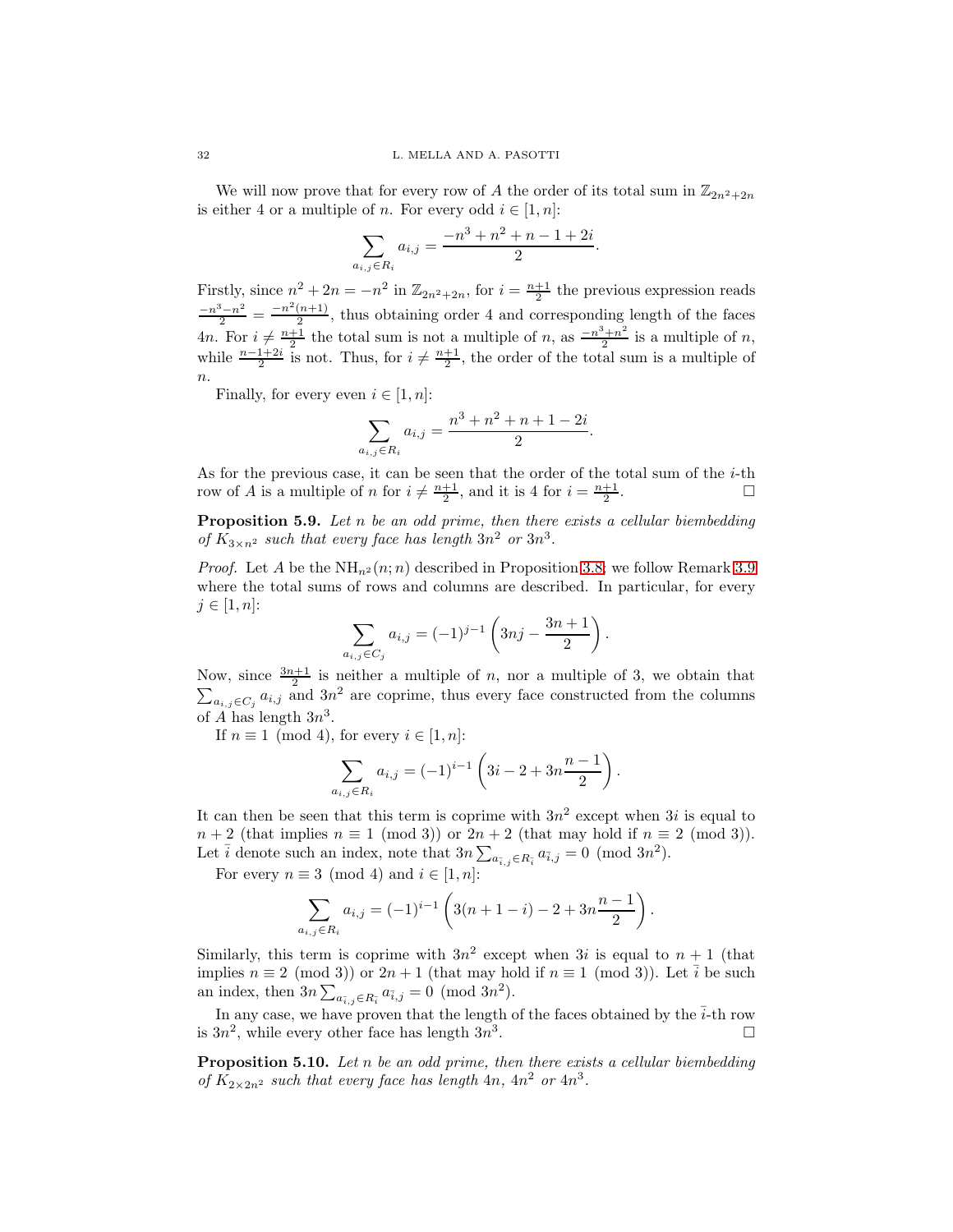We will now prove that for every row of $A$ the order of its total sum in $\mathbb{Z}_{2n^2+2n}$ is either 4 or a multiple of $n$. For every odd $i \in [1, n]$:

$$\sum_{a_{i,j} \in R_i} a_{i,j} = \frac{-n^3 + n^2 + n - 1 + 2i}{2}.$$

Firstly, since $n^2 + 2n = -n^2$ in $\mathbb{Z}_{2n^2+2n}$, for $i = \frac{n+1}{2}$ the previous expression reads $\frac{-n^3-n^2}{2} = \frac{-n^2(n+1)}{2}$, thus obtaining order 4 and corresponding length of the faces $4n$. For $i \neq \frac{n+1}{2}$ the total sum is not a multiple of $n$, as $\frac{-n^3+n^2}{2}$ is a multiple of $n$, while $\frac{n-1+2i}{2}$ is not. Thus, for $i \neq \frac{n+1}{2}$, the order of the total sum is a multiple of $n$.

Finally, for every even $i \in [1, n]$:

$$\sum_{a_{i,j} \in R_i} a_{i,j} = \frac{n^3 + n^2 + n + 1 - 2i}{2}.$$

As for the previous case, it can be seen that the order of the total sum of the $i$-th row of $A$ is a multiple of $n$ for $i \neq \frac{n+1}{2}$, and it is 4 for $i = \frac{n+1}{2}$. □

**Proposition 5.9.** *Let $n$ be an odd prime, then there exists a cellular biembedding of $K_{3\times n^2}$ such that every face has length $3n^2$ or $3n^3$.*

*Proof.* Let $A$ be the $\mathrm{NH}_{n^2}(n; n)$ described in Proposition 3.8; we follow Remark 3.9 where the total sums of rows and columns are described. In particular, for every $j \in [1, n]$:

$$\sum_{a_{i,j} \in C_j} a_{i,j} = (-1)^{j-1} \left(3nj - \frac{3n+1}{2}\right).$$

Now, since $\frac{3n+1}{2}$ is neither a multiple of $n$, nor a multiple of 3, we obtain that $\sum_{a_{i,j} \in C_j} a_{i,j}$ and $3n^2$ are coprime, thus every face constructed from the columns of $A$ has length $3n^3$.

If $n \equiv 1 \pmod 4$, for every $i \in [1, n]$:

$$\sum_{a_{i,j} \in R_i} a_{i,j} = (-1)^{i-1} \left(3i - 2 + 3n\frac{n-1}{2}\right).$$

It can then be seen that this term is coprime with $3n^2$ except when $3i$ is equal to $n+2$ (that implies $n \equiv 1 \pmod 3$) or $2n+2$ (that may hold if $n \equiv 2 \pmod 3$). Let $\bar{i}$ denote such an index, note that $3n \sum_{a_{\bar{i},j} \in R_{\bar{i}}} a_{\bar{i},j} = 0 \pmod{3n^2}$.

For every $n \equiv 3 \pmod 4$ and $i \in [1, n]$:

$$\sum_{a_{i,j} \in R_i} a_{i,j} = (-1)^{i-1} \left(3(n+1-i) - 2 + 3n\frac{n-1}{2}\right).$$

Similarly, this term is coprime with $3n^2$ except when $3i$ is equal to $n+1$ (that implies $n \equiv 2 \pmod 3$) or $2n+1$ (that may hold if $n \equiv 1 \pmod 3$). Let $\bar{i}$ be such an index, then $3n \sum_{a_{\bar{i},j} \in R_{\bar{i}}} a_{\bar{i},j} = 0 \pmod{3n^2}$.

In any case, we have proven that the length of the faces obtained by the $\bar{i}$-th row is $3n^2$, while every other face has length $3n^3$. □

**Proposition 5.10.** *Let $n$ be an odd prime, then there exists a cellular biembedding of $K_{2\times 2n^2}$ such that every face has length $4n$, $4n^2$ or $4n^3$.*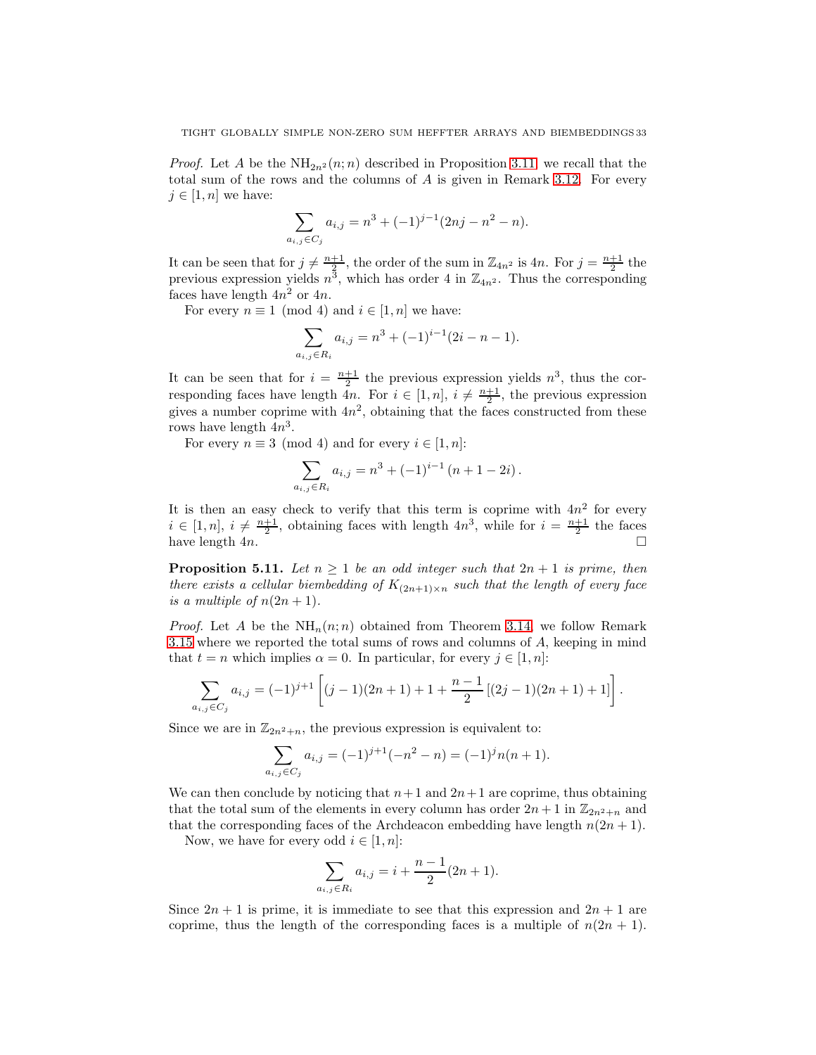*Proof.* Let $A$ be the $\mathrm{NH}_{2n^2}(n;n)$ described in Proposition 3.11, we recall that the total sum of the rows and the columns of $A$ is given in Remark 3.12. For every $j \in [1,n]$ we have:

$$\sum_{a_{i,j} \in C_j} a_{i,j} = n^3 + (-1)^{j-1}(2nj - n^2 - n).$$

It can be seen that for $j \neq \frac{n+1}{2}$, the order of the sum in $\mathbb{Z}_{4n^2}$ is $4n$. For $j = \frac{n+1}{2}$ the previous expression yields $n^3$, which has order 4 in $\mathbb{Z}_{4n^2}$. Thus the corresponding faces have length $4n^2$ or $4n$.

For every $n \equiv 1 \pmod 4$ and $i \in [1,n]$ we have:

$$\sum_{a_{i,j} \in R_i} a_{i,j} = n^3 + (-1)^{i-1}(2i - n - 1).$$

It can be seen that for $i = \frac{n+1}{2}$ the previous expression yields $n^3$, thus the corresponding faces have length $4n$. For $i \in [1,n]$, $i \neq \frac{n+1}{2}$, the previous expression gives a number coprime with $4n^2$, obtaining that the faces constructed from these rows have length $4n^3$.

For every $n \equiv 3 \pmod 4$ and for every $i \in [1,n]$:

$$\sum_{a_{i,j} \in R_i} a_{i,j} = n^3 + (-1)^{i-1}\left(n + 1 - 2i\right).$$

It is then an easy check to verify that this term is coprime with $4n^2$ for every $i \in [1,n]$, $i \neq \frac{n+1}{2}$, obtaining faces with length $4n^3$, while for $i = \frac{n+1}{2}$ the faces have length $4n$. □

**Proposition 5.11.** *Let $n \geq 1$ be an odd integer such that $2n+1$ is prime, then there exists a cellular biembedding of $K_{(2n+1)\times n}$ such that the length of every face is a multiple of $n(2n+1)$.*

*Proof.* Let $A$ be the $\mathrm{NH}_n(n;n)$ obtained from Theorem 3.14, we follow Remark 3.15 where we reported the total sums of rows and columns of $A$, keeping in mind that $t = n$ which implies $\alpha = 0$. In particular, for every $j \in [1,n]$:

$$\sum_{a_{i,j} \in C_j} a_{i,j} = (-1)^{j+1}\left[(j-1)(2n+1) + 1 + \frac{n-1}{2}\left[(2j-1)(2n+1) + 1\right]\right].$$

Since we are in $\mathbb{Z}_{2n^2+n}$, the previous expression is equivalent to:

$$\sum_{a_{i,j} \in C_j} a_{i,j} = (-1)^{j+1}(-n^2 - n) = (-1)^j n(n+1).$$

We can then conclude by noticing that $n+1$ and $2n+1$ are coprime, thus obtaining that the total sum of the elements in every column has order $2n+1$ in $\mathbb{Z}_{2n^2+n}$ and that the corresponding faces of the Archdeacon embedding have length $n(2n+1)$.

Now, we have for every odd $i \in [1,n]$:

$$\sum_{a_{i,j} \in R_i} a_{i,j} = i + \frac{n-1}{2}(2n+1).$$

Since $2n+1$ is prime, it is immediate to see that this expression and $2n+1$ are coprime, thus the length of the corresponding faces is a multiple of $n(2n+1)$.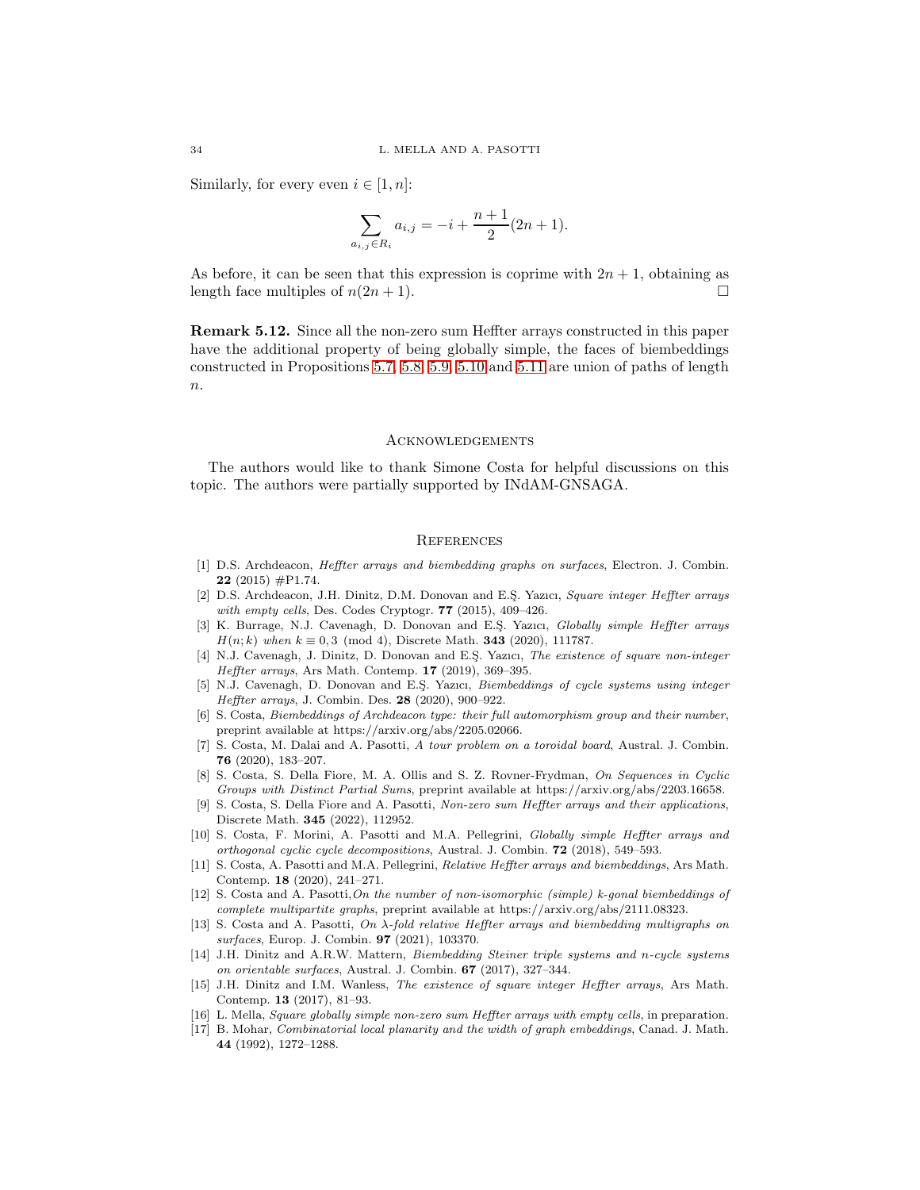Similarly, for every even $i \in [1,n]$:

$$\sum_{a_{i,j} \in R_i} a_{i,j} = -i + \frac{n+1}{2}(2n+1).$$

As before, it can be seen that this expression is coprime with $2n+1$, obtaining as length face multiples of $n(2n+1)$. □

**Remark 5.12.** Since all the non-zero sum Heffter arrays constructed in this paper have the additional property of being globally simple, the faces of biembeddings constructed in Propositions 5.7, 5.8, 5.9, 5.10 and 5.11 are union of paths of length $n$.

## Acknowledgements

The authors would like to thank Simone Costa for helpful discussions on this topic. The authors were partially supported by INdAM-GNSAGA.

## References

[1] D.S. Archdeacon, *Heffter arrays and biembedding graphs on surfaces*, Electron. J. Combin. **22** (2015) #P1.74.

[2] D.S. Archdeacon, J.H. Dinitz, D.M. Donovan and E.Ş. Yazıcı, *Square integer Heffter arrays with empty cells*, Des. Codes Cryptogr. **77** (2015), 409–426.

[3] K. Burrage, N.J. Cavenagh, D. Donovan and E.Ş. Yazıcı, *Globally simple Heffter arrays $H(n;k)$ when $k \equiv 0,3 \pmod 4$*, Discrete Math. **343** (2020), 111787.

[4] N.J. Cavenagh, J. Dinitz, D. Donovan and E.Ş. Yazıcı, *The existence of square non-integer Heffter arrays*, Ars Math. Contemp. **17** (2019), 369–395.

[5] N.J. Cavenagh, D. Donovan and E.Ş. Yazıcı, *Biembeddings of cycle systems using integer Heffter arrays*, J. Combin. Des. **28** (2020), 900–922.

[6] S. Costa, *Biembeddings of Archdeacon type: their full automorphism group and their number*, preprint available at https://arxiv.org/abs/2205.02066.

[7] S. Costa, M. Dalai and A. Pasotti, *A tour problem on a toroidal board*, Austral. J. Combin. **76** (2020), 183–207.

[8] S. Costa, S. Della Fiore, M. A. Ollis and S. Z. Rovner-Frydman, *On Sequences in Cyclic Groups with Distinct Partial Sums*, preprint available at https://arxiv.org/abs/2203.16658.

[9] S. Costa, S. Della Fiore and A. Pasotti, *Non-zero sum Heffter arrays and their applications*, Discrete Math. **345** (2022), 112952.

[10] S. Costa, F. Morini, A. Pasotti and M.A. Pellegrini, *Globally simple Heffter arrays and orthogonal cyclic cycle decompositions*, Austral. J. Combin. **72** (2018), 549–593.

[11] S. Costa, A. Pasotti and M.A. Pellegrini, *Relative Heffter arrays and biembeddings*, Ars Math. Contemp. **18** (2020), 241–271.

[12] S. Costa and A. Pasotti,*On the number of non-isomorphic (simple) k-gonal biembeddings of complete multipartite graphs*, preprint available at https://arxiv.org/abs/2111.08323.

[13] S. Costa and A. Pasotti, *On λ-fold relative Heffter arrays and biembedding multigraphs on surfaces*, Europ. J. Combin. **97** (2021), 103370.

[14] J.H. Dinitz and A.R.W. Mattern, *Biembedding Steiner triple systems and n-cycle systems on orientable surfaces*, Austral. J. Combin. **67** (2017), 327–344.

[15] J.H. Dinitz and I.M. Wanless, *The existence of square integer Heffter arrays*, Ars Math. Contemp. **13** (2017), 81–93.

[16] L. Mella, *Square globally simple non-zero sum Heffter arrays with empty cells*, in preparation.

[17] B. Mohar, *Combinatorial local planarity and the width of graph embeddings*, Canad. J. Math. **44** (1992), 1272–1288.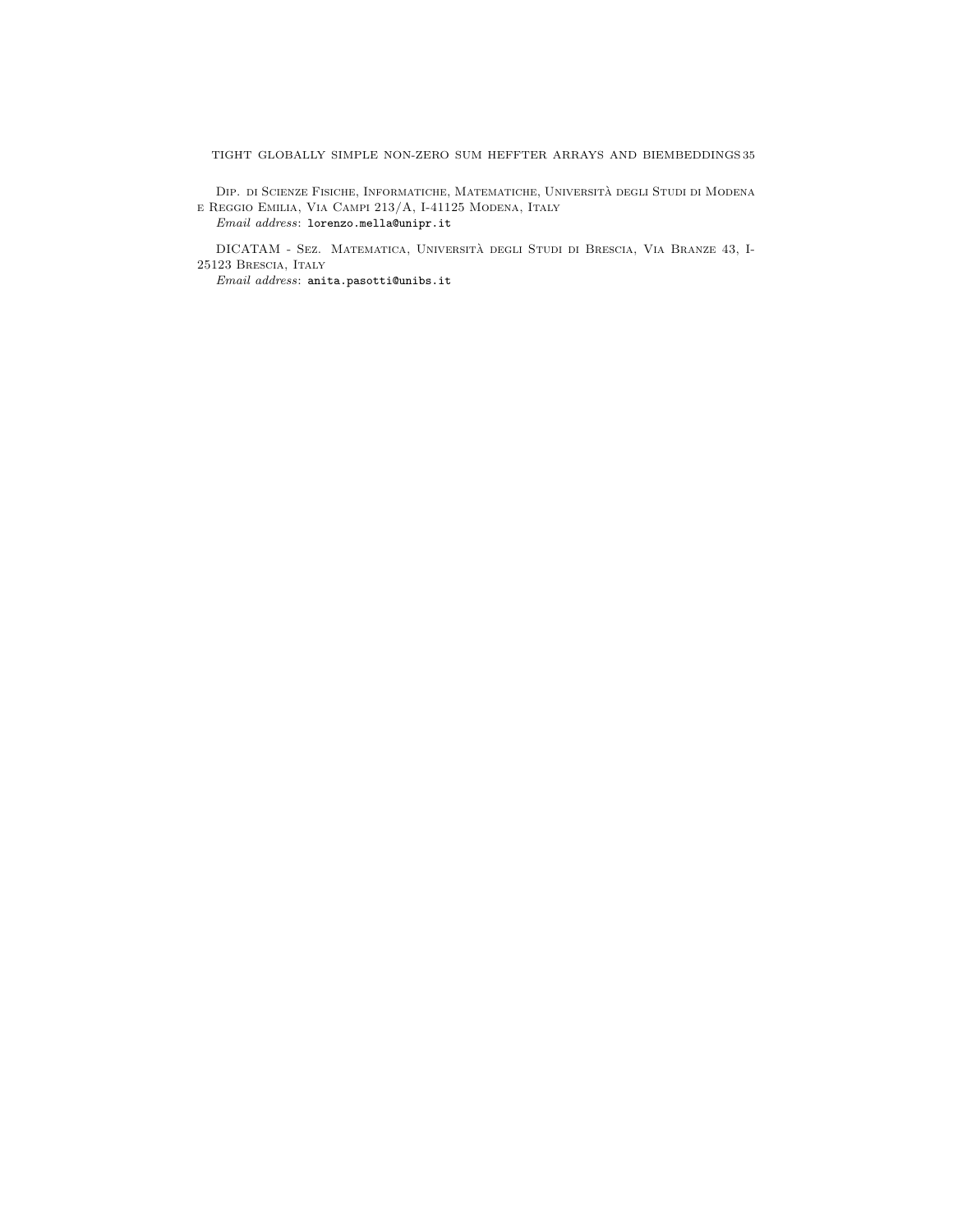Dip. di Scienze Fisiche, Informatiche, Matematiche, Università degli Studi di Modena e Reggio Emilia, Via Campi 213/A, I-41125 Modena, Italy

*Email address*: `lorenzo.mella@unipr.it`

DICATAM - Sez. Matematica, Università degli Studi di Brescia, Via Branze 43, I-25123 Brescia, Italy

*Email address*: `anita.pasotti@unibs.it`